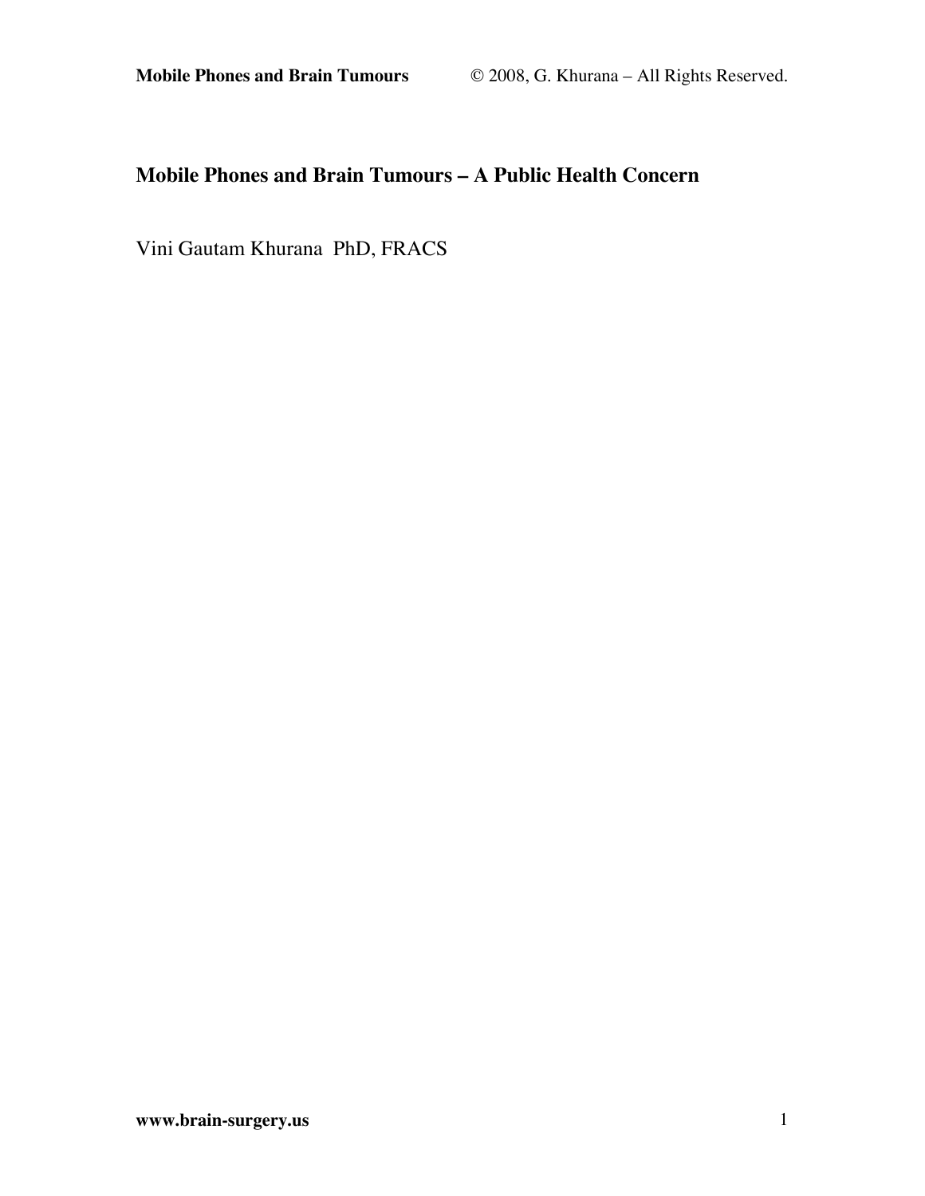# Mobile Phones and Brain Tumours – A Public Health Concern

Vini Gautam Khurana PhD, FRACS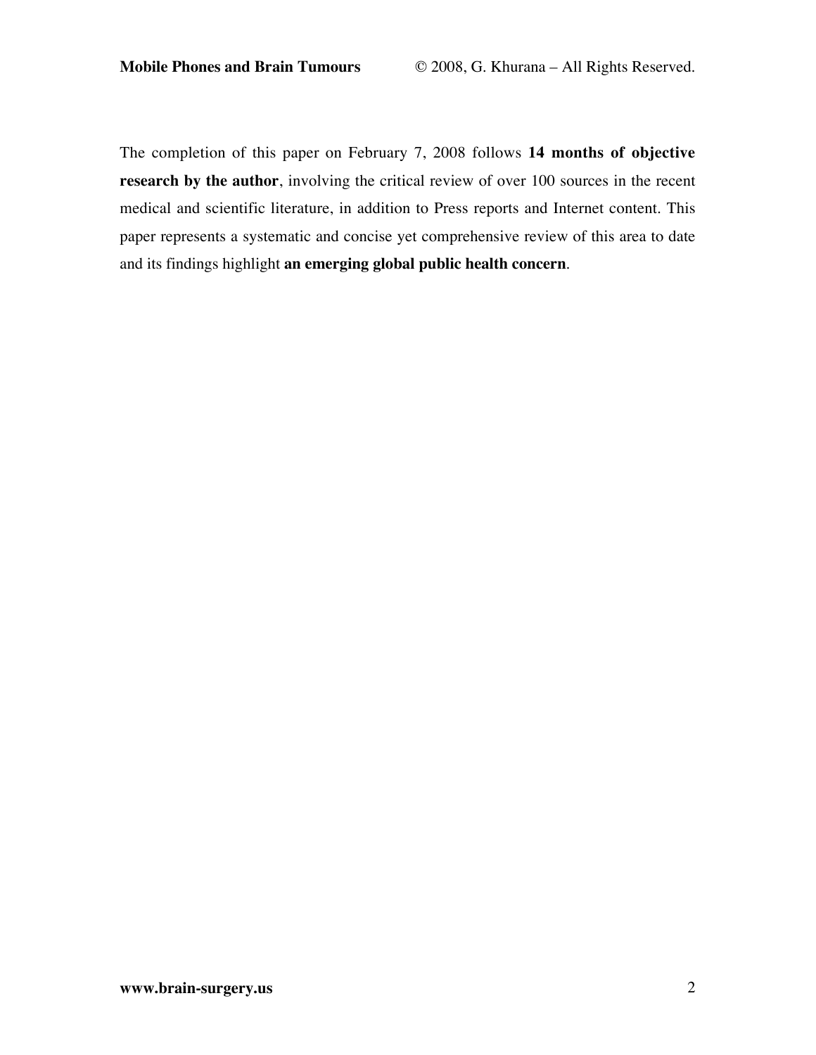The completion of this paper on February 7, 2008 follows **14 months of objective research by the author**, involving the critical review of over 100 sources in the recent medical and scientific literature, in addition to Press reports and Internet content. This paper represents a systematic and concise yet comprehensive review of this area to date and its findings highlight **an emerging global public health concern**.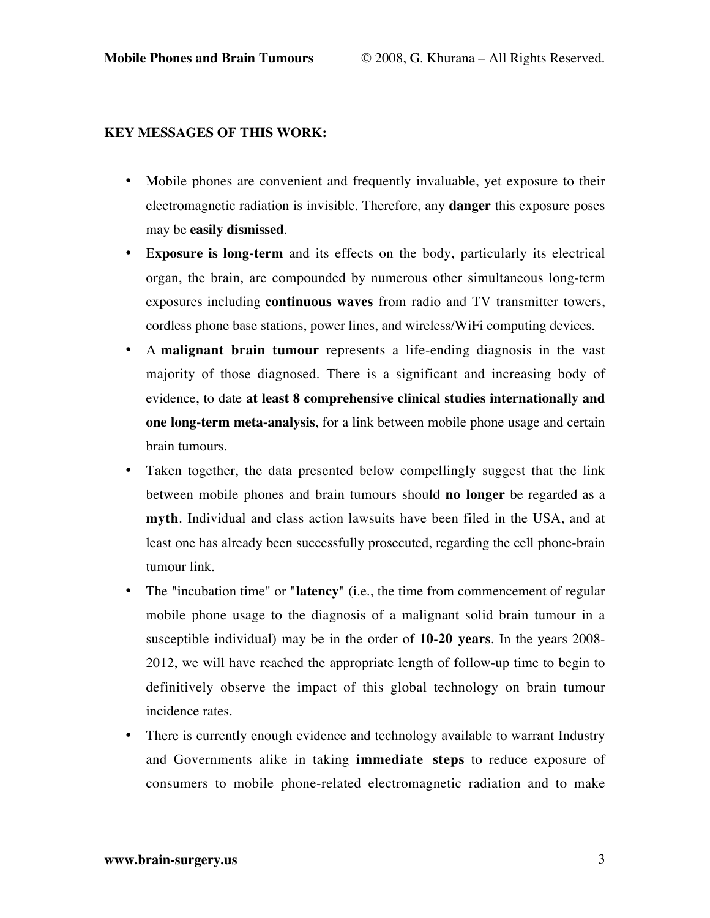**KEY MESSAGES OF THIS WORK:**

- Mobile phones are convenient and frequently invaluable, yet exposure to their electromagnetic radiation is invisible. Therefore, any **danger** this exposure poses may be **easily dismissed**.
- E**xposure is long-term** and its effects on the body, particularly its electrical organ, the brain, are compounded by numerous other simultaneous long-term exposures including **continuous waves** from radio and TV transmitter towers, cordless phone base stations, power lines, and wireless/WiFi computing devices.
- A **malignant brain tumour** represents a life-ending diagnosis in the vast majority of those diagnosed. There is a significant and increasing body of evidence, to date **at least 8 comprehensive clinical studies internationally and one long-term meta-analysis**, for a link between mobile phone usage and certain brain tumours.
- Taken together, the data presented below compellingly suggest that the link between mobile phones and brain tumours should **no longer** be regarded as a **myth**. Individual and class action lawsuits have been filed in the USA, and at least one has already been successfully prosecuted, regarding the cell phone-brain tumour link.
- The "incubation time" or "**latency**" (i.e., the time from commencement of regular mobile phone usage to the diagnosis of a malignant solid brain tumour in a susceptible individual) may be in the order of **10-20 years**. In the years 2008-2012, we will have reached the appropriate length of follow-up time to begin to definitively observe the impact of this global technology on brain tumour incidence rates.
- There is currently enough evidence and technology available to warrant Industry and Governments alike in taking **immediate steps** to reduce exposure of consumers to mobile phone-related electromagnetic radiation and to make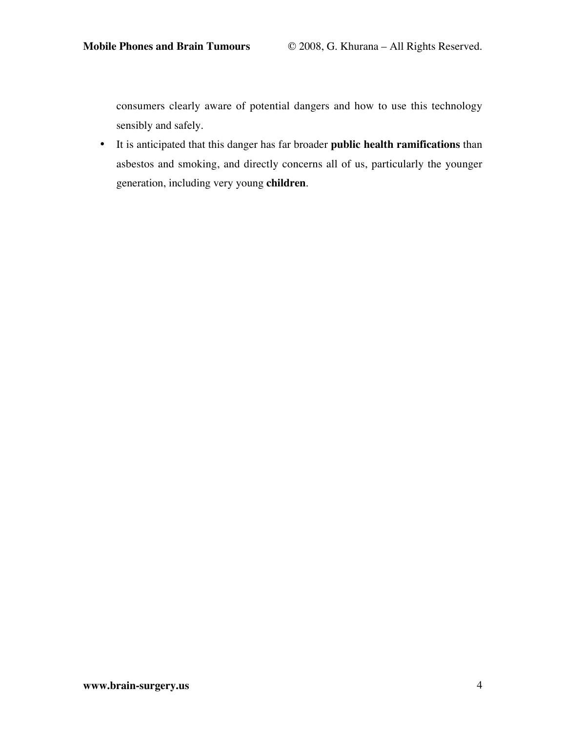consumers clearly aware of potential dangers and how to use this technology sensibly and safely.

- It is anticipated that this danger has far broader **public health ramifications** than asbestos and smoking, and directly concerns all of us, particularly the younger generation, including very young **children**.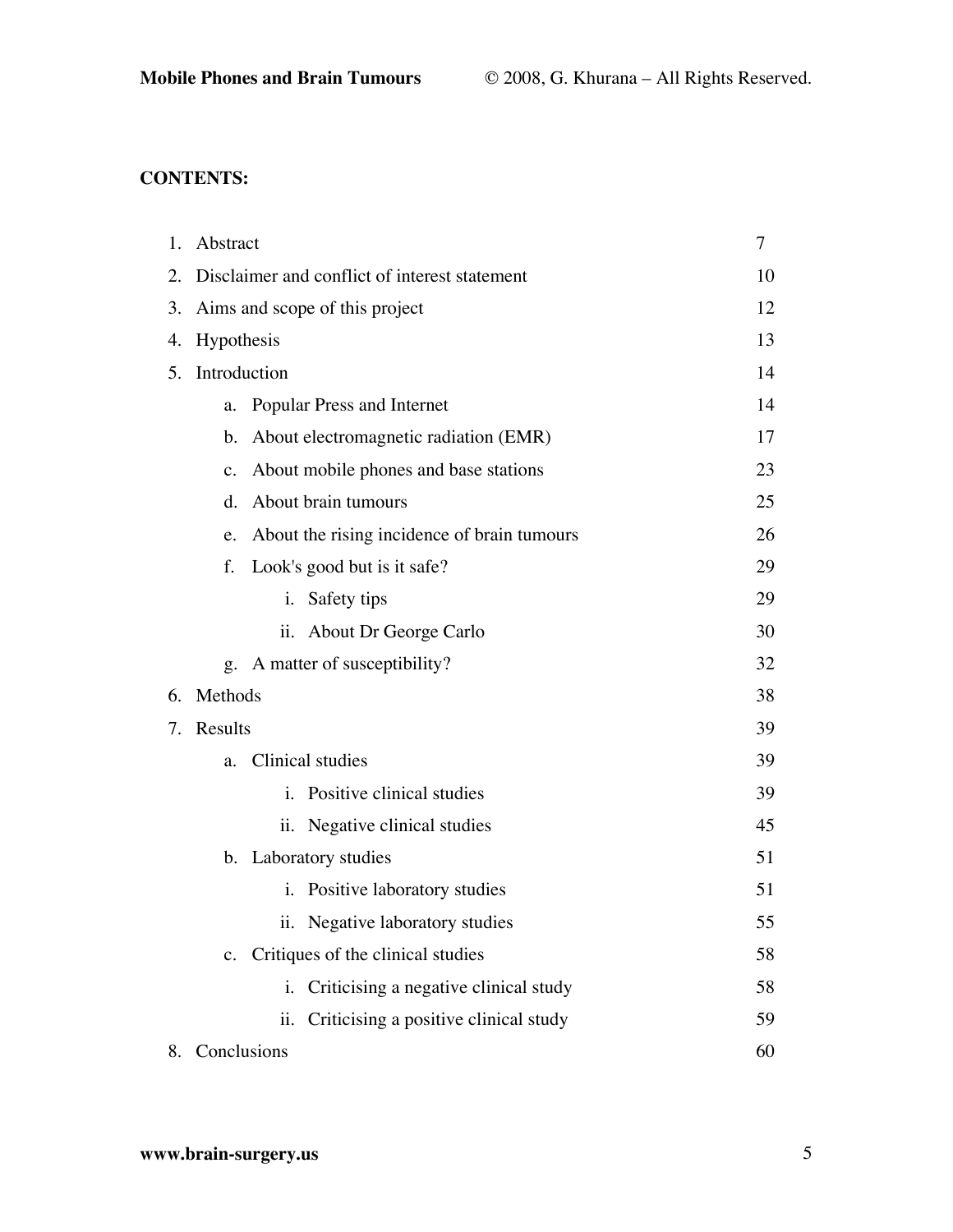**CONTENTS:**

1. Abstract 7
2. Disclaimer and conflict of interest statement 10
3. Aims and scope of this project 12
4. Hypothesis 13
5. Introduction 14
    a. Popular Press and Internet 14
    b. About electromagnetic radiation (EMR) 17
    c. About mobile phones and base stations 23
    d. About brain tumours 25
    e. About the rising incidence of brain tumours 26
    f. Look's good but is it safe? 29
        i. Safety tips 29
        ii. About Dr George Carlo 30
    g. A matter of susceptibility? 32
6. Methods 38
7. Results 39
    a. Clinical studies 39
        i. Positive clinical studies 39
        ii. Negative clinical studies 45
    b. Laboratory studies 51
        i. Positive laboratory studies 51
        ii. Negative laboratory studies 55
    c. Critiques of the clinical studies 58
        i. Criticising a negative clinical study 58
        ii. Criticising a positive clinical study 59
8. Conclusions 60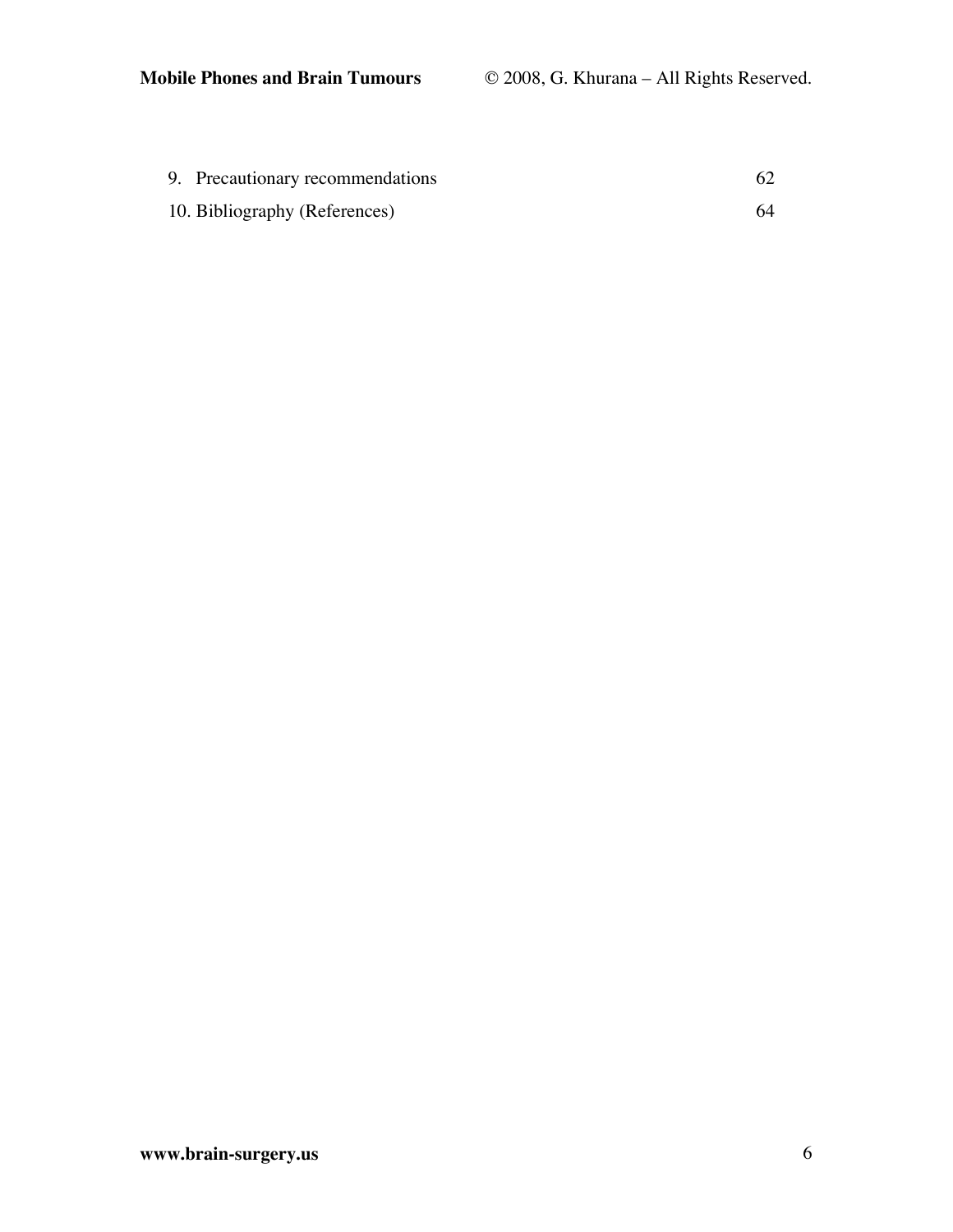9. Precautionary recommendations 62
10. Bibliography (References) 64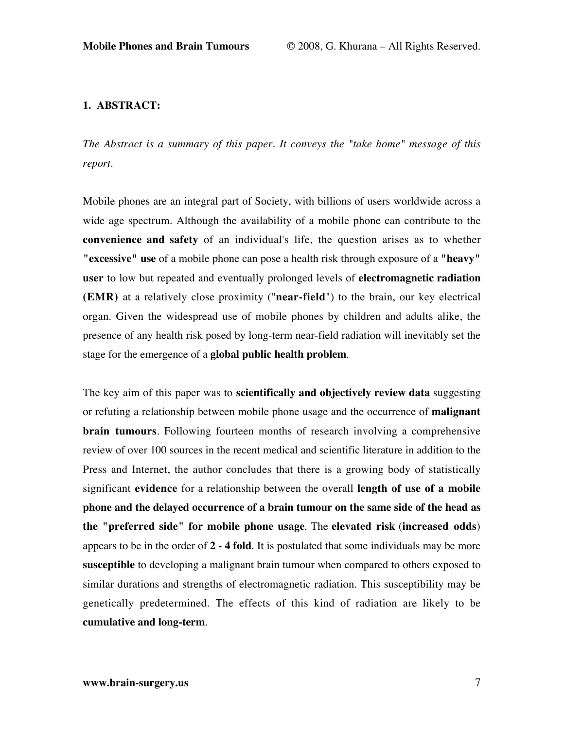## 1. ABSTRACT:

*The Abstract is a summary of this paper. It conveys the "take home" message of this report.*

Mobile phones are an integral part of Society, with billions of users worldwide across a wide age spectrum. Although the availability of a mobile phone can contribute to the **convenience and safety** of an individual's life, the question arises as to whether **"excessive" use** of a mobile phone can pose a health risk through exposure of a **"heavy" user** to low but repeated and eventually prolonged levels of **electromagnetic radiation (EMR)** at a relatively close proximity ("**near-field**") to the brain, our key electrical organ. Given the widespread use of mobile phones by children and adults alike, the presence of any health risk posed by long-term near-field radiation will inevitably set the stage for the emergence of a **global public health problem**.

The key aim of this paper was to **scientifically and objectively review data** suggesting or refuting a relationship between mobile phone usage and the occurrence of **malignant brain tumours**. Following fourteen months of research involving a comprehensive review of over 100 sources in the recent medical and scientific literature in addition to the Press and Internet, the author concludes that there is a growing body of statistically significant **evidence** for a relationship between the overall **length of use of a mobile phone and the delayed occurrence of a brain tumour on the same side of the head as the "preferred side" for mobile phone usage**. The **elevated risk** (**increased odds**) appears to be in the order of **2 - 4 fold**. It is postulated that some individuals may be more **susceptible** to developing a malignant brain tumour when compared to others exposed to similar durations and strengths of electromagnetic radiation. This susceptibility may be genetically predetermined. The effects of this kind of radiation are likely to be **cumulative and long-term**.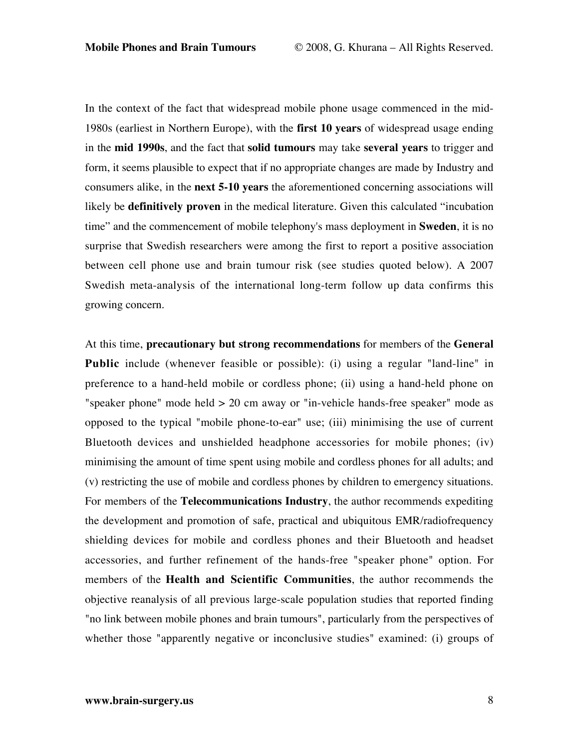In the context of the fact that widespread mobile phone usage commenced in the mid-1980s (earliest in Northern Europe), with the **first 10 years** of widespread usage ending in the **mid 1990s**, and the fact that **solid tumours** may take **several years** to trigger and form, it seems plausible to expect that if no appropriate changes are made by Industry and consumers alike, in the **next 5-10 years** the aforementioned concerning associations will likely be **definitively proven** in the medical literature. Given this calculated "incubation time" and the commencement of mobile telephony's mass deployment in **Sweden**, it is no surprise that Swedish researchers were among the first to report a positive association between cell phone use and brain tumour risk (see studies quoted below). A 2007 Swedish meta-analysis of the international long-term follow up data confirms this growing concern.

At this time, **precautionary but strong recommendations** for members of the **General Public** include (whenever feasible or possible): (i) using a regular "land-line" in preference to a hand-held mobile or cordless phone; (ii) using a hand-held phone on "speaker phone" mode held > 20 cm away or "in-vehicle hands-free speaker" mode as opposed to the typical "mobile phone-to-ear" use; (iii) minimising the use of current Bluetooth devices and unshielded headphone accessories for mobile phones; (iv) minimising the amount of time spent using mobile and cordless phones for all adults; and (v) restricting the use of mobile and cordless phones by children to emergency situations. For members of the **Telecommunications Industry**, the author recommends expediting the development and promotion of safe, practical and ubiquitous EMR/radiofrequency shielding devices for mobile and cordless phones and their Bluetooth and headset accessories, and further refinement of the hands-free "speaker phone" option. For members of the **Health and Scientific Communities**, the author recommends the objective reanalysis of all previous large-scale population studies that reported finding "no link between mobile phones and brain tumours", particularly from the perspectives of whether those "apparently negative or inconclusive studies" examined: (i) groups of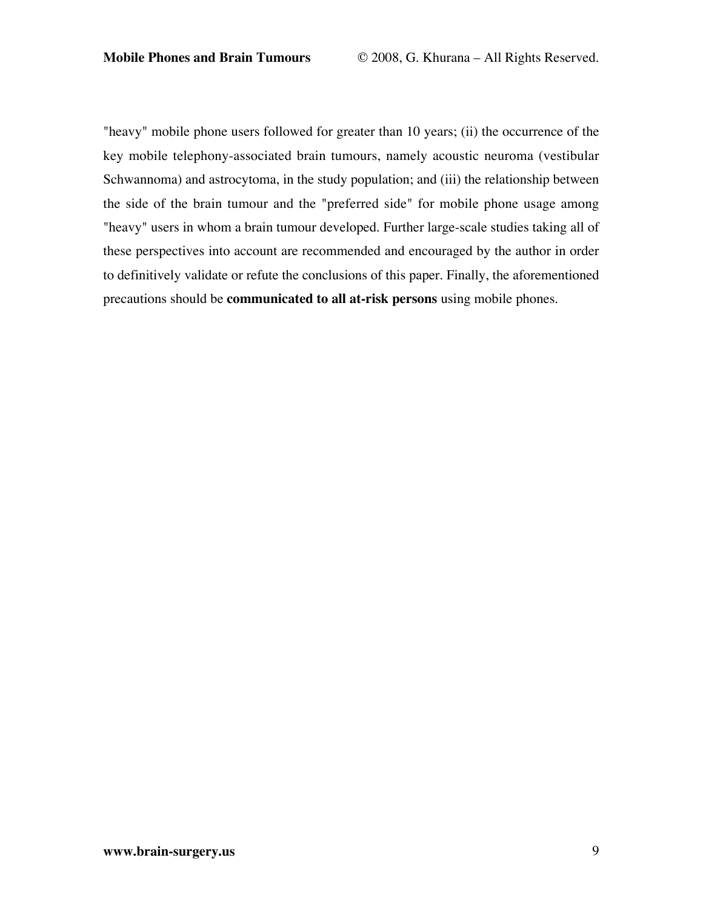"heavy" mobile phone users followed for greater than 10 years; (ii) the occurrence of the key mobile telephony-associated brain tumours, namely acoustic neuroma (vestibular Schwannoma) and astrocytoma, in the study population; and (iii) the relationship between the side of the brain tumour and the "preferred side" for mobile phone usage among "heavy" users in whom a brain tumour developed. Further large-scale studies taking all of these perspectives into account are recommended and encouraged by the author in order to definitively validate or refute the conclusions of this paper. Finally, the aforementioned precautions should be **communicated to all at-risk persons** using mobile phones.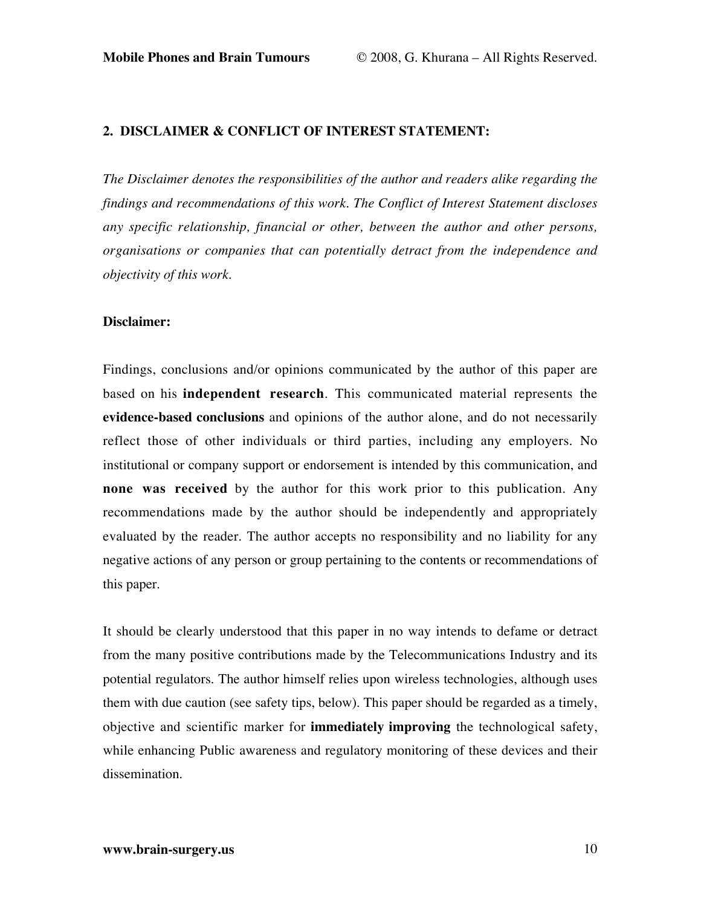## 2. DISCLAIMER & CONFLICT OF INTEREST STATEMENT:

*The Disclaimer denotes the responsibilities of the author and readers alike regarding the findings and recommendations of this work. The Conflict of Interest Statement discloses any specific relationship, financial or other, between the author and other persons, organisations or companies that can potentially detract from the independence and objectivity of this work.*

**Disclaimer:**

Findings, conclusions and/or opinions communicated by the author of this paper are based on his **independent research**. This communicated material represents the **evidence-based conclusions** and opinions of the author alone, and do not necessarily reflect those of other individuals or third parties, including any employers. No institutional or company support or endorsement is intended by this communication, and **none was received** by the author for this work prior to this publication. Any recommendations made by the author should be independently and appropriately evaluated by the reader. The author accepts no responsibility and no liability for any negative actions of any person or group pertaining to the contents or recommendations of this paper.

It should be clearly understood that this paper in no way intends to defame or detract from the many positive contributions made by the Telecommunications Industry and its potential regulators. The author himself relies upon wireless technologies, although uses them with due caution (see safety tips, below). This paper should be regarded as a timely, objective and scientific marker for **immediately improving** the technological safety, while enhancing Public awareness and regulatory monitoring of these devices and their dissemination.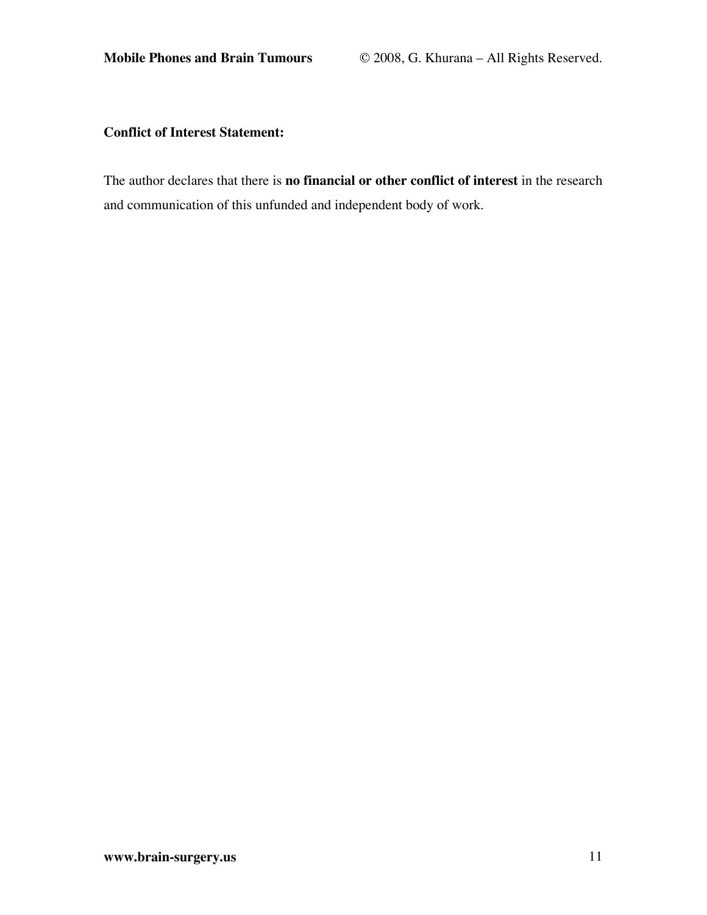**Conflict of Interest Statement:**

The author declares that there is **no financial or other conflict of interest** in the research and communication of this unfunded and independent body of work.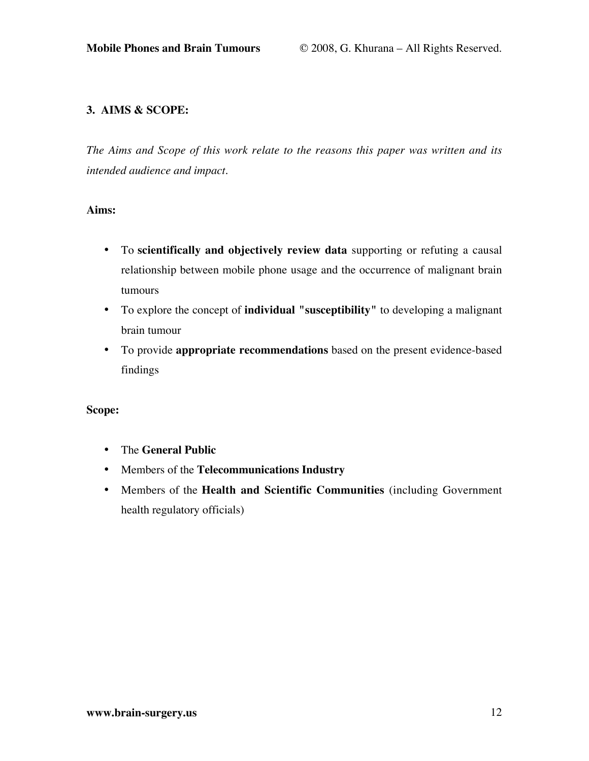## 3. AIMS & SCOPE:

*The Aims and Scope of this work relate to the reasons this paper was written and its intended audience and impact.*

**Aims:**

- To **scientifically and objectively review data** supporting or refuting a causal relationship between mobile phone usage and the occurrence of malignant brain tumours
- To explore the concept of **individual "susceptibility"** to developing a malignant brain tumour
- To provide **appropriate recommendations** based on the present evidence-based findings

**Scope:**

- The **General Public**
- Members of the **Telecommunications Industry**
- Members of the **Health and Scientific Communities** (including Government health regulatory officials)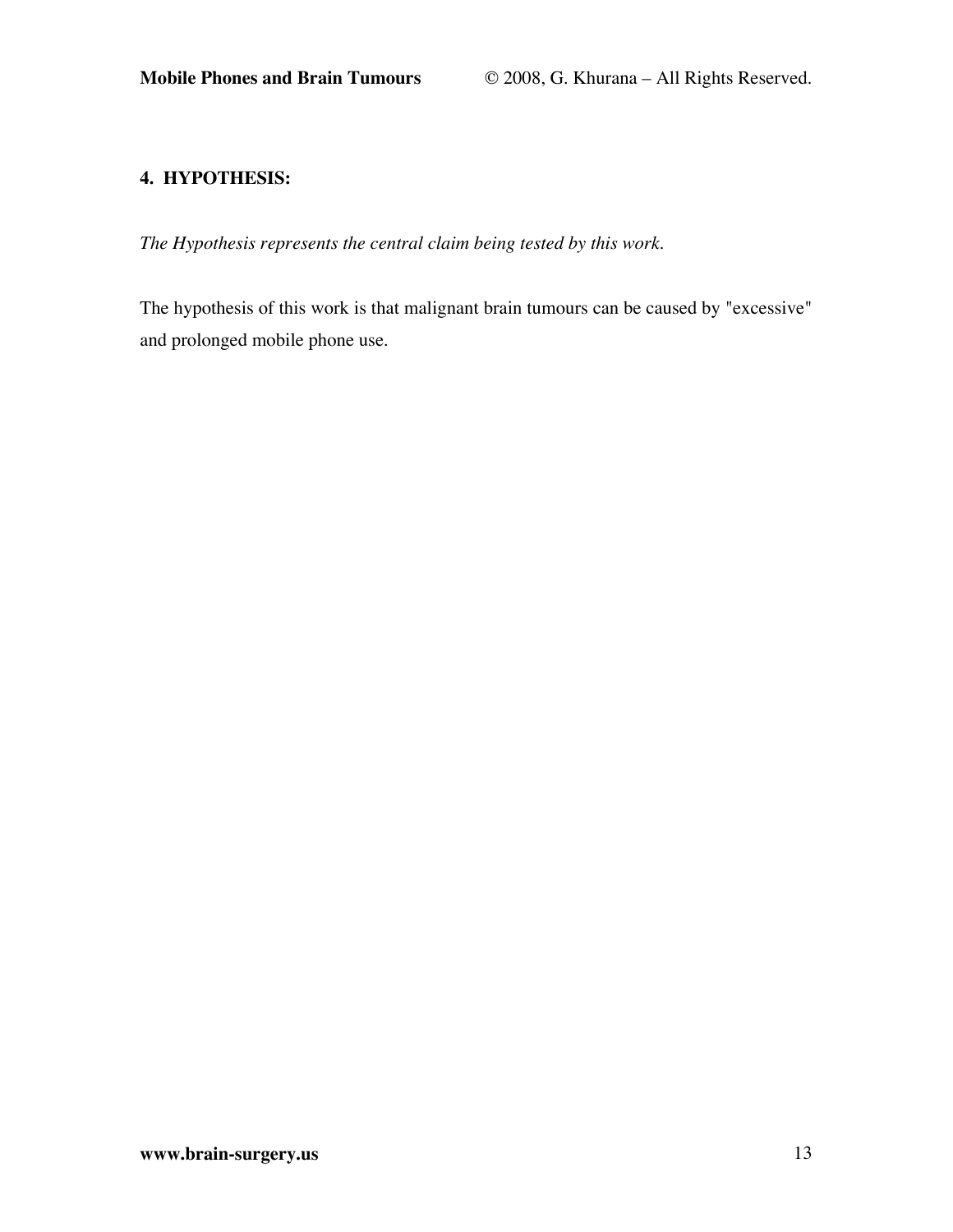## 4. HYPOTHESIS:

*The Hypothesis represents the central claim being tested by this work.*

The hypothesis of this work is that malignant brain tumours can be caused by "excessive" and prolonged mobile phone use.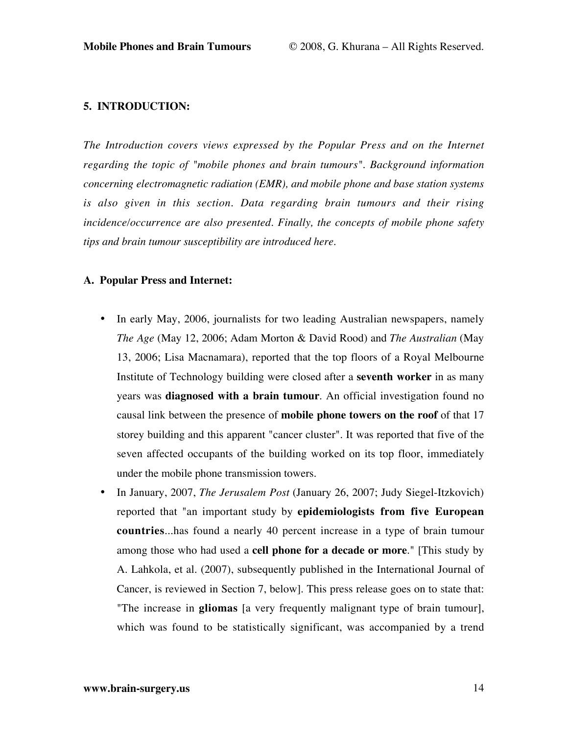## 5. INTRODUCTION:

*The Introduction covers views expressed by the Popular Press and on the Internet regarding the topic of "mobile phones and brain tumours". Background information concerning electromagnetic radiation (EMR), and mobile phone and base station systems is also given in this section. Data regarding brain tumours and their rising incidence/occurrence are also presented. Finally, the concepts of mobile phone safety tips and brain tumour susceptibility are introduced here.*

### A. Popular Press and Internet:

- In early May, 2006, journalists for two leading Australian newspapers, namely *The Age* (May 12, 2006; Adam Morton & David Rood) and *The Australian* (May 13, 2006; Lisa Macnamara), reported that the top floors of a Royal Melbourne Institute of Technology building were closed after a **seventh worker** in as many years was **diagnosed with a brain tumour**. An official investigation found no causal link between the presence of **mobile phone towers on the roof** of that 17 storey building and this apparent "cancer cluster". It was reported that five of the seven affected occupants of the building worked on its top floor, immediately under the mobile phone transmission towers.
- In January, 2007, *The Jerusalem Post* (January 26, 2007; Judy Siegel-Itzkovich) reported that "an important study by **epidemiologists from five European countries**...has found a nearly 40 percent increase in a type of brain tumour among those who had used a **cell phone for a decade or more**." [This study by A. Lahkola, et al. (2007), subsequently published in the International Journal of Cancer, is reviewed in Section 7, below]. This press release goes on to state that: "The increase in **gliomas** [a very frequently malignant type of brain tumour], which was found to be statistically significant, was accompanied by a trend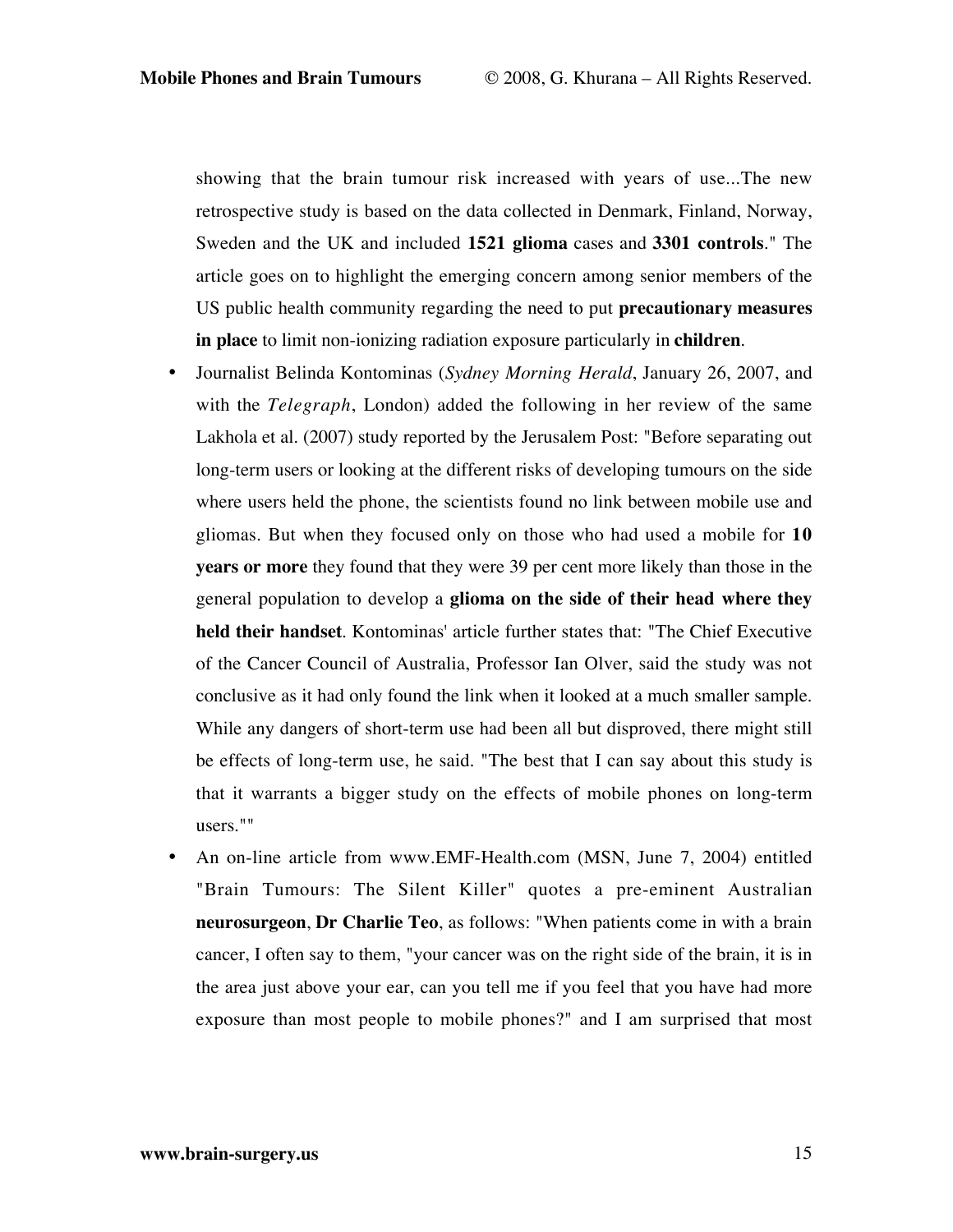showing that the brain tumour risk increased with years of use...The new retrospective study is based on the data collected in Denmark, Finland, Norway, Sweden and the UK and included **1521 glioma** cases and **3301 controls**." The article goes on to highlight the emerging concern among senior members of the US public health community regarding the need to put **precautionary measures in place** to limit non-ionizing radiation exposure particularly in **children**.

- Journalist Belinda Kontominas (*Sydney Morning Herald*, January 26, 2007, and with the *Telegraph*, London) added the following in her review of the same Lakhola et al. (2007) study reported by the Jerusalem Post: "Before separating out long-term users or looking at the different risks of developing tumours on the side where users held the phone, the scientists found no link between mobile use and gliomas. But when they focused only on those who had used a mobile for **10 years or more** they found that they were 39 per cent more likely than those in the general population to develop a **glioma on the side of their head where they held their handset**. Kontominas' article further states that: "The Chief Executive of the Cancer Council of Australia, Professor Ian Olver, said the study was not conclusive as it had only found the link when it looked at a much smaller sample. While any dangers of short-term use had been all but disproved, there might still be effects of long-term use, he said. "The best that I can say about this study is that it warrants a bigger study on the effects of mobile phones on long-term users.""
- An on-line article from www.EMF-Health.com (MSN, June 7, 2004) entitled "Brain Tumours: The Silent Killer" quotes a pre-eminent Australian **neurosurgeon**, **Dr Charlie Teo**, as follows: "When patients come in with a brain cancer, I often say to them, "your cancer was on the right side of the brain, it is in the area just above your ear, can you tell me if you feel that you have had more exposure than most people to mobile phones?" and I am surprised that most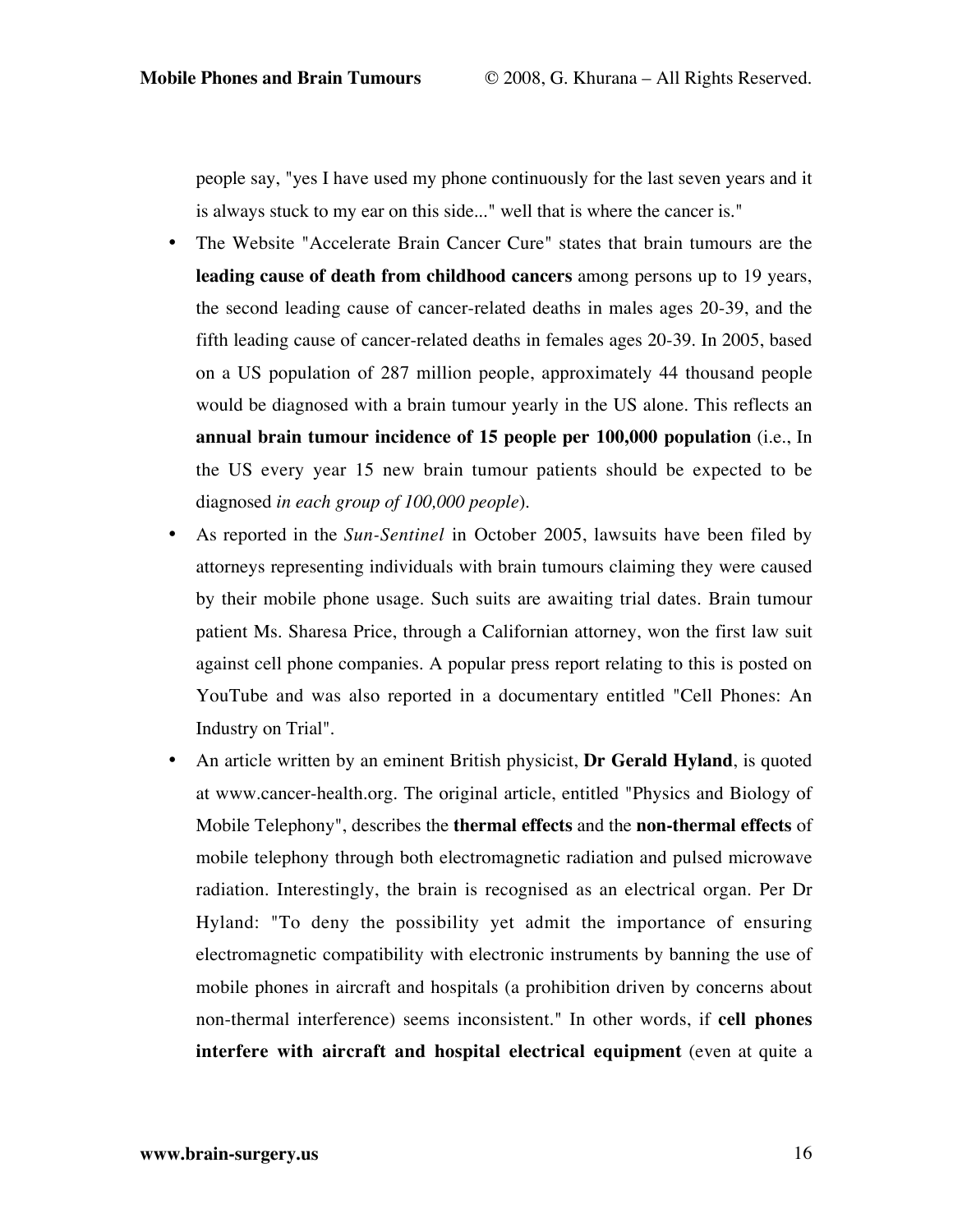people say, "yes I have used my phone continuously for the last seven years and it is always stuck to my ear on this side..." well that is where the cancer is."

- The Website "Accelerate Brain Cancer Cure" states that brain tumours are the **leading cause of death from childhood cancers** among persons up to 19 years, the second leading cause of cancer-related deaths in males ages 20-39, and the fifth leading cause of cancer-related deaths in females ages 20-39. In 2005, based on a US population of 287 million people, approximately 44 thousand people would be diagnosed with a brain tumour yearly in the US alone. This reflects an **annual brain tumour incidence of 15 people per 100,000 population** (i.e., In the US every year 15 new brain tumour patients should be expected to be diagnosed *in each group of 100,000 people*).
- As reported in the *Sun-Sentinel* in October 2005, lawsuits have been filed by attorneys representing individuals with brain tumours claiming they were caused by their mobile phone usage. Such suits are awaiting trial dates. Brain tumour patient Ms. Sharesa Price, through a Californian attorney, won the first law suit against cell phone companies. A popular press report relating to this is posted on YouTube and was also reported in a documentary entitled "Cell Phones: An Industry on Trial".
- An article written by an eminent British physicist, **Dr Gerald Hyland**, is quoted at www.cancer-health.org. The original article, entitled "Physics and Biology of Mobile Telephony", describes the **thermal effects** and the **non-thermal effects** of mobile telephony through both electromagnetic radiation and pulsed microwave radiation. Interestingly, the brain is recognised as an electrical organ. Per Dr Hyland: "To deny the possibility yet admit the importance of ensuring electromagnetic compatibility with electronic instruments by banning the use of mobile phones in aircraft and hospitals (a prohibition driven by concerns about non-thermal interference) seems inconsistent." In other words, if **cell phones interfere with aircraft and hospital electrical equipment** (even at quite a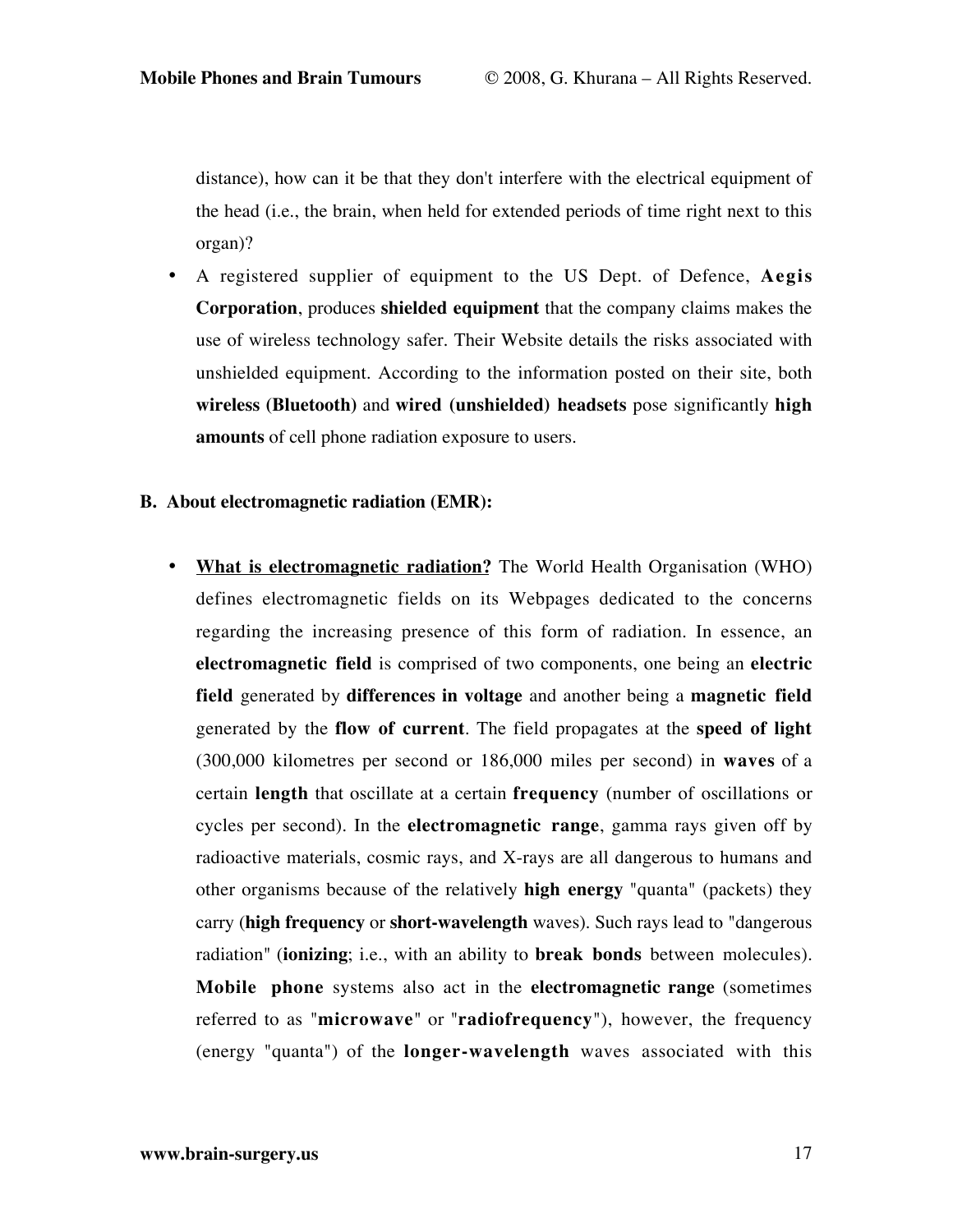distance), how can it be that they don't interfere with the electrical equipment of the head (i.e., the brain, when held for extended periods of time right next to this organ)?

- A registered supplier of equipment to the US Dept. of Defence, **Aegis Corporation**, produces **shielded equipment** that the company claims makes the use of wireless technology safer. Their Website details the risks associated with unshielded equipment. According to the information posted on their site, both **wireless (Bluetooth)** and **wired (unshielded) headsets** pose significantly **high amounts** of cell phone radiation exposure to users.

**B. About electromagnetic radiation (EMR):**

- **What is electromagnetic radiation?** The World Health Organisation (WHO) defines electromagnetic fields on its Webpages dedicated to the concerns regarding the increasing presence of this form of radiation. In essence, an **electromagnetic field** is comprised of two components, one being an **electric field** generated by **differences in voltage** and another being a **magnetic field** generated by the **flow of current**. The field propagates at the **speed of light** (300,000 kilometres per second or 186,000 miles per second) in **waves** of a certain **length** that oscillate at a certain **frequency** (number of oscillations or cycles per second). In the **electromagnetic range**, gamma rays given off by radioactive materials, cosmic rays, and X-rays are all dangerous to humans and other organisms because of the relatively **high energy** "quanta" (packets) they carry (**high frequency** or **short-wavelength** waves). Such rays lead to "dangerous radiation" (**ionizing**; i.e., with an ability to **break bonds** between molecules). **Mobile phone** systems also act in the **electromagnetic range** (sometimes referred to as "**microwave**" or "**radiofrequency**"), however, the frequency (energy "quanta") of the **longer-wavelength** waves associated with this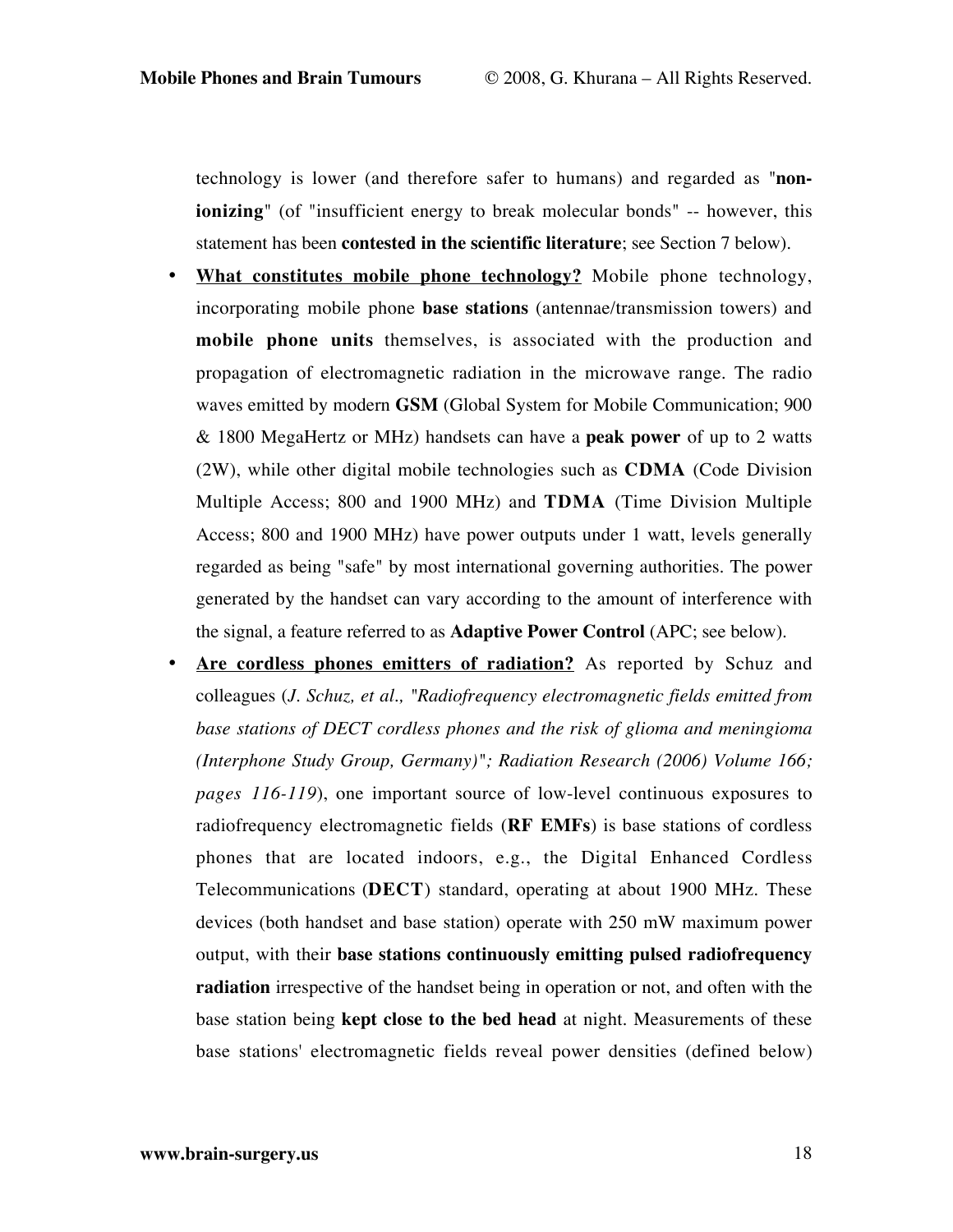technology is lower (and therefore safer to humans) and regarded as "**non-ionizing**" (of "insufficient energy to break molecular bonds" -- however, this statement has been **contested in the scientific literature**; see Section 7 below).

- **<u>What constitutes mobile phone technology?</u>** Mobile phone technology, incorporating mobile phone **base stations** (antennae/transmission towers) and **mobile phone units** themselves, is associated with the production and propagation of electromagnetic radiation in the microwave range. The radio waves emitted by modern **GSM** (Global System for Mobile Communication; 900 & 1800 MegaHertz or MHz) handsets can have a **peak power** of up to 2 watts (2W), while other digital mobile technologies such as **CDMA** (Code Division Multiple Access; 800 and 1900 MHz) and **TDMA** (Time Division Multiple Access; 800 and 1900 MHz) have power outputs under 1 watt, levels generally regarded as being "safe" by most international governing authorities. The power generated by the handset can vary according to the amount of interference with the signal, a feature referred to as **Adaptive Power Control** (APC; see below).
- **<u>Are cordless phones emitters of radiation?</u>** As reported by Schuz and colleagues (*J. Schuz, et al., "Radiofrequency electromagnetic fields emitted from base stations of DECT cordless phones and the risk of glioma and meningioma (Interphone Study Group, Germany)"; Radiation Research (2006) Volume 166; pages 116-119*), one important source of low-level continuous exposures to radiofrequency electromagnetic fields (**RF EMFs**) is base stations of cordless phones that are located indoors, e.g., the Digital Enhanced Cordless Telecommunications (**DECT**) standard, operating at about 1900 MHz. These devices (both handset and base station) operate with 250 mW maximum power output, with their **base stations continuously emitting pulsed radiofrequency radiation** irrespective of the handset being in operation or not, and often with the base station being **kept close to the bed head** at night. Measurements of these base stations' electromagnetic fields reveal power densities (defined below)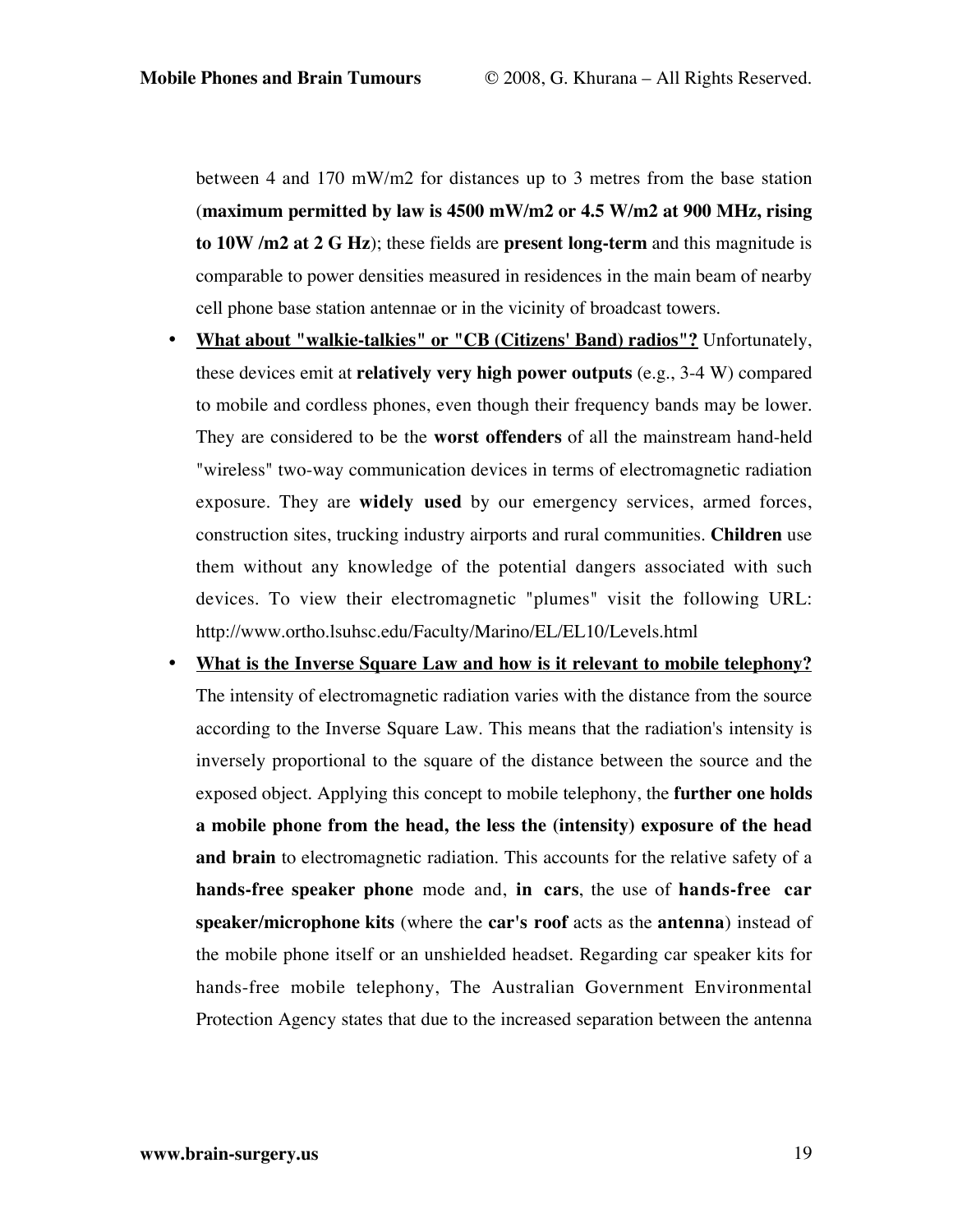between 4 and 170 mW/m2 for distances up to 3 metres from the base station (**maximum permitted by law is 4500 mW/m2 or 4.5 W/m2 at 900 MHz, rising to 10W /m2 at 2 G Hz**); these fields are **present long-term** and this magnitude is comparable to power densities measured in residences in the main beam of nearby cell phone base station antennae or in the vicinity of broadcast towers.

- **What about "walkie-talkies" or "CB (Citizens' Band) radios"?** Unfortunately, these devices emit at **relatively very high power outputs** (e.g., 3-4 W) compared to mobile and cordless phones, even though their frequency bands may be lower. They are considered to be the **worst offenders** of all the mainstream hand-held "wireless" two-way communication devices in terms of electromagnetic radiation exposure. They are **widely used** by our emergency services, armed forces, construction sites, trucking industry airports and rural communities. **Children** use them without any knowledge of the potential dangers associated with such devices. To view their electromagnetic "plumes" visit the following URL: http://www.ortho.lsuhsc.edu/Faculty/Marino/EL/EL10/Levels.html
- **What is the Inverse Square Law and how is it relevant to mobile telephony?** The intensity of electromagnetic radiation varies with the distance from the source according to the Inverse Square Law. This means that the radiation's intensity is inversely proportional to the square of the distance between the source and the exposed object. Applying this concept to mobile telephony, the **further one holds a mobile phone from the head, the less the (intensity) exposure of the head and brain** to electromagnetic radiation. This accounts for the relative safety of a **hands-free speaker phone** mode and, **in cars**, the use of **hands-free car speaker/microphone kits** (where the **car's roof** acts as the **antenna**) instead of the mobile phone itself or an unshielded headset. Regarding car speaker kits for hands-free mobile telephony, The Australian Government Environmental Protection Agency states that due to the increased separation between the antenna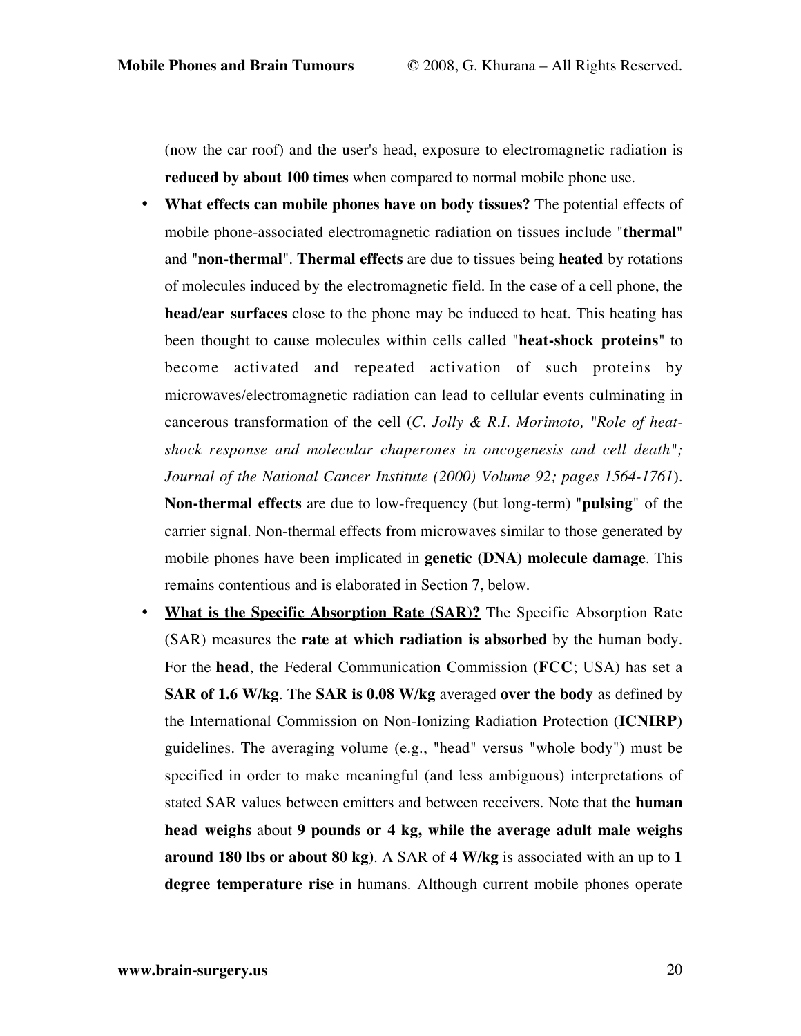(now the car roof) and the user's head, exposure to electromagnetic radiation is **reduced by about 100 times** when compared to normal mobile phone use.

- **What effects can mobile phones have on body tissues?** The potential effects of mobile phone-associated electromagnetic radiation on tissues include "**thermal**" and "**non-thermal**". **Thermal effects** are due to tissues being **heated** by rotations of molecules induced by the electromagnetic field. In the case of a cell phone, the **head/ear surfaces** close to the phone may be induced to heat. This heating has been thought to cause molecules within cells called "**heat-shock proteins**" to become activated and repeated activation of such proteins by microwaves/electromagnetic radiation can lead to cellular events culminating in cancerous transformation of the cell (*C. Jolly & R.I. Morimoto, "Role of heat-shock response and molecular chaperones in oncogenesis and cell death"; Journal of the National Cancer Institute (2000) Volume 92; pages 1564-1761*). **Non-thermal effects** are due to low-frequency (but long-term) "**pulsing**" of the carrier signal. Non-thermal effects from microwaves similar to those generated by mobile phones have been implicated in **genetic (DNA) molecule damage**. This remains contentious and is elaborated in Section 7, below.
- **What is the Specific Absorption Rate (SAR)?** The Specific Absorption Rate (SAR) measures the **rate at which radiation is absorbed** by the human body. For the **head**, the Federal Communication Commission (**FCC**; USA) has set a **SAR of 1.6 W/kg**. The **SAR is 0.08 W/kg** averaged **over the body** as defined by the International Commission on Non-Ionizing Radiation Protection (**ICNIRP**) guidelines. The averaging volume (e.g., "head" versus "whole body") must be specified in order to make meaningful (and less ambiguous) interpretations of stated SAR values between emitters and between receivers. Note that the **human head weighs** about **9 pounds or 4 kg, while the average adult male weighs around 180 lbs or about 80 kg)**. A SAR of **4 W/kg** is associated with an up to **1 degree temperature rise** in humans. Although current mobile phones operate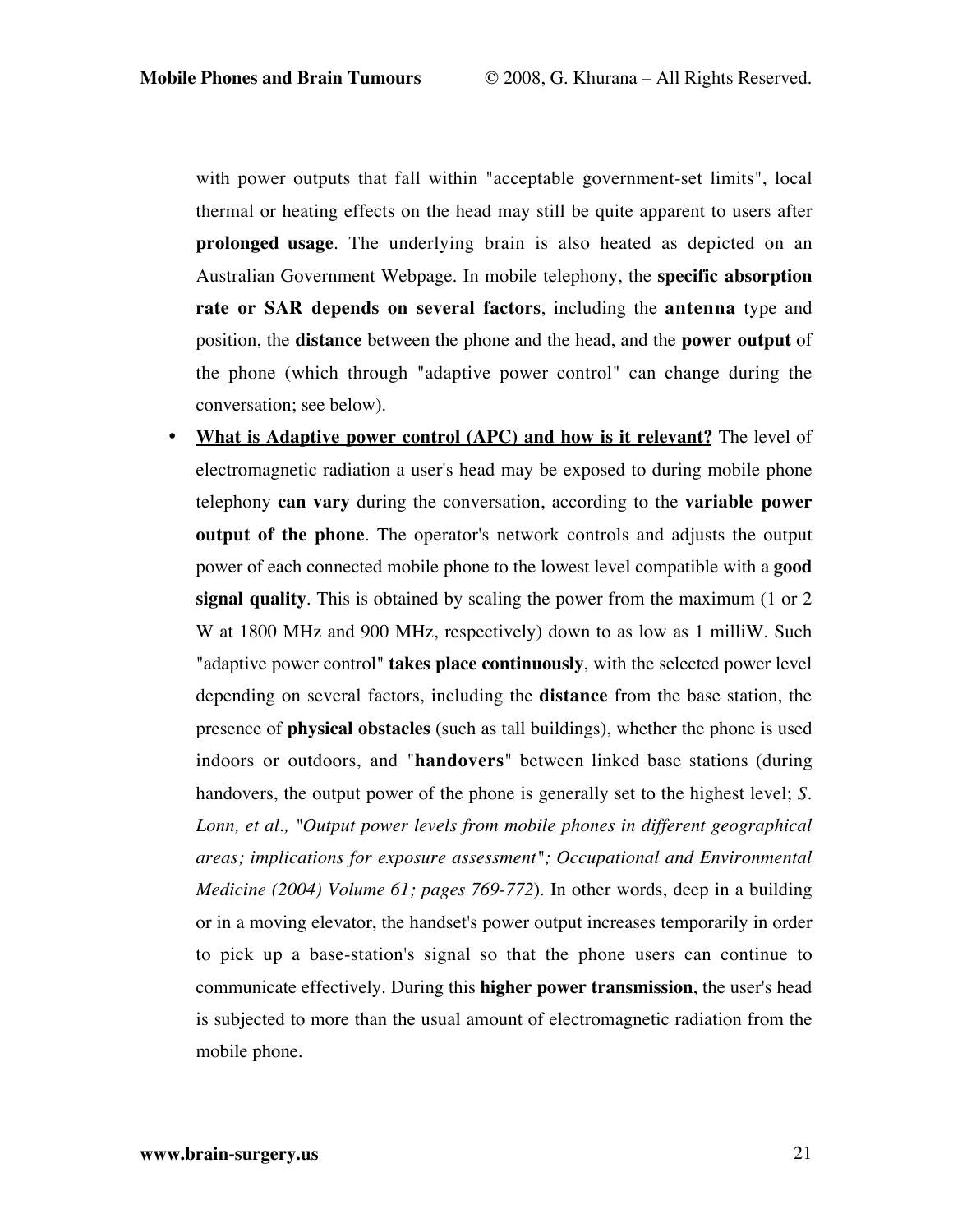with power outputs that fall within "acceptable government-set limits", local thermal or heating effects on the head may still be quite apparent to users after **prolonged usage**. The underlying brain is also heated as depicted on an Australian Government Webpage. In mobile telephony, the **specific absorption rate or SAR depends on several factors**, including the **antenna** type and position, the **distance** between the phone and the head, and the **power output** of the phone (which through "adaptive power control" can change during the conversation; see below).

- **<u>What is Adaptive power control (APC) and how is it relevant?</u>** The level of electromagnetic radiation a user's head may be exposed to during mobile phone telephony **can vary** during the conversation, according to the **variable power output of the phone**. The operator's network controls and adjusts the output power of each connected mobile phone to the lowest level compatible with a **good signal quality**. This is obtained by scaling the power from the maximum (1 or 2 W at 1800 MHz and 900 MHz, respectively) down to as low as 1 milliW. Such "adaptive power control" **takes place continuously**, with the selected power level depending on several factors, including the **distance** from the base station, the presence of **physical obstacles** (such as tall buildings), whether the phone is used indoors or outdoors, and "**handovers**" between linked base stations (during handovers, the output power of the phone is generally set to the highest level; *S. Lonn, et al., "Output power levels from mobile phones in different geographical areas; implications for exposure assessment"; Occupational and Environmental Medicine (2004) Volume 61; pages 769-772*). In other words, deep in a building or in a moving elevator, the handset's power output increases temporarily in order to pick up a base-station's signal so that the phone users can continue to communicate effectively. During this **higher power transmission**, the user's head is subjected to more than the usual amount of electromagnetic radiation from the mobile phone.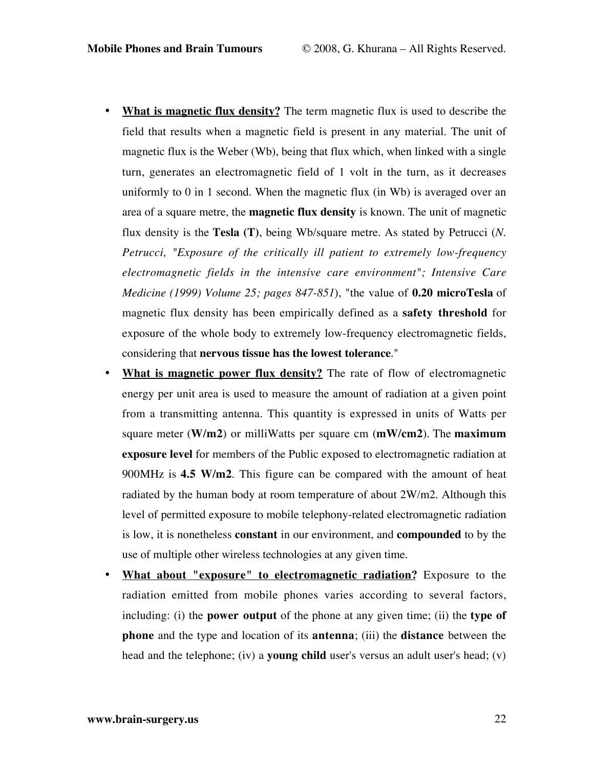- **What is magnetic flux density?** The term magnetic flux is used to describe the field that results when a magnetic field is present in any material. The unit of magnetic flux is the Weber (Wb), being that flux which, when linked with a single turn, generates an electromagnetic field of 1 volt in the turn, as it decreases uniformly to 0 in 1 second. When the magnetic flux (in Wb) is averaged over an area of a square metre, the **magnetic flux density** is known. The unit of magnetic flux density is the **Tesla (T)**, being Wb/square metre. As stated by Petrucci (*N. Petrucci, "Exposure of the critically ill patient to extremely low-frequency electromagnetic fields in the intensive care environment"; Intensive Care Medicine (1999) Volume 25; pages 847-851*), "the value of **0.20 microTesla** of magnetic flux density has been empirically defined as a **safety threshold** for exposure of the whole body to extremely low-frequency electromagnetic fields, considering that **nervous tissue has the lowest tolerance**."
- **What is magnetic power flux density?** The rate of flow of electromagnetic energy per unit area is used to measure the amount of radiation at a given point from a transmitting antenna. This quantity is expressed in units of Watts per square meter (**W/m2**) or milliWatts per square cm (**mW/cm2**). The **maximum exposure level** for members of the Public exposed to electromagnetic radiation at 900MHz is **4.5 W/m2**. This figure can be compared with the amount of heat radiated by the human body at room temperature of about 2W/m2. Although this level of permitted exposure to mobile telephony-related electromagnetic radiation is low, it is nonetheless **constant** in our environment, and **compounded** to by the use of multiple other wireless technologies at any given time.
- **What about "exposure" to electromagnetic radiation?** Exposure to the radiation emitted from mobile phones varies according to several factors, including: (i) the **power output** of the phone at any given time; (ii) the **type of phone** and the type and location of its **antenna**; (iii) the **distance** between the head and the telephone; (iv) a **young child** user's versus an adult user's head; (v)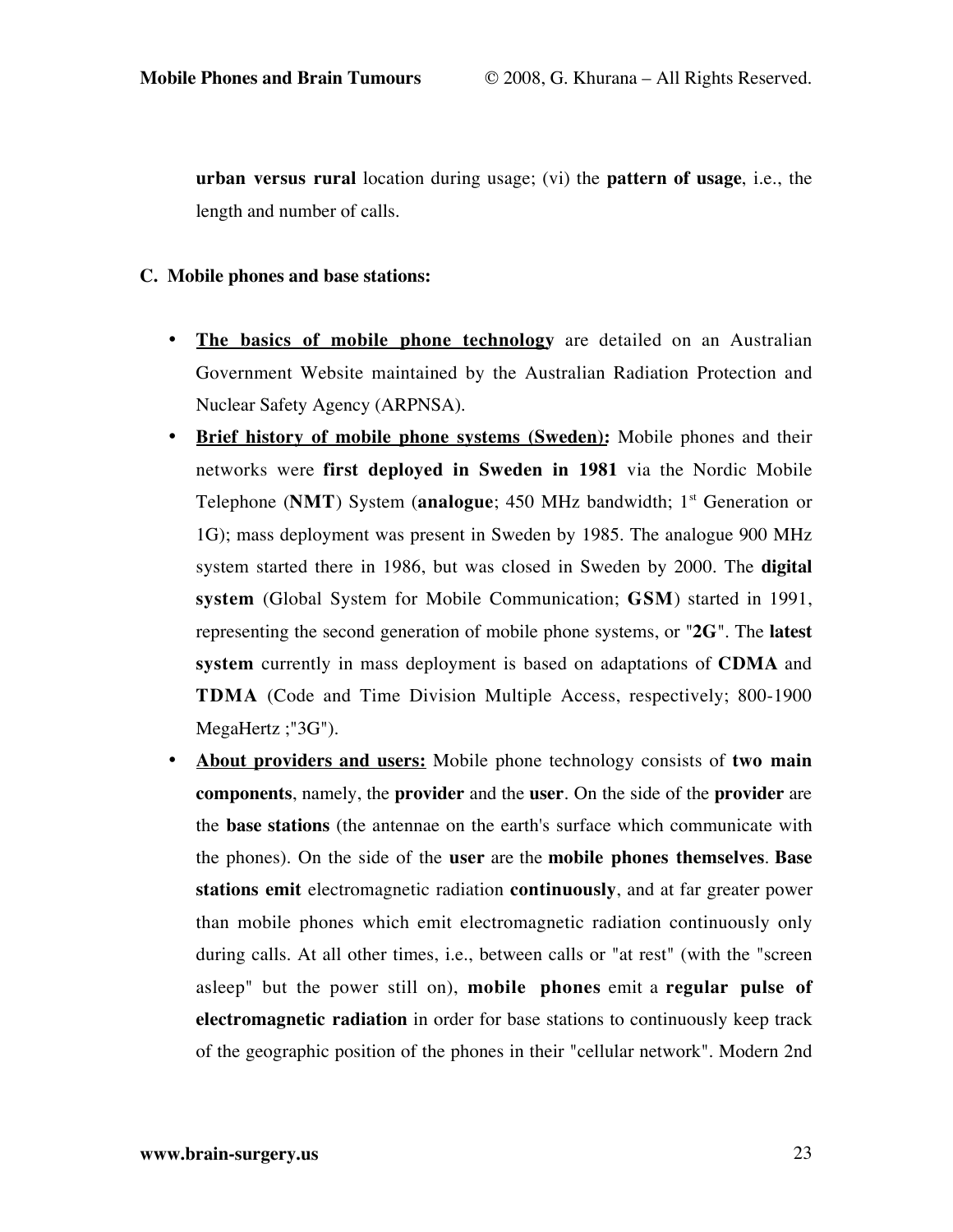**urban versus rural** location during usage; (vi) the **pattern of usage**, i.e., the length and number of calls.

**C. Mobile phones and base stations:**

- **<u>The basics of mobile phone technology</u>** are detailed on an Australian Government Website maintained by the Australian Radiation Protection and Nuclear Safety Agency (ARPNSA).
- **<u>Brief history of mobile phone systems (Sweden)</u>*:*** Mobile phones and their networks were **first deployed in Sweden in 1981** via the Nordic Mobile Telephone (**NMT**) System (**analogue**; 450 MHz bandwidth; 1st Generation or 1G); mass deployment was present in Sweden by 1985. The analogue 900 MHz system started there in 1986, but was closed in Sweden by 2000. The **digital system** (Global System for Mobile Communication; **GSM**) started in 1991, representing the second generation of mobile phone systems, or "**2G**". The **latest system** currently in mass deployment is based on adaptations of **CDMA** and **TDMA** (Code and Time Division Multiple Access, respectively; 800-1900 MegaHertz ;"3G").
- **<u>About providers and users:</u>** Mobile phone technology consists of **two main components**, namely, the **provider** and the **user**. On the side of the **provider** are the **base stations** (the antennae on the earth's surface which communicate with the phones). On the side of the **user** are the **mobile phones themselves**. **Base stations emit** electromagnetic radiation **continuously**, and at far greater power than mobile phones which emit electromagnetic radiation continuously only during calls. At all other times, i.e., between calls or "at rest" (with the "screen asleep" but the power still on), **mobile phones** emit a **regular pulse of electromagnetic radiation** in order for base stations to continuously keep track of the geographic position of the phones in their "cellular network". Modern 2nd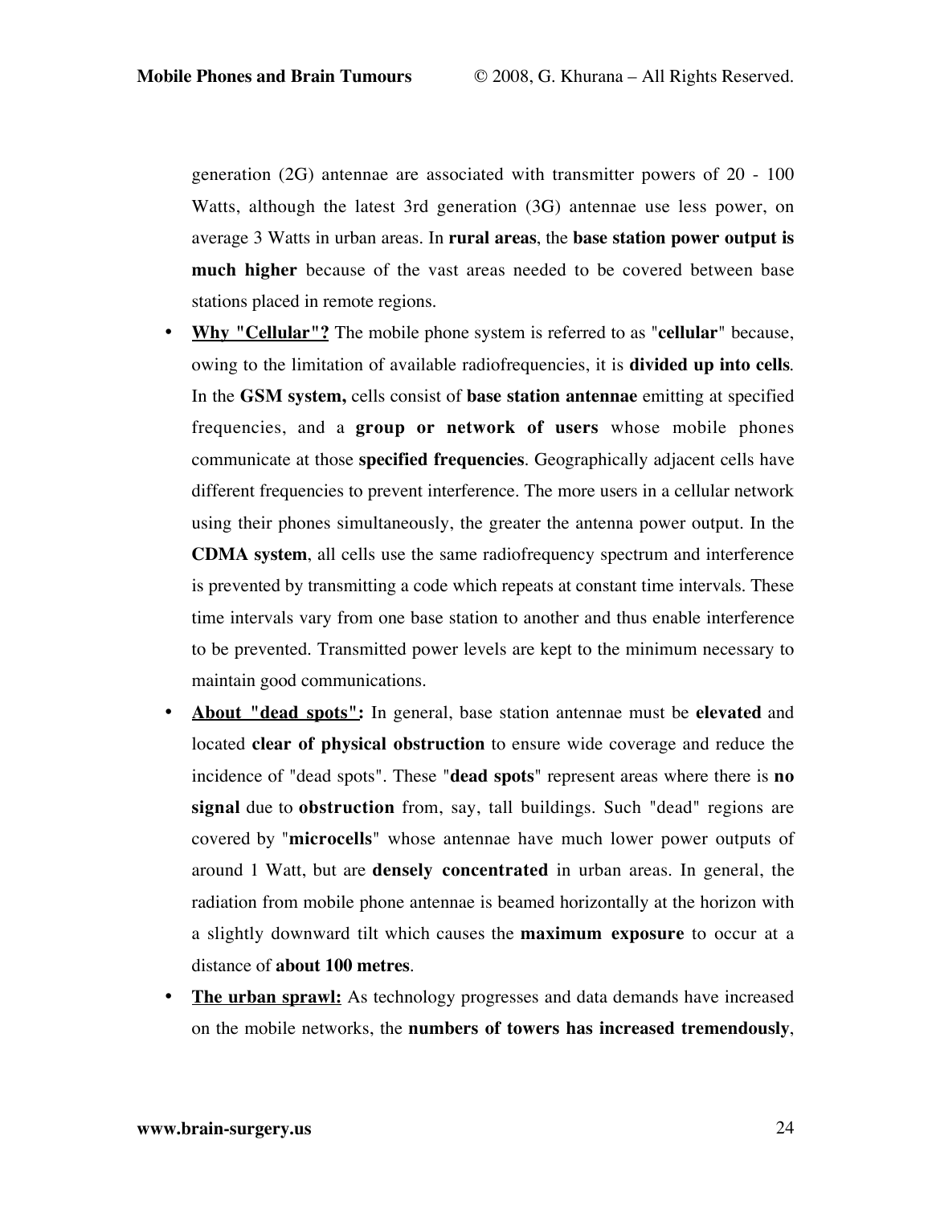generation (2G) antennae are associated with transmitter powers of 20 - 100 Watts, although the latest 3rd generation (3G) antennae use less power, on average 3 Watts in urban areas. In **rural areas**, the **base station power output is much higher** because of the vast areas needed to be covered between base stations placed in remote regions.

- **Why "Cellular"?** The mobile phone system is referred to as "**cellular**" because, owing to the limitation of available radiofrequencies, it is **divided up into cells**. In the **GSM system,** cells consist of **base station antennae** emitting at specified frequencies, and a **group or network of users** whose mobile phones communicate at those **specified frequencies**. Geographically adjacent cells have different frequencies to prevent interference. The more users in a cellular network using their phones simultaneously, the greater the antenna power output. In the **CDMA system**, all cells use the same radiofrequency spectrum and interference is prevented by transmitting a code which repeats at constant time intervals. These time intervals vary from one base station to another and thus enable interference to be prevented. Transmitted power levels are kept to the minimum necessary to maintain good communications.
- **About "dead spots":** In general, base station antennae must be **elevated** and located **clear of physical obstruction** to ensure wide coverage and reduce the incidence of "dead spots". These "**dead spots**" represent areas where there is **no signal** due to **obstruction** from, say, tall buildings. Such "dead" regions are covered by "**microcells**" whose antennae have much lower power outputs of around 1 Watt, but are **densely concentrated** in urban areas. In general, the radiation from mobile phone antennae is beamed horizontally at the horizon with a slightly downward tilt which causes the **maximum exposure** to occur at a distance of **about 100 metres**.
- **The urban sprawl:** As technology progresses and data demands have increased on the mobile networks, the **numbers of towers has increased tremendously**,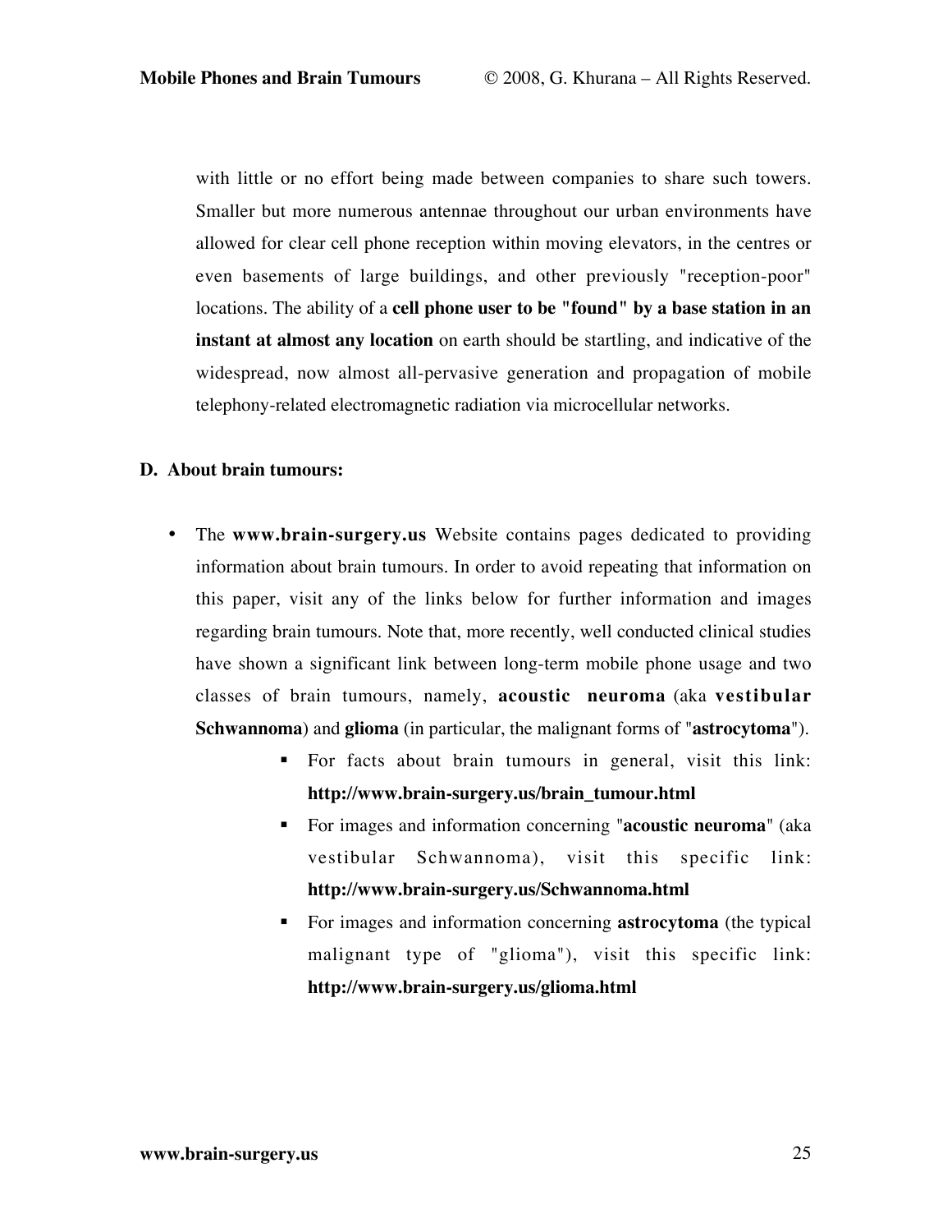with little or no effort being made between companies to share such towers. Smaller but more numerous antennae throughout our urban environments have allowed for clear cell phone reception within moving elevators, in the centres or even basements of large buildings, and other previously "reception-poor" locations. The ability of a **cell phone user to be "found" by a base station in an instant at almost any location** on earth should be startling, and indicative of the widespread, now almost all-pervasive generation and propagation of mobile telephony-related electromagnetic radiation via microcellular networks.

## D. About brain tumours:

- The **www.brain-surgery.us** Website contains pages dedicated to providing information about brain tumours. In order to avoid repeating that information on this paper, visit any of the links below for further information and images regarding brain tumours. Note that, more recently, well conducted clinical studies have shown a significant link between long-term mobile phone usage and two classes of brain tumours, namely, **acoustic neuroma** (aka **vestibular Schwannoma**) and **glioma** (in particular, the malignant forms of "**astrocytoma**").
    - For facts about brain tumours in general, visit this link: **http://www.brain-surgery.us/brain_tumour.html**
    - For images and information concerning "**acoustic neuroma**" (aka vestibular Schwannoma), visit this specific link: **http://www.brain-surgery.us/Schwannoma.html**
    - For images and information concerning **astrocytoma** (the typical malignant type of "glioma"), visit this specific link: **http://www.brain-surgery.us/glioma.html**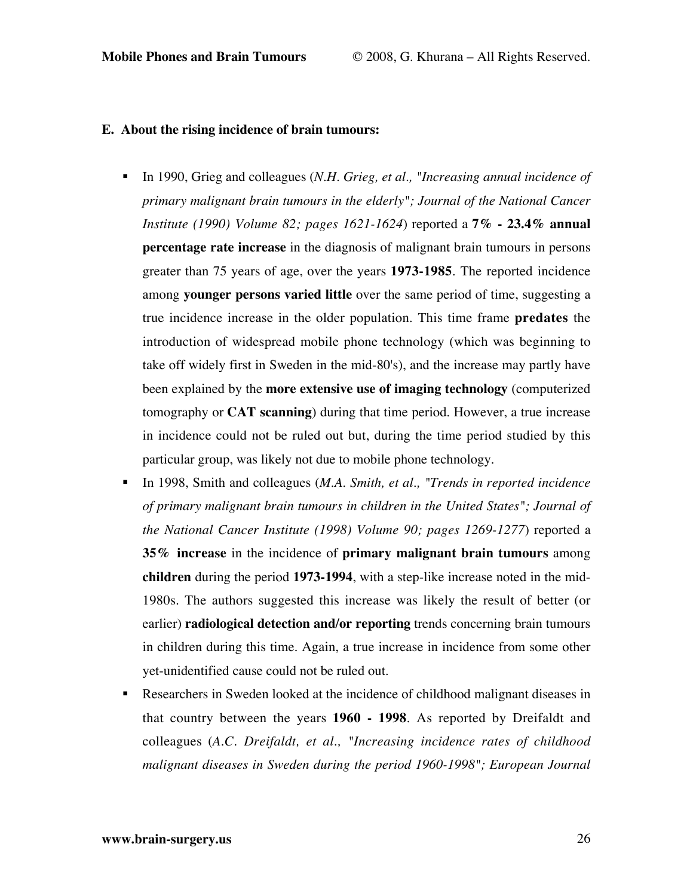**E. About the rising incidence of brain tumours:**

- In 1990, Grieg and colleagues (*N.H. Grieg, et al., "Increasing annual incidence of primary malignant brain tumours in the elderly"; Journal of the National Cancer Institute (1990) Volume 82; pages 1621-1624*) reported a **7% - 23.4% annual percentage rate increase** in the diagnosis of malignant brain tumours in persons greater than 75 years of age, over the years **1973-1985**. The reported incidence among **younger persons varied little** over the same period of time, suggesting a true incidence increase in the older population. This time frame **predates** the introduction of widespread mobile phone technology (which was beginning to take off widely first in Sweden in the mid-80's), and the increase may partly have been explained by the **more extensive use of imaging technology** (computerized tomography or **CAT scanning**) during that time period. However, a true increase in incidence could not be ruled out but, during the time period studied by this particular group, was likely not due to mobile phone technology.
- In 1998, Smith and colleagues (*M.A. Smith, et al., "Trends in reported incidence of primary malignant brain tumours in children in the United States"; Journal of the National Cancer Institute (1998) Volume 90; pages 1269-1277*) reported a **35% increase** in the incidence of **primary malignant brain tumours** among **children** during the period **1973-1994**, with a step-like increase noted in the mid-1980s. The authors suggested this increase was likely the result of better (or earlier) **radiological detection and/or reporting** trends concerning brain tumours in children during this time. Again, a true increase in incidence from some other yet-unidentified cause could not be ruled out.
- Researchers in Sweden looked at the incidence of childhood malignant diseases in that country between the years **1960 - 1998**. As reported by Dreifaldt and colleagues (*A.C. Dreifaldt, et al., "Increasing incidence rates of childhood malignant diseases in Sweden during the period 1960-1998"; European Journal*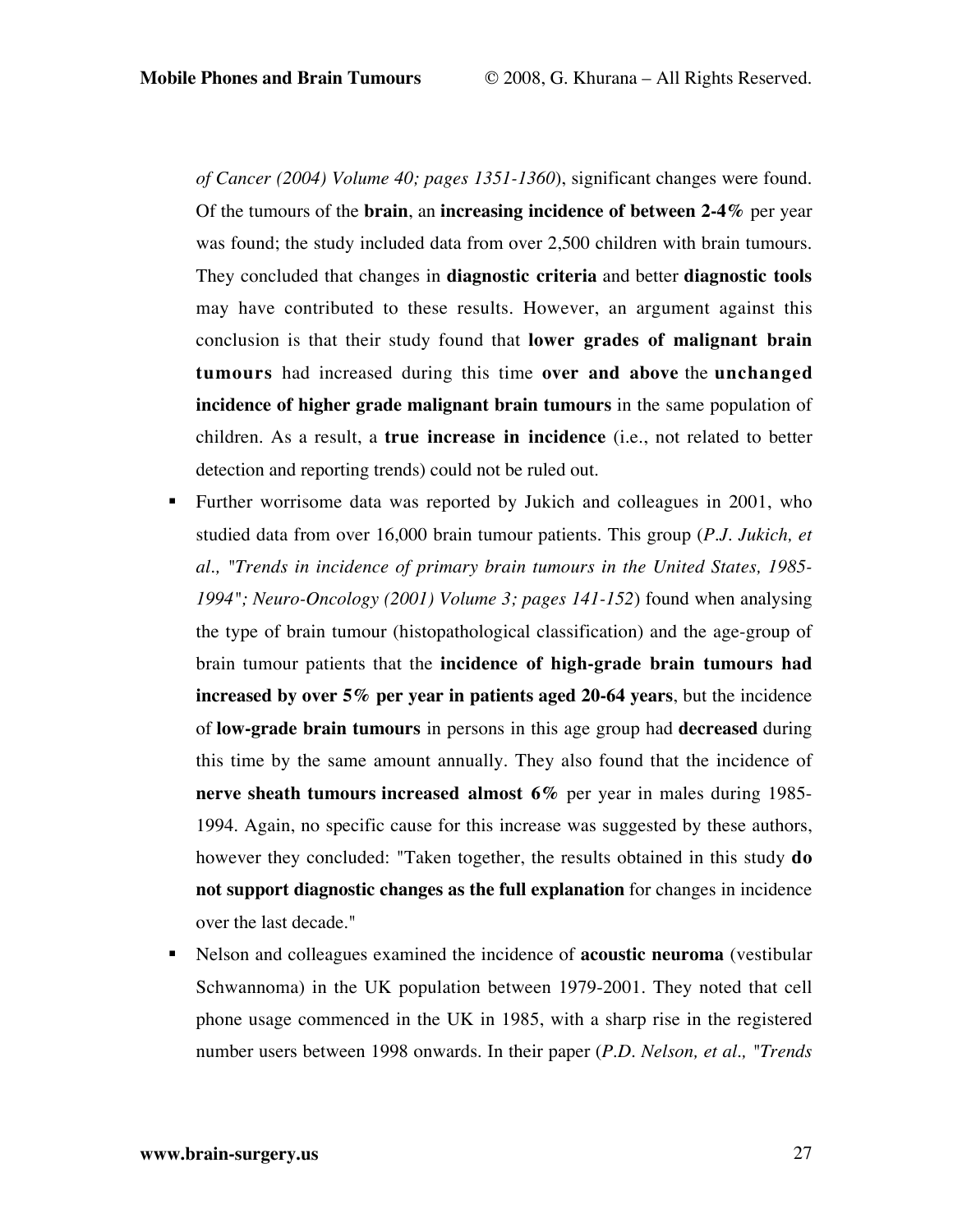*of Cancer (2004) Volume 40; pages 1351-1360*), significant changes were found. Of the tumours of the **brain**, an **increasing incidence of between 2-4%** per year was found; the study included data from over 2,500 children with brain tumours. They concluded that changes in **diagnostic criteria** and better **diagnostic tools** may have contributed to these results. However, an argument against this conclusion is that their study found that **lower grades of malignant brain tumours** had increased during this time **over and above** the **unchanged incidence of higher grade malignant brain tumours** in the same population of children. As a result, a **true increase in incidence** (i.e., not related to better detection and reporting trends) could not be ruled out.

- Further worrisome data was reported by Jukich and colleagues in 2001, who studied data from over 16,000 brain tumour patients. This group (*P.J. Jukich, et al., "Trends in incidence of primary brain tumours in the United States, 1985-1994"; Neuro-Oncology (2001) Volume 3; pages 141-152*) found when analysing the type of brain tumour (histopathological classification) and the age-group of brain tumour patients that the **incidence of high-grade brain tumours had increased by over 5% per year in patients aged 20-64 years**, but the incidence of **low-grade brain tumours** in persons in this age group had **decreased** during this time by the same amount annually. They also found that the incidence of **nerve sheath tumours increased almost 6%** per year in males during 1985-1994. Again, no specific cause for this increase was suggested by these authors, however they concluded: "Taken together, the results obtained in this study **do not support diagnostic changes as the full explanation** for changes in incidence over the last decade."
- Nelson and colleagues examined the incidence of **acoustic neuroma** (vestibular Schwannoma) in the UK population between 1979-2001. They noted that cell phone usage commenced in the UK in 1985, with a sharp rise in the registered number users between 1998 onwards. In their paper (*P.D. Nelson, et al., "Trends*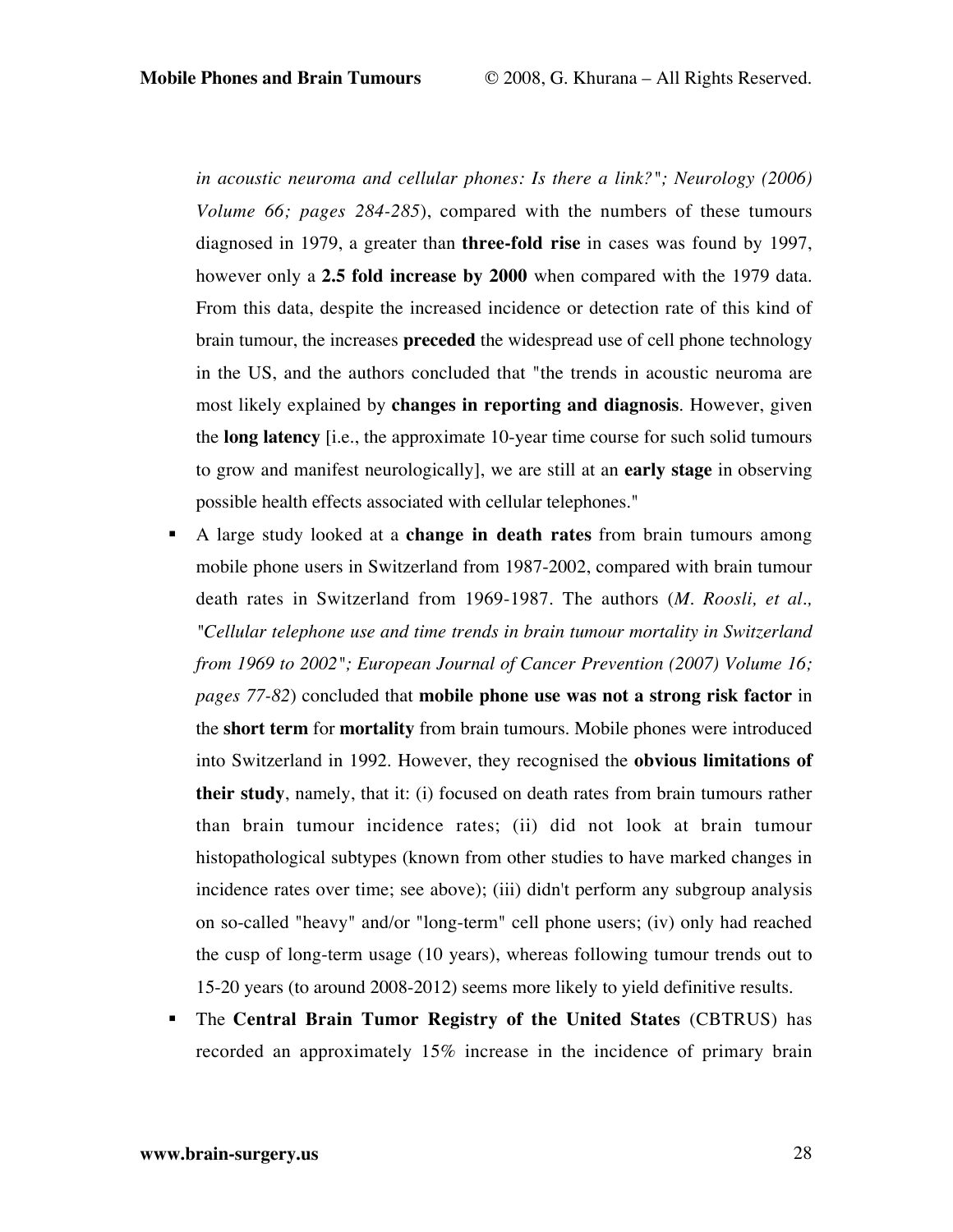*in acoustic neuroma and cellular phones: Is there a link?"; Neurology (2006) Volume 66; pages 284-285*), compared with the numbers of these tumours diagnosed in 1979, a greater than **three-fold rise** in cases was found by 1997, however only a **2.5 fold increase by 2000** when compared with the 1979 data. From this data, despite the increased incidence or detection rate of this kind of brain tumour, the increases **preceded** the widespread use of cell phone technology in the US, and the authors concluded that "the trends in acoustic neuroma are most likely explained by **changes in reporting and diagnosis**. However, given the **long latency** [i.e., the approximate 10-year time course for such solid tumours to grow and manifest neurologically], we are still at an **early stage** in observing possible health effects associated with cellular telephones."

- A large study looked at a **change in death rates** from brain tumours among mobile phone users in Switzerland from 1987-2002, compared with brain tumour death rates in Switzerland from 1969-1987. The authors (*M. Roosli, et al., "Cellular telephone use and time trends in brain tumour mortality in Switzerland from 1969 to 2002"; European Journal of Cancer Prevention (2007) Volume 16; pages 77-82*) concluded that **mobile phone use was not a strong risk factor** in the **short term** for **mortality** from brain tumours. Mobile phones were introduced into Switzerland in 1992. However, they recognised the **obvious limitations of their study**, namely, that it: (i) focused on death rates from brain tumours rather than brain tumour incidence rates; (ii) did not look at brain tumour histopathological subtypes (known from other studies to have marked changes in incidence rates over time; see above); (iii) didn't perform any subgroup analysis on so-called "heavy" and/or "long-term" cell phone users; (iv) only had reached the cusp of long-term usage (10 years), whereas following tumour trends out to 15-20 years (to around 2008-2012) seems more likely to yield definitive results.
- The **Central Brain Tumor Registry of the United States** (CBTRUS) has recorded an approximately 15% increase in the incidence of primary brain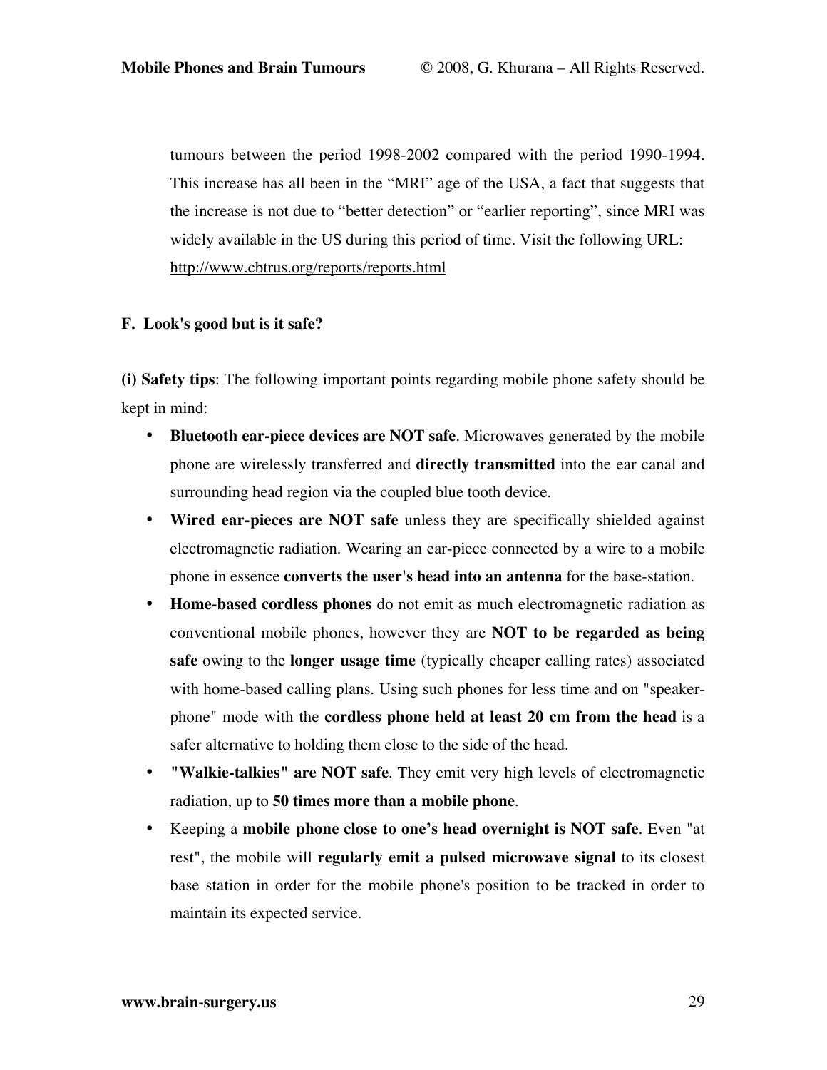tumours between the period 1998-2002 compared with the period 1990-1994. This increase has all been in the "MRI" age of the USA, a fact that suggests that the increase is not due to "better detection" or "earlier reporting", since MRI was widely available in the US during this period of time. Visit the following URL: http://www.cbtrus.org/reports/reports.html

### F. Look's good but is it safe?

**(i) Safety tips**: The following important points regarding mobile phone safety should be kept in mind:

- **Bluetooth ear-piece devices are NOT safe**. Microwaves generated by the mobile phone are wirelessly transferred and **directly transmitted** into the ear canal and surrounding head region via the coupled blue tooth device.
- **Wired ear-pieces are NOT safe** unless they are specifically shielded against electromagnetic radiation. Wearing an ear-piece connected by a wire to a mobile phone in essence **converts the user's head into an antenna** for the base-station.
- **Home-based cordless phones** do not emit as much electromagnetic radiation as conventional mobile phones, however they are **NOT to be regarded as being safe** owing to the **longer usage time** (typically cheaper calling rates) associated with home-based calling plans. Using such phones for less time and on "speaker-phone" mode with the **cordless phone held at least 20 cm from the head** is a safer alternative to holding them close to the side of the head.
- **"Walkie-talkies" are NOT safe**. They emit very high levels of electromagnetic radiation, up to **50 times more than a mobile phone**.
- Keeping a **mobile phone close to one's head overnight is NOT safe**. Even "at rest", the mobile will **regularly emit a pulsed microwave signal** to its closest base station in order for the mobile phone's position to be tracked in order to maintain its expected service.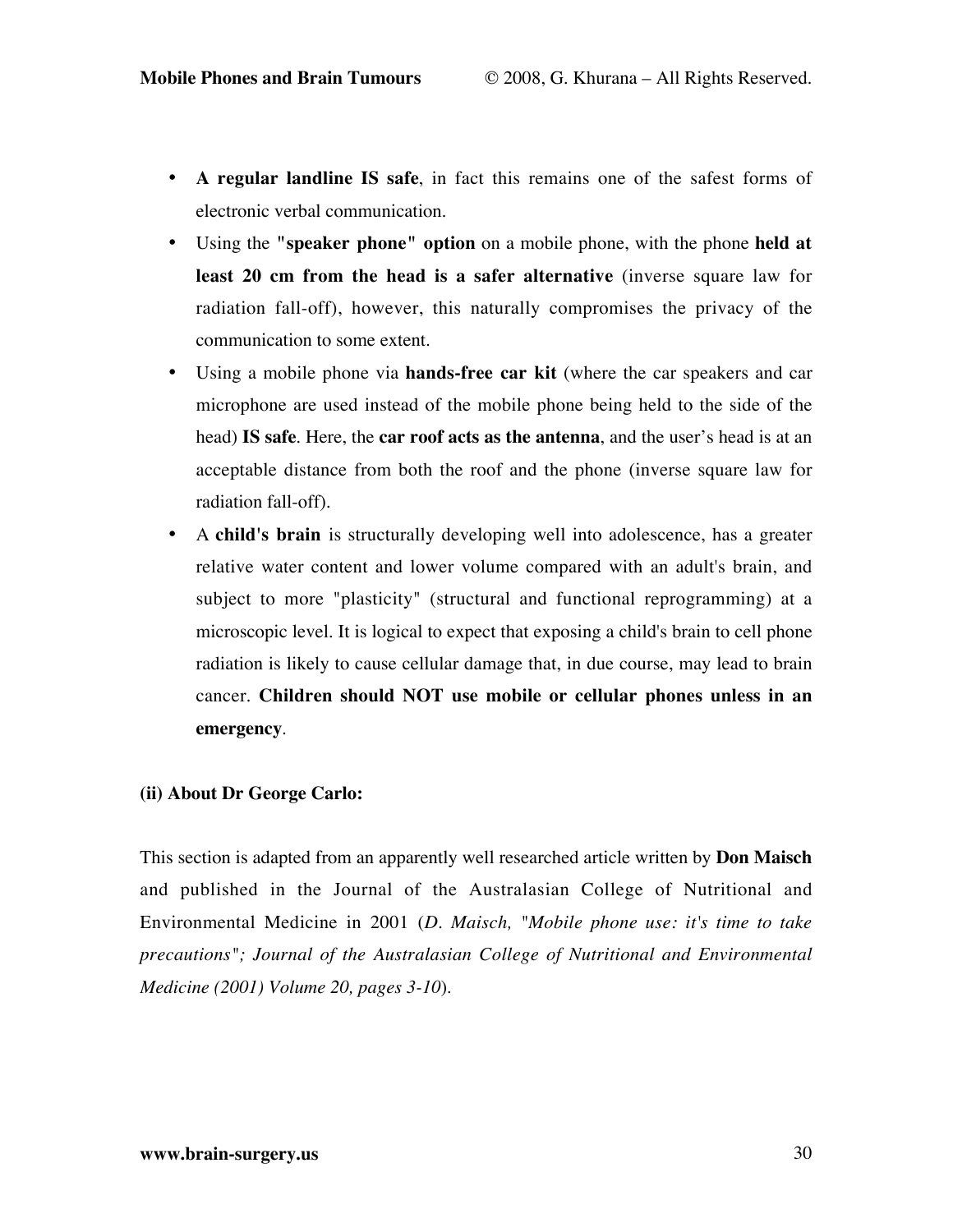- **A regular landline IS safe**, in fact this remains one of the safest forms of electronic verbal communication.
- Using the **"speaker phone" option** on a mobile phone, with the phone **held at least 20 cm from the head is a safer alternative** (inverse square law for radiation fall-off), however, this naturally compromises the privacy of the communication to some extent.
- Using a mobile phone via **hands-free car kit** (where the car speakers and car microphone are used instead of the mobile phone being held to the side of the head) **IS safe**. Here, the **car roof acts as the antenna**, and the user's head is at an acceptable distance from both the roof and the phone (inverse square law for radiation fall-off).
- A **child's brain** is structurally developing well into adolescence, has a greater relative water content and lower volume compared with an adult's brain, and subject to more "plasticity" (structural and functional reprogramming) at a microscopic level. It is logical to expect that exposing a child's brain to cell phone radiation is likely to cause cellular damage that, in due course, may lead to brain cancer. **Children should NOT use mobile or cellular phones unless in an emergency**.

**(ii) About Dr George Carlo:**

This section is adapted from an apparently well researched article written by **Don Maisch** and published in the Journal of the Australasian College of Nutritional and Environmental Medicine in 2001 (*D. Maisch, "Mobile phone use: it's time to take precautions"; Journal of the Australasian College of Nutritional and Environmental Medicine (2001) Volume 20, pages 3-10*).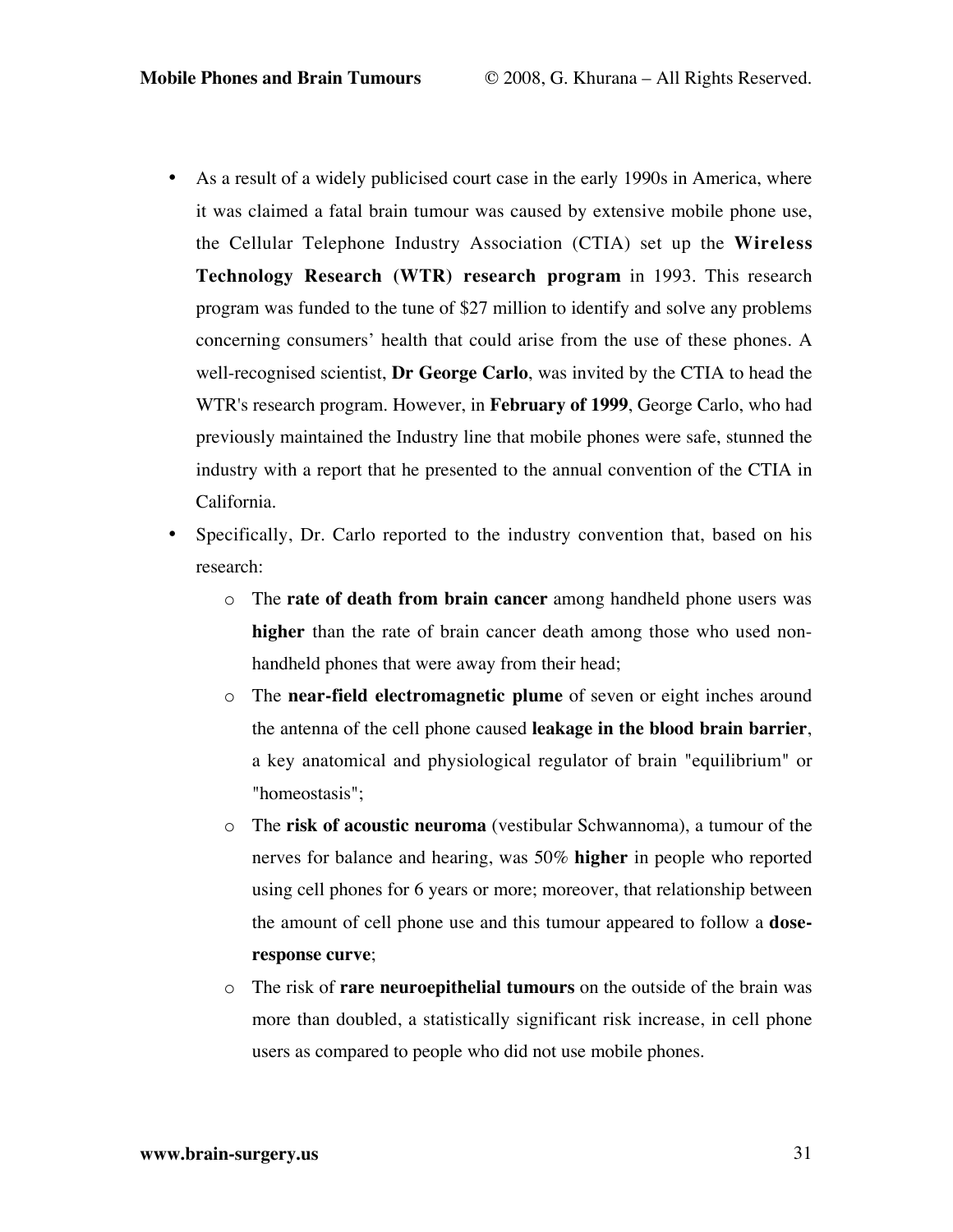- As a result of a widely publicised court case in the early 1990s in America, where it was claimed a fatal brain tumour was caused by extensive mobile phone use, the Cellular Telephone Industry Association (CTIA) set up the **Wireless Technology Research (WTR) research program** in 1993. This research program was funded to the tune of $27 million to identify and solve any problems concerning consumers' health that could arise from the use of these phones. A well-recognised scientist, **Dr George Carlo**, was invited by the CTIA to head the WTR's research program. However, in **February of 1999**, George Carlo, who had previously maintained the Industry line that mobile phones were safe, stunned the industry with a report that he presented to the annual convention of the CTIA in California.
- Specifically, Dr. Carlo reported to the industry convention that, based on his research:
  - The **rate of death from brain cancer** among handheld phone users was **higher** than the rate of brain cancer death among those who used non-handheld phones that were away from their head;
  - The **near-field electromagnetic plume** of seven or eight inches around the antenna of the cell phone caused **leakage in the blood brain barrier**, a key anatomical and physiological regulator of brain "equilibrium" or "homeostasis";
  - The **risk of acoustic neuroma** (vestibular Schwannoma), a tumour of the nerves for balance and hearing, was 50% **higher** in people who reported using cell phones for 6 years or more; moreover, that relationship between the amount of cell phone use and this tumour appeared to follow a **dose-response curve**;
  - The risk of **rare neuroepithelial tumours** on the outside of the brain was more than doubled, a statistically significant risk increase, in cell phone users as compared to people who did not use mobile phones.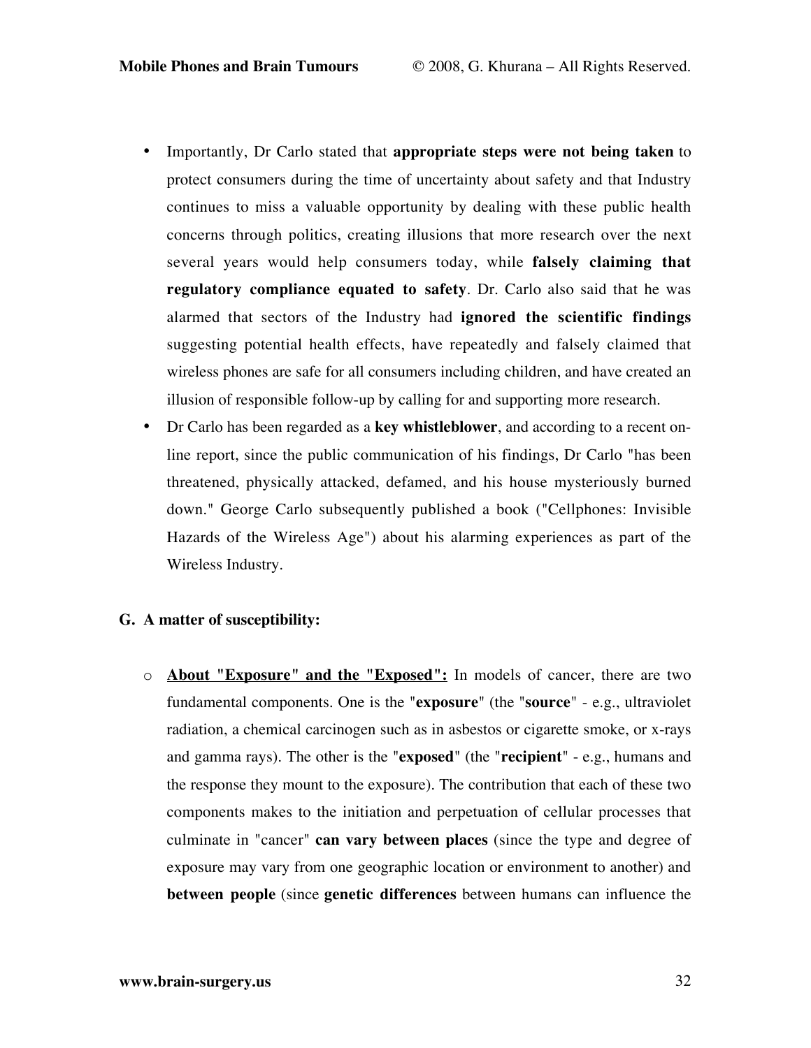- Importantly, Dr Carlo stated that **appropriate steps were not being taken** to protect consumers during the time of uncertainty about safety and that Industry continues to miss a valuable opportunity by dealing with these public health concerns through politics, creating illusions that more research over the next several years would help consumers today, while **falsely claiming that regulatory compliance equated to safety**. Dr. Carlo also said that he was alarmed that sectors of the Industry had **ignored the scientific findings** suggesting potential health effects, have repeatedly and falsely claimed that wireless phones are safe for all consumers including children, and have created an illusion of responsible follow-up by calling for and supporting more research.
- Dr Carlo has been regarded as a **key whistleblower**, and according to a recent on-line report, since the public communication of his findings, Dr Carlo "has been threatened, physically attacked, defamed, and his house mysteriously burned down." George Carlo subsequently published a book ("Cellphones: Invisible Hazards of the Wireless Age") about his alarming experiences as part of the Wireless Industry.

### G. A matter of susceptibility:

- **<u>About "Exposure" and the "Exposed":</u>** In models of cancer, there are two fundamental components. One is the "**exposure**" (the "**source**" - e.g., ultraviolet radiation, a chemical carcinogen such as in asbestos or cigarette smoke, or x-rays and gamma rays). The other is the "**exposed**" (the "**recipient**" - e.g., humans and the response they mount to the exposure). The contribution that each of these two components makes to the initiation and perpetuation of cellular processes that culminate in "cancer" **can vary between places** (since the type and degree of exposure may vary from one geographic location or environment to another) and **between people** (since **genetic differences** between humans can influence the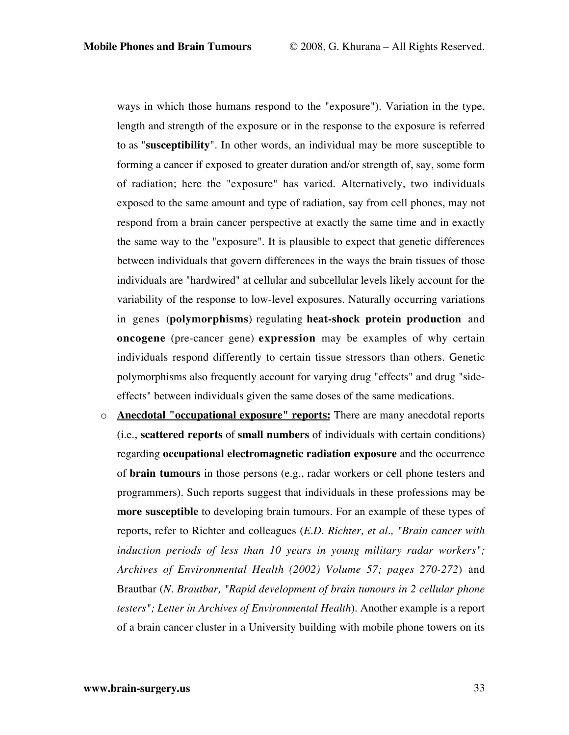ways in which those humans respond to the "exposure"). Variation in the type, length and strength of the exposure or in the response to the exposure is referred to as "**susceptibility**". In other words, an individual may be more susceptible to forming a cancer if exposed to greater duration and/or strength of, say, some form of radiation; here the "exposure" has varied. Alternatively, two individuals exposed to the same amount and type of radiation, say from cell phones, may not respond from a brain cancer perspective at exactly the same time and in exactly the same way to the "exposure". It is plausible to expect that genetic differences between individuals that govern differences in the ways the brain tissues of those individuals are "hardwired" at cellular and subcellular levels likely account for the variability of the response to low-level exposures. Naturally occurring variations in genes (**polymorphisms**) regulating **heat-shock protein production** and **oncogene** (pre-cancer gene) **expression** may be examples of why certain individuals respond differently to certain tissue stressors than others. Genetic polymorphisms also frequently account for varying drug "effects" and drug "side-effects" between individuals given the same doses of the same medications.

- **Anecdotal "occupational exposure" reports:** There are many anecdotal reports (i.e., **scattered reports** of **small numbers** of individuals with certain conditions) regarding **occupational electromagnetic radiation exposure** and the occurrence of **brain tumours** in those persons (e.g., radar workers or cell phone testers and programmers). Such reports suggest that individuals in these professions may be **more susceptible** to developing brain tumours. For an example of these types of reports, refer to Richter and colleagues (*E.D. Richter, et al., "Brain cancer with induction periods of less than 10 years in young military radar workers"; Archives of Environmental Health (2002) Volume 57; pages 270-272*) and Brautbar (*N. Brautbar, "Rapid development of brain tumours in 2 cellular phone testers"; Letter in Archives of Environmental Health*). Another example is a report of a brain cancer cluster in a University building with mobile phone towers on its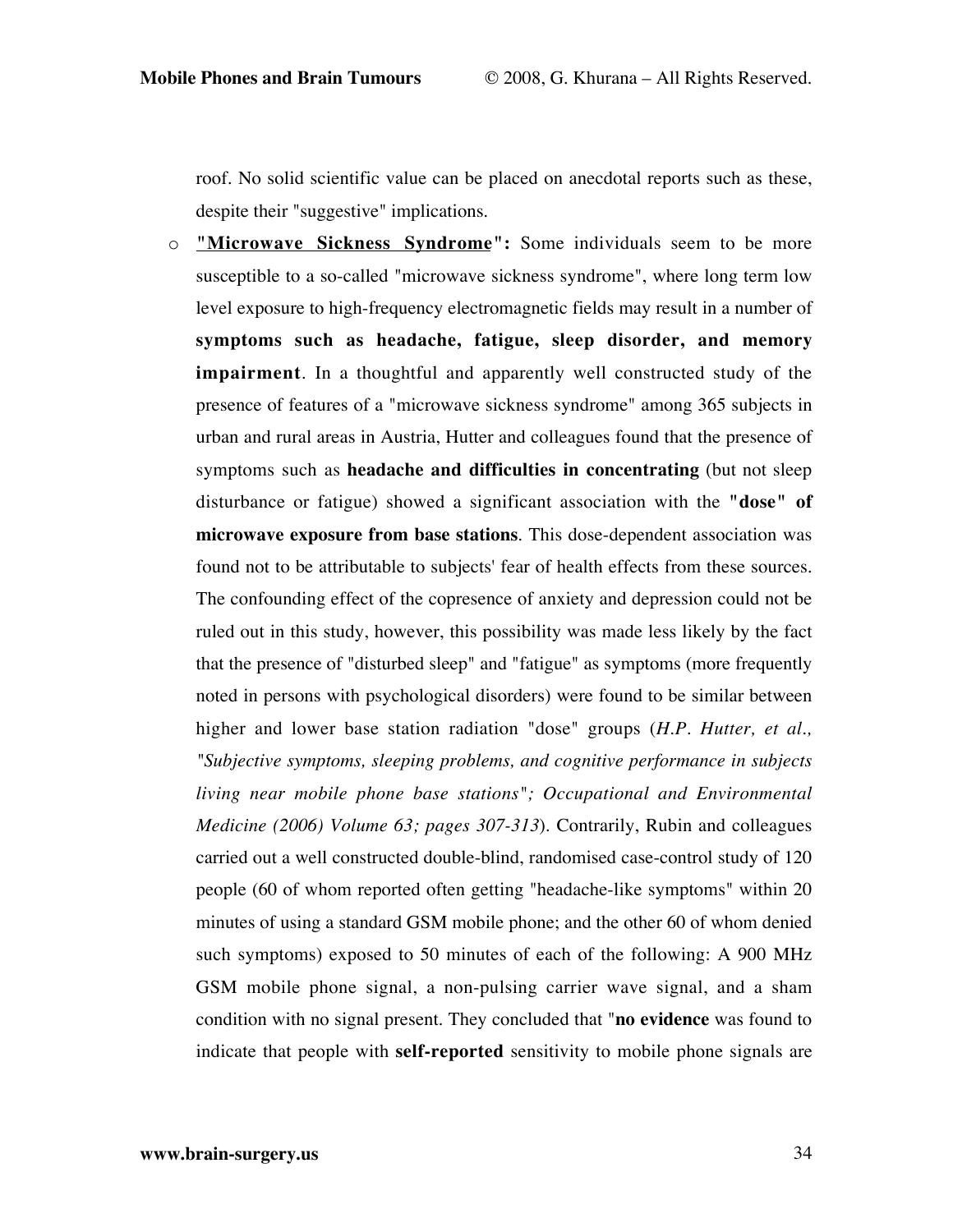roof. No solid scientific value can be placed on anecdotal reports such as these, despite their "suggestive" implications.

- **"<u>Microwave Sickness Syndrome</u>":** Some individuals seem to be more susceptible to a so-called "microwave sickness syndrome", where long term low level exposure to high-frequency electromagnetic fields may result in a number of **symptoms such as headache, fatigue, sleep disorder, and memory impairment**. In a thoughtful and apparently well constructed study of the presence of features of a "microwave sickness syndrome" among 365 subjects in urban and rural areas in Austria, Hutter and colleagues found that the presence of symptoms such as **headache and difficulties in concentrating** (but not sleep disturbance or fatigue) showed a significant association with the **"dose" of microwave exposure from base stations**. This dose-dependent association was found not to be attributable to subjects' fear of health effects from these sources. The confounding effect of the copresence of anxiety and depression could not be ruled out in this study, however, this possibility was made less likely by the fact that the presence of "disturbed sleep" and "fatigue" as symptoms (more frequently noted in persons with psychological disorders) were found to be similar between higher and lower base station radiation "dose" groups (*H.P. Hutter, et al., "Subjective symptoms, sleeping problems, and cognitive performance in subjects living near mobile phone base stations"; Occupational and Environmental Medicine (2006) Volume 63; pages 307-313*). Contrarily, Rubin and colleagues carried out a well constructed double-blind, randomised case-control study of 120 people (60 of whom reported often getting "headache-like symptoms" within 20 minutes of using a standard GSM mobile phone; and the other 60 of whom denied such symptoms) exposed to 50 minutes of each of the following: A 900 MHz GSM mobile phone signal, a non-pulsing carrier wave signal, and a sham condition with no signal present. They concluded that "**no evidence** was found to indicate that people with **self-reported** sensitivity to mobile phone signals are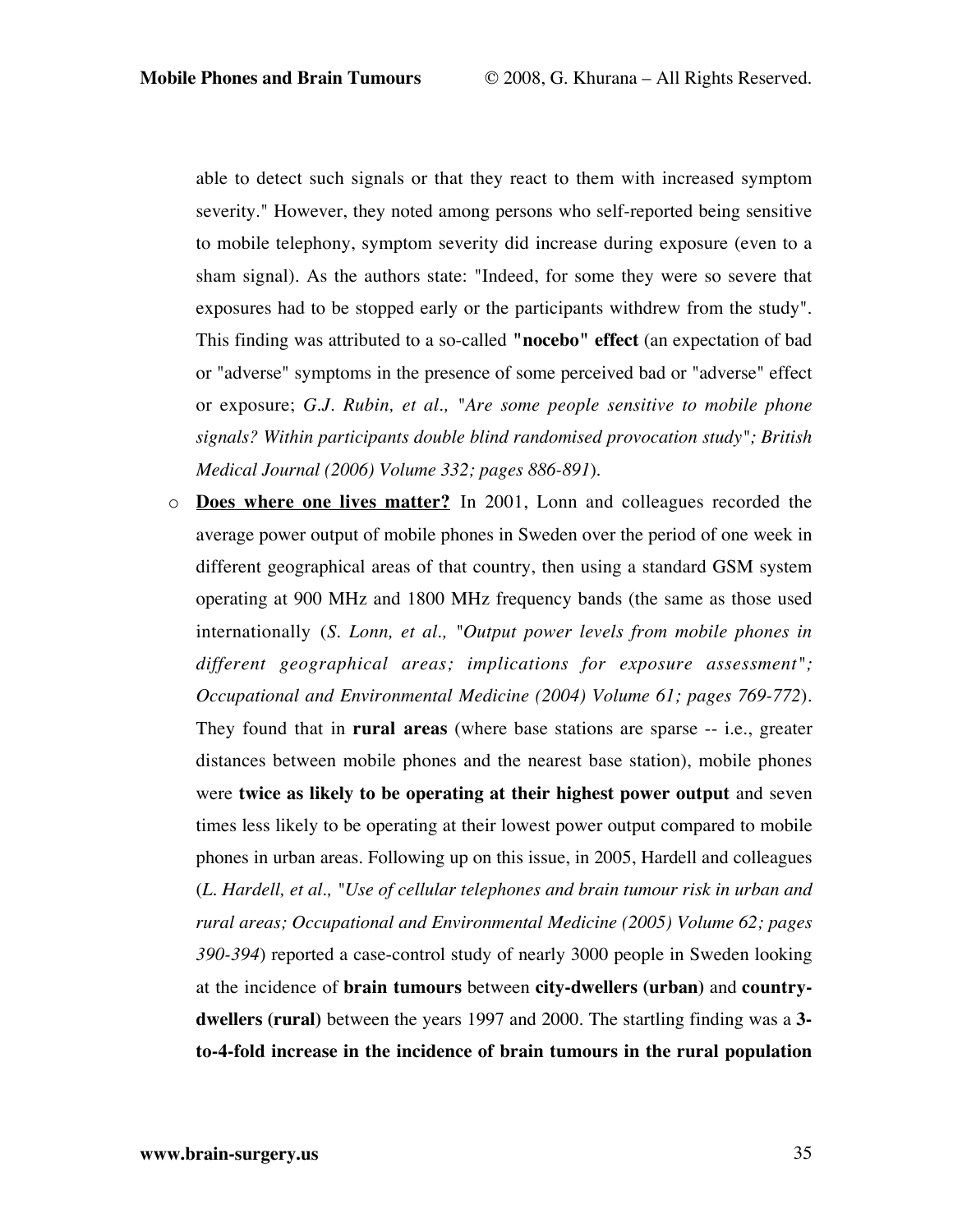able to detect such signals or that they react to them with increased symptom severity." However, they noted among persons who self-reported being sensitive to mobile telephony, symptom severity did increase during exposure (even to a sham signal). As the authors state: "Indeed, for some they were so severe that exposures had to be stopped early or the participants withdrew from the study". This finding was attributed to a so-called **"nocebo" effect** (an expectation of bad or "adverse" symptoms in the presence of some perceived bad or "adverse" effect or exposure; *G.J. Rubin, et al., "Are some people sensitive to mobile phone signals? Within participants double blind randomised provocation study"; British Medical Journal (2006) Volume 332; pages 886-891*).

- **<u>Does where one lives matter?</u>** In 2001, Lonn and colleagues recorded the average power output of mobile phones in Sweden over the period of one week in different geographical areas of that country, then using a standard GSM system operating at 900 MHz and 1800 MHz frequency bands (the same as those used internationally (*S. Lonn, et al., "Output power levels from mobile phones in different geographical areas; implications for exposure assessment"; Occupational and Environmental Medicine (2004) Volume 61; pages 769-772*). They found that in **rural areas** (where base stations are sparse -- i.e., greater distances between mobile phones and the nearest base station), mobile phones were **twice as likely to be operating at their highest power output** and seven times less likely to be operating at their lowest power output compared to mobile phones in urban areas. Following up on this issue, in 2005, Hardell and colleagues (*L. Hardell, et al., "Use of cellular telephones and brain tumour risk in urban and rural areas; Occupational and Environmental Medicine (2005) Volume 62; pages 390-394*) reported a case-control study of nearly 3000 people in Sweden looking at the incidence of **brain tumours** between **city-dwellers (urban)** and **country-dwellers (rural)** between the years 1997 and 2000. The startling finding was a **3-to-4-fold increase in the incidence of brain tumours in the rural population**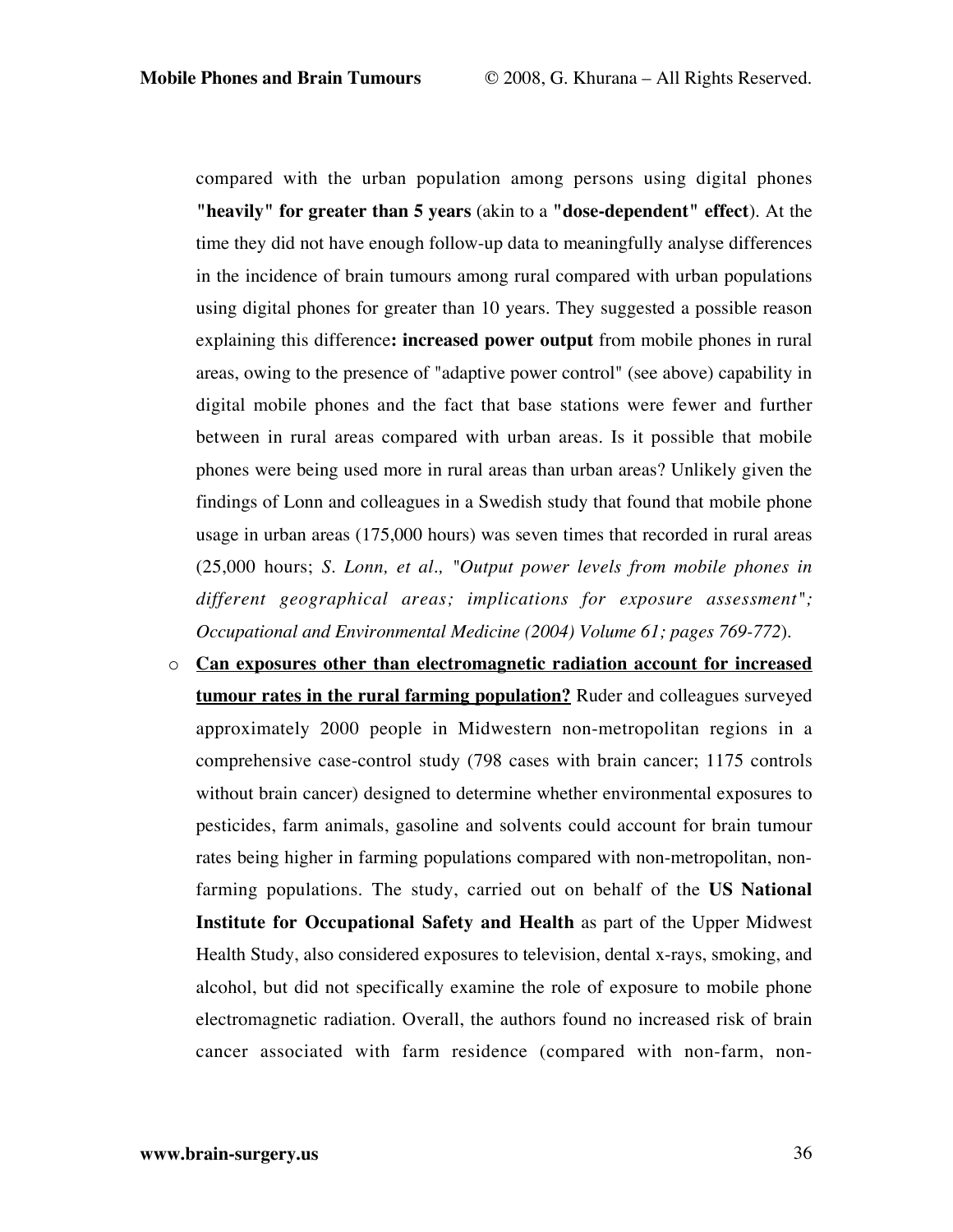compared with the urban population among persons using digital phones **"heavily" for greater than 5 years** (akin to a **"dose-dependent" effect**). At the time they did not have enough follow-up data to meaningfully analyse differences in the incidence of brain tumours among rural compared with urban populations using digital phones for greater than 10 years. They suggested a possible reason explaining this difference**: increased power output** from mobile phones in rural areas, owing to the presence of "adaptive power control" (see above) capability in digital mobile phones and the fact that base stations were fewer and further between in rural areas compared with urban areas. Is it possible that mobile phones were being used more in rural areas than urban areas? Unlikely given the findings of Lonn and colleagues in a Swedish study that found that mobile phone usage in urban areas (175,000 hours) was seven times that recorded in rural areas (25,000 hours; *S. Lonn, et al., "Output power levels from mobile phones in different geographical areas; implications for exposure assessment"; Occupational and Environmental Medicine (2004) Volume 61; pages 769-772*).

- **Can exposures other than electromagnetic radiation account for increased tumour rates in the rural farming population?** Ruder and colleagues surveyed approximately 2000 people in Midwestern non-metropolitan regions in a comprehensive case-control study (798 cases with brain cancer; 1175 controls without brain cancer) designed to determine whether environmental exposures to pesticides, farm animals, gasoline and solvents could account for brain tumour rates being higher in farming populations compared with non-metropolitan, non-farming populations. The study, carried out on behalf of the **US National Institute for Occupational Safety and Health** as part of the Upper Midwest Health Study, also considered exposures to television, dental x-rays, smoking, and alcohol, but did not specifically examine the role of exposure to mobile phone electromagnetic radiation. Overall, the authors found no increased risk of brain cancer associated with farm residence (compared with non-farm, non-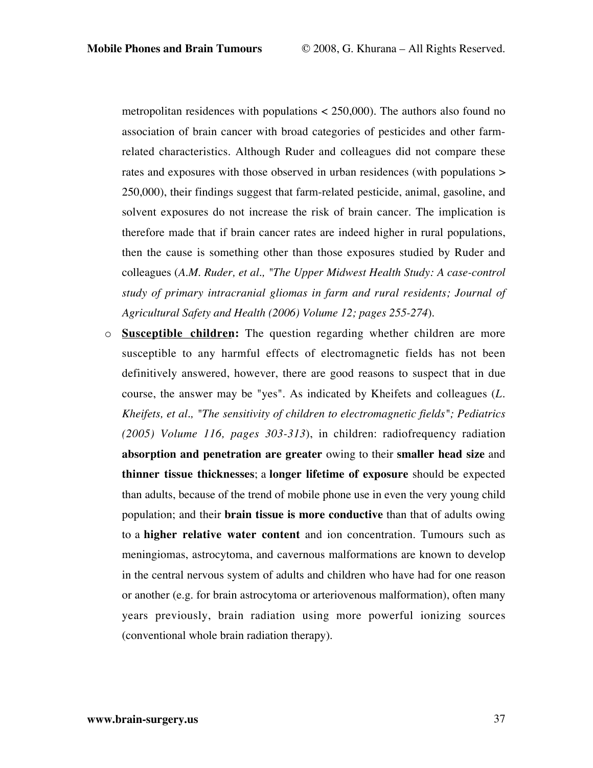metropolitan residences with populations < 250,000). The authors also found no association of brain cancer with broad categories of pesticides and other farm-related characteristics. Although Ruder and colleagues did not compare these rates and exposures with those observed in urban residences (with populations > 250,000), their findings suggest that farm-related pesticide, animal, gasoline, and solvent exposures do not increase the risk of brain cancer. The implication is therefore made that if brain cancer rates are indeed higher in rural populations, then the cause is something other than those exposures studied by Ruder and colleagues (*A.M. Ruder, et al., "The Upper Midwest Health Study: A case-control study of primary intracranial gliomas in farm and rural residents; Journal of Agricultural Safety and Health (2006) Volume 12; pages 255-274*).

- **Susceptible children:** The question regarding whether children are more susceptible to any harmful effects of electromagnetic fields has not been definitively answered, however, there are good reasons to suspect that in due course, the answer may be "yes". As indicated by Kheifets and colleagues (*L. Kheifets, et al., "The sensitivity of children to electromagnetic fields"; Pediatrics (2005) Volume 116, pages 303-313*), in children: radiofrequency radiation **absorption and penetration are greater** owing to their **smaller head size** and **thinner tissue thicknesses**; a **longer lifetime of exposure** should be expected than adults, because of the trend of mobile phone use in even the very young child population; and their **brain tissue is more conductive** than that of adults owing to a **higher relative water content** and ion concentration. Tumours such as meningiomas, astrocytoma, and cavernous malformations are known to develop in the central nervous system of adults and children who have had for one reason or another (e.g. for brain astrocytoma or arteriovenous malformation), often many years previously, brain radiation using more powerful ionizing sources (conventional whole brain radiation therapy).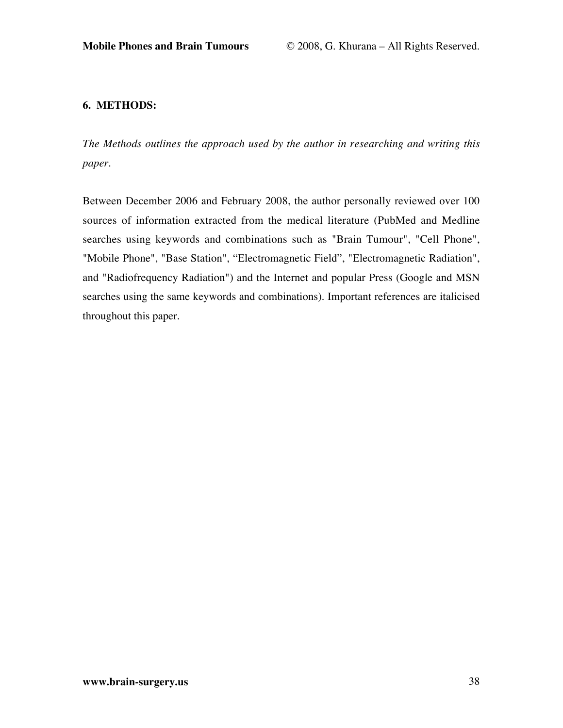## 6. METHODS:

*The Methods outlines the approach used by the author in researching and writing this paper.*

Between December 2006 and February 2008, the author personally reviewed over 100 sources of information extracted from the medical literature (PubMed and Medline searches using keywords and combinations such as "Brain Tumour", "Cell Phone", "Mobile Phone", "Base Station", "Electromagnetic Field", "Electromagnetic Radiation", and "Radiofrequency Radiation") and the Internet and popular Press (Google and MSN searches using the same keywords and combinations). Important references are italicised throughout this paper.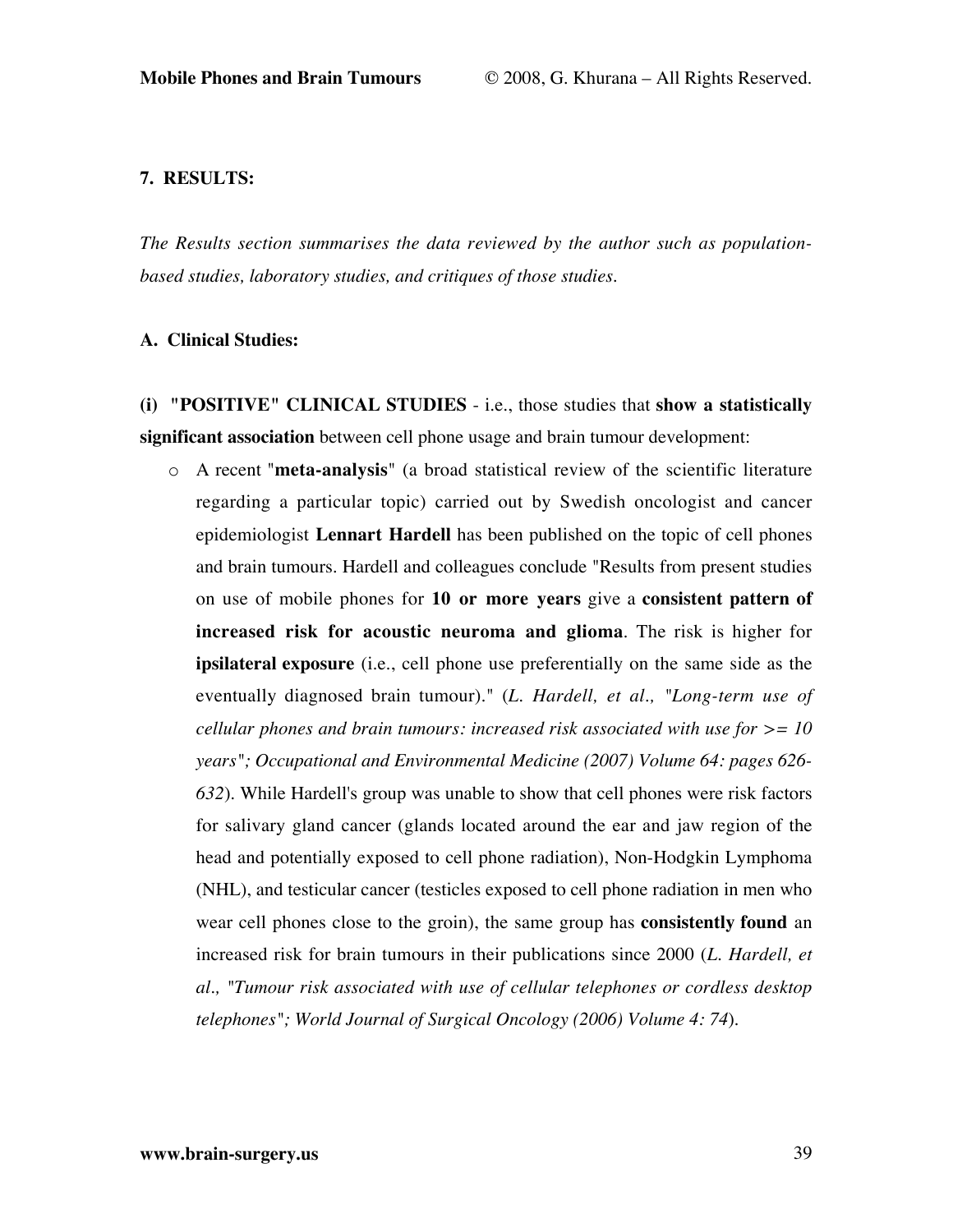**7. RESULTS:**

*The Results section summarises the data reviewed by the author such as population-based studies, laboratory studies, and critiques of those studies.*

**A. Clinical Studies:**

**(i) "POSITIVE" CLINICAL STUDIES** - i.e., those studies that **show a statistically significant association** between cell phone usage and brain tumour development:

- A recent "**meta-analysis**" (a broad statistical review of the scientific literature regarding a particular topic) carried out by Swedish oncologist and cancer epidemiologist **Lennart Hardell** has been published on the topic of cell phones and brain tumours. Hardell and colleagues conclude "Results from present studies on use of mobile phones for **10 or more years** give a **consistent pattern of increased risk for acoustic neuroma and glioma**. The risk is higher for **ipsilateral exposure** (i.e., cell phone use preferentially on the same side as the eventually diagnosed brain tumour)." (*L. Hardell, et al., "Long-term use of cellular phones and brain tumours: increased risk associated with use for >= 10 years"; Occupational and Environmental Medicine (2007) Volume 64: pages 626-632*). While Hardell's group was unable to show that cell phones were risk factors for salivary gland cancer (glands located around the ear and jaw region of the head and potentially exposed to cell phone radiation), Non-Hodgkin Lymphoma (NHL), and testicular cancer (testicles exposed to cell phone radiation in men who wear cell phones close to the groin), the same group has **consistently found** an increased risk for brain tumours in their publications since 2000 (*L. Hardell, et al., "Tumour risk associated with use of cellular telephones or cordless desktop telephones"; World Journal of Surgical Oncology (2006) Volume 4: 74*).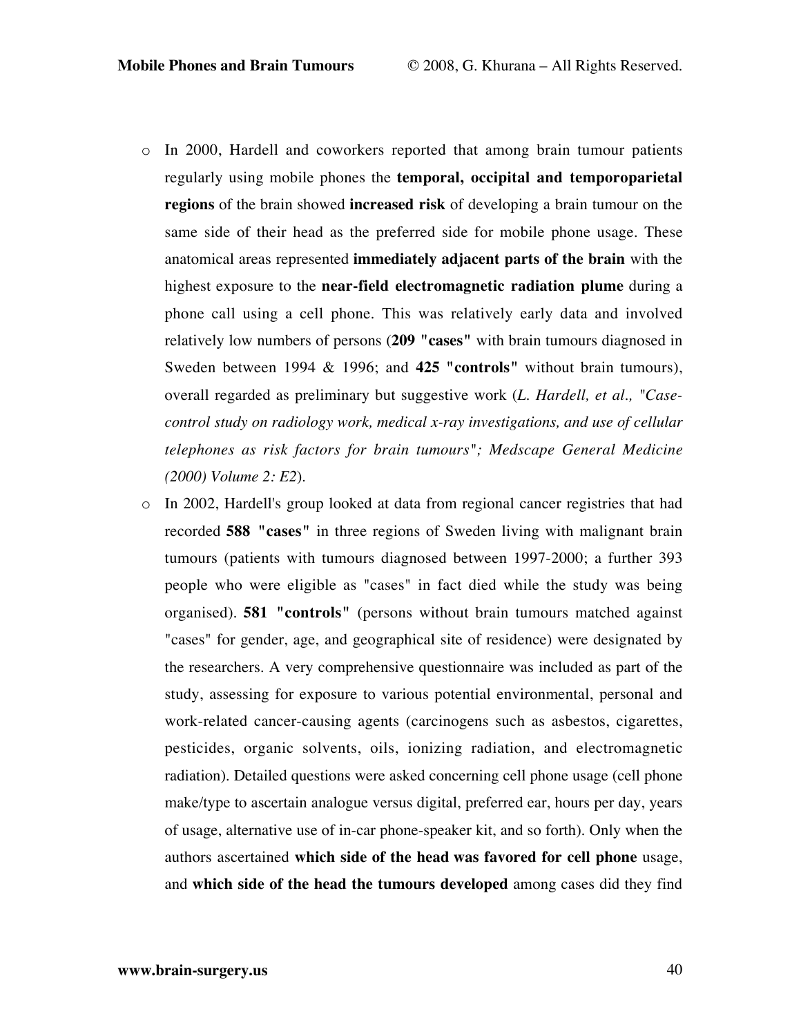- In 2000, Hardell and coworkers reported that among brain tumour patients regularly using mobile phones the **temporal, occipital and temporoparietal regions** of the brain showed **increased risk** of developing a brain tumour on the same side of their head as the preferred side for mobile phone usage. These anatomical areas represented **immediately adjacent parts of the brain** with the highest exposure to the **near-field electromagnetic radiation plume** during a phone call using a cell phone. This was relatively early data and involved relatively low numbers of persons (**209 "cases"** with brain tumours diagnosed in Sweden between 1994 & 1996; and **425 "controls"** without brain tumours), overall regarded as preliminary but suggestive work (*L. Hardell, et al., "Case-control study on radiology work, medical x-ray investigations, and use of cellular telephones as risk factors for brain tumours"; Medscape General Medicine (2000) Volume 2: E2*).
- In 2002, Hardell's group looked at data from regional cancer registries that had recorded **588 "cases"** in three regions of Sweden living with malignant brain tumours (patients with tumours diagnosed between 1997-2000; a further 393 people who were eligible as "cases" in fact died while the study was being organised). **581 "controls"** (persons without brain tumours matched against "cases" for gender, age, and geographical site of residence) were designated by the researchers. A very comprehensive questionnaire was included as part of the study, assessing for exposure to various potential environmental, personal and work-related cancer-causing agents (carcinogens such as asbestos, cigarettes, pesticides, organic solvents, oils, ionizing radiation, and electromagnetic radiation). Detailed questions were asked concerning cell phone usage (cell phone make/type to ascertain analogue versus digital, preferred ear, hours per day, years of usage, alternative use of in-car phone-speaker kit, and so forth). Only when the authors ascertained **which side of the head was favored for cell phone** usage, and **which side of the head the tumours developed** among cases did they find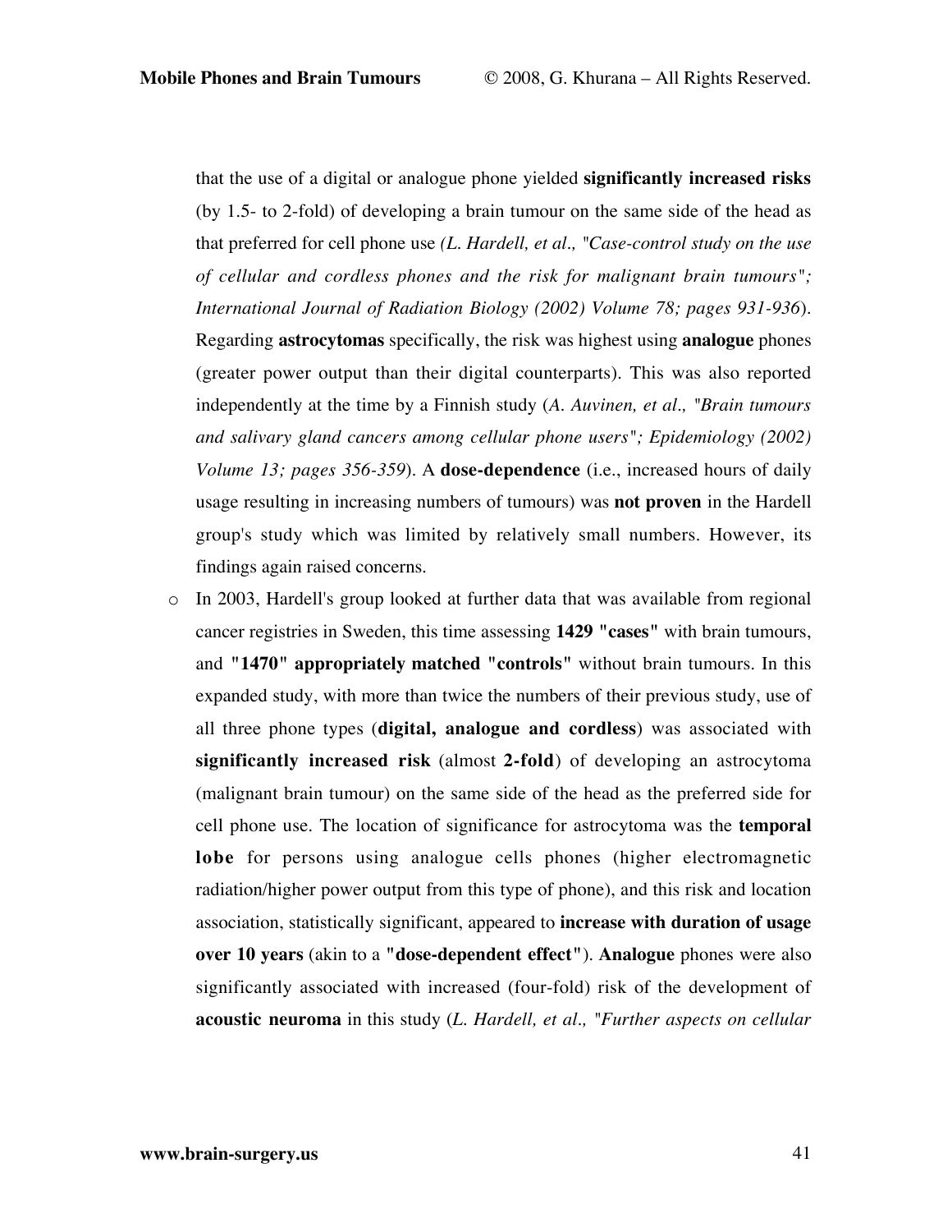that the use of a digital or analogue phone yielded **significantly increased risks** (by 1.5- to 2-fold) of developing a brain tumour on the same side of the head as that preferred for cell phone use *(L. Hardell, et al., "Case-control study on the use of cellular and cordless phones and the risk for malignant brain tumours"; International Journal of Radiation Biology (2002) Volume 78; pages 931-936*). Regarding **astrocytomas** specifically, the risk was highest using **analogue** phones (greater power output than their digital counterparts). This was also reported independently at the time by a Finnish study (*A. Auvinen, et al., "Brain tumours and salivary gland cancers among cellular phone users"; Epidemiology (2002) Volume 13; pages 356-359*). A **dose-dependence** (i.e., increased hours of daily usage resulting in increasing numbers of tumours) was **not proven** in the Hardell group's study which was limited by relatively small numbers. However, its findings again raised concerns.

- In 2003, Hardell's group looked at further data that was available from regional cancer registries in Sweden, this time assessing **1429 "cases"** with brain tumours, and **"1470" appropriately matched "controls"** without brain tumours. In this expanded study, with more than twice the numbers of their previous study, use of all three phone types (**digital, analogue and cordless**) was associated with **significantly increased risk** (almost **2-fold**) of developing an astrocytoma (malignant brain tumour) on the same side of the head as the preferred side for cell phone use. The location of significance for astrocytoma was the **temporal lobe** for persons using analogue cells phones (higher electromagnetic radiation/higher power output from this type of phone), and this risk and location association, statistically significant, appeared to **increase with duration of usage over 10 years** (akin to a **"dose-dependent effect"**). **Analogue** phones were also significantly associated with increased (four-fold) risk of the development of **acoustic neuroma** in this study (*L. Hardell, et al., "Further aspects on cellular*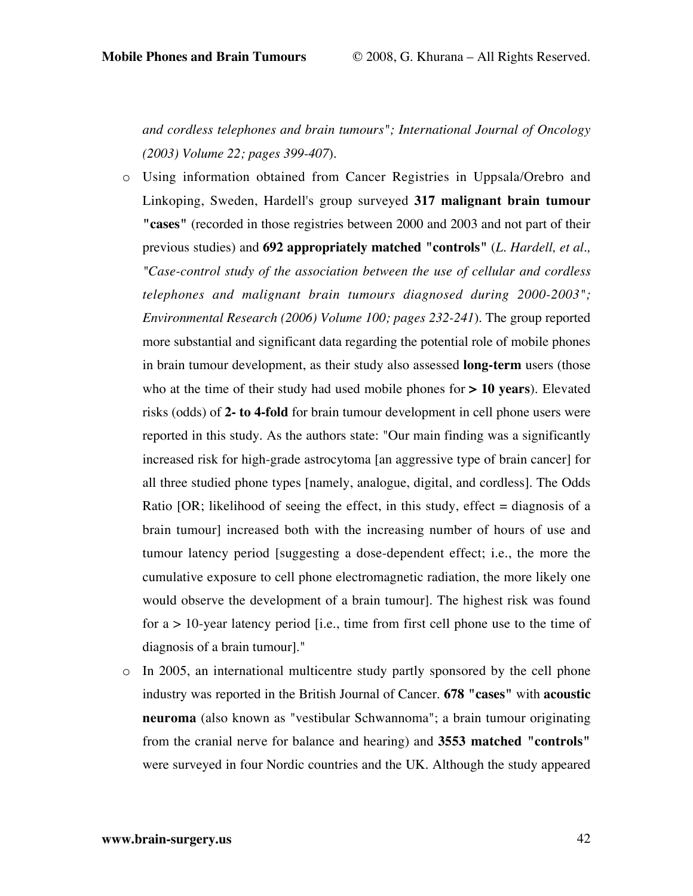*and cordless telephones and brain tumours"; International Journal of Oncology (2003) Volume 22; pages 399-407*).

- Using information obtained from Cancer Registries in Uppsala/Orebro and Linkoping, Sweden, Hardell's group surveyed **317 malignant brain tumour "cases"** (recorded in those registries between 2000 and 2003 and not part of their previous studies) and **692 appropriately matched "controls"** (*L. Hardell, et al., "Case-control study of the association between the use of cellular and cordless telephones and malignant brain tumours diagnosed during 2000-2003"; Environmental Research (2006) Volume 100; pages 232-241*). The group reported more substantial and significant data regarding the potential role of mobile phones in brain tumour development, as their study also assessed **long-term** users (those who at the time of their study had used mobile phones for **> 10 years**). Elevated risks (odds) of **2- to 4-fold** for brain tumour development in cell phone users were reported in this study. As the authors state: "Our main finding was a significantly increased risk for high-grade astrocytoma [an aggressive type of brain cancer] for all three studied phone types [namely, analogue, digital, and cordless]. The Odds Ratio [OR; likelihood of seeing the effect, in this study, effect = diagnosis of a brain tumour] increased both with the increasing number of hours of use and tumour latency period [suggesting a dose-dependent effect; i.e., the more the cumulative exposure to cell phone electromagnetic radiation, the more likely one would observe the development of a brain tumour]. The highest risk was found for a > 10-year latency period [i.e., time from first cell phone use to the time of diagnosis of a brain tumour]."
- In 2005, an international multicentre study partly sponsored by the cell phone industry was reported in the British Journal of Cancer. **678 "cases"** with **acoustic neuroma** (also known as "vestibular Schwannoma"; a brain tumour originating from the cranial nerve for balance and hearing) and **3553 matched "controls"** were surveyed in four Nordic countries and the UK. Although the study appeared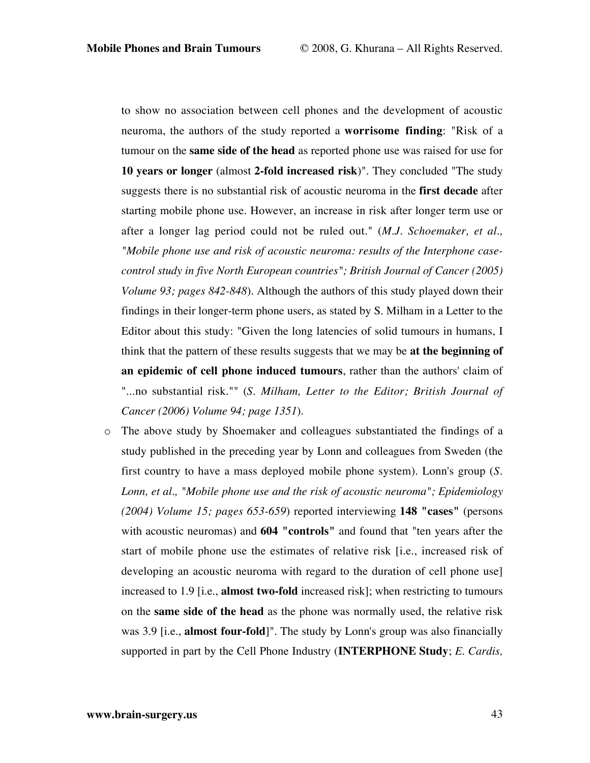to show no association between cell phones and the development of acoustic neuroma, the authors of the study reported a **worrisome finding**: "Risk of a tumour on the **same side of the head** as reported phone use was raised for use for **10 years or longer** (almost **2-fold increased risk**)". They concluded "The study suggests there is no substantial risk of acoustic neuroma in the **first decade** after starting mobile phone use. However, an increase in risk after longer term use or after a longer lag period could not be ruled out." (*M.J. Schoemaker, et al., "Mobile phone use and risk of acoustic neuroma: results of the Interphone case-control study in five North European countries"; British Journal of Cancer (2005) Volume 93; pages 842-848*). Although the authors of this study played down their findings in their longer-term phone users, as stated by S. Milham in a Letter to the Editor about this study: "Given the long latencies of solid tumours in humans, I think that the pattern of these results suggests that we may be **at the beginning of an epidemic of cell phone induced tumours**, rather than the authors' claim of "...no substantial risk."" (*S. Milham, Letter to the Editor; British Journal of Cancer (2006) Volume 94; page 1351*).

- The above study by Shoemaker and colleagues substantiated the findings of a study published in the preceding year by Lonn and colleagues from Sweden (the first country to have a mass deployed mobile phone system). Lonn's group (*S. Lonn, et al., "Mobile phone use and the risk of acoustic neuroma"; Epidemiology (2004) Volume 15; pages 653-659*) reported interviewing **148 "cases"** (persons with acoustic neuromas) and **604 "controls"** and found that "ten years after the start of mobile phone use the estimates of relative risk [i.e., increased risk of developing an acoustic neuroma with regard to the duration of cell phone use] increased to 1.9 [i.e., **almost two-fold** increased risk]; when restricting to tumours on the **same side of the head** as the phone was normally used, the relative risk was 3.9 [i.e., **almost four-fold**]". The study by Lonn's group was also financially supported in part by the Cell Phone Industry (**INTERPHONE Study**; *E. Cardis,*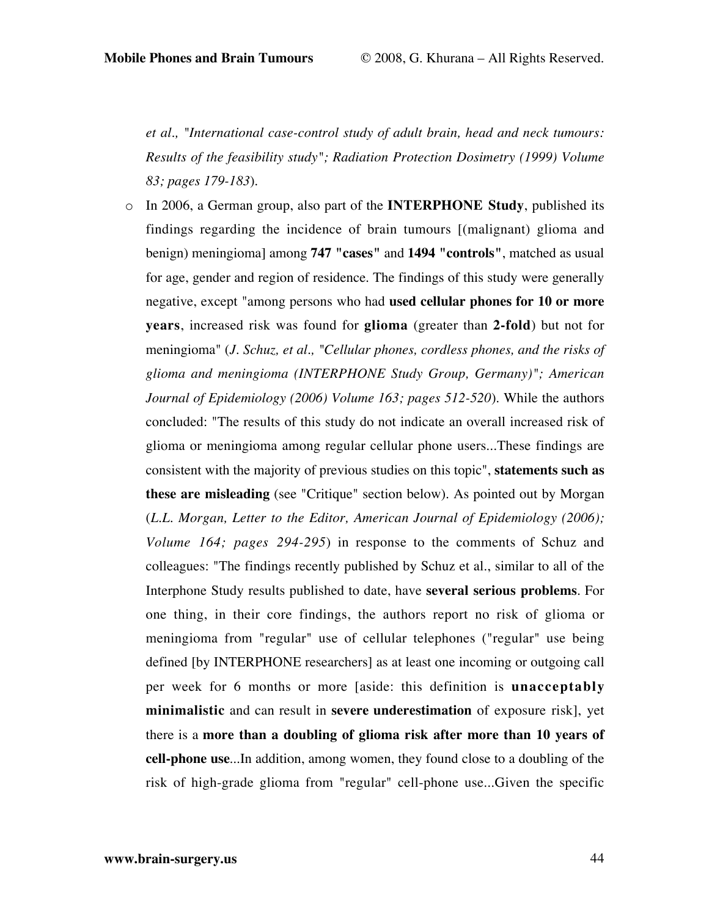*et al., "International case-control study of adult brain, head and neck tumours: Results of the feasibility study"; Radiation Protection Dosimetry (1999) Volume 83; pages 179-183*).

- In 2006, a German group, also part of the **INTERPHONE Study**, published its findings regarding the incidence of brain tumours [(malignant) glioma and benign) meningioma] among **747 "cases"** and **1494 "controls"**, matched as usual for age, gender and region of residence. The findings of this study were generally negative, except "among persons who had **used cellular phones for 10 or more years**, increased risk was found for **glioma** (greater than **2-fold**) but not for meningioma" (*J. Schuz, et al., "Cellular phones, cordless phones, and the risks of glioma and meningioma (INTERPHONE Study Group, Germany)"; American Journal of Epidemiology (2006) Volume 163; pages 512-520*). While the authors concluded: "The results of this study do not indicate an overall increased risk of glioma or meningioma among regular cellular phone users...These findings are consistent with the majority of previous studies on this topic", **statements such as these are misleading** (see "Critique" section below). As pointed out by Morgan (*L.L. Morgan, Letter to the Editor, American Journal of Epidemiology (2006); Volume 164; pages 294-295*) in response to the comments of Schuz and colleagues: "The findings recently published by Schuz et al., similar to all of the Interphone Study results published to date, have **several serious problems**. For one thing, in their core findings, the authors report no risk of glioma or meningioma from "regular" use of cellular telephones ("regular" use being defined [by INTERPHONE researchers] as at least one incoming or outgoing call per week for 6 months or more [aside: this definition is **unacceptably minimalistic** and can result in **severe underestimation** of exposure risk], yet there is a **more than a doubling of glioma risk after more than 10 years of cell-phone use**...In addition, among women, they found close to a doubling of the risk of high-grade glioma from "regular" cell-phone use...Given the specific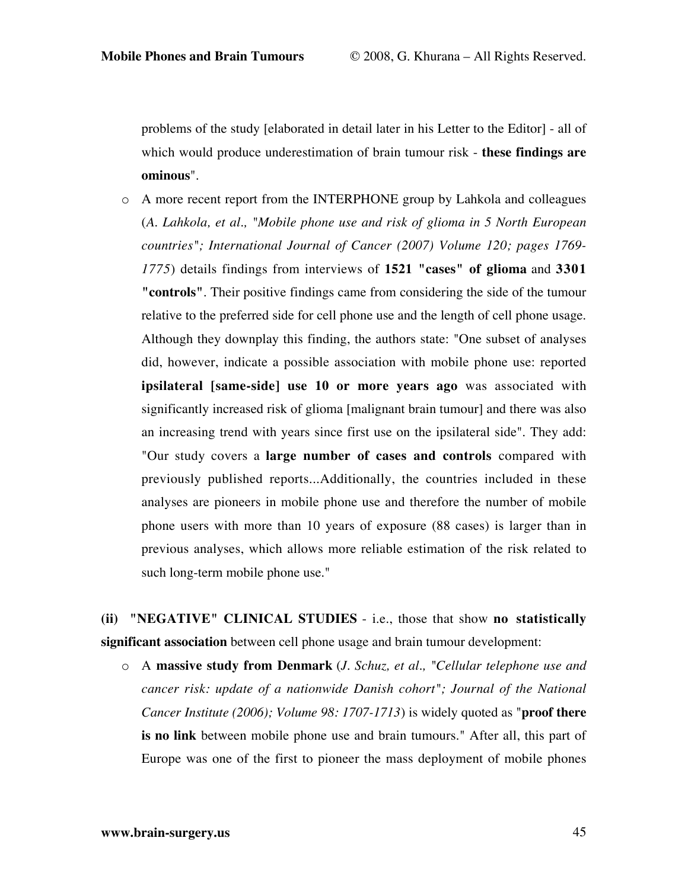problems of the study [elaborated in detail later in his Letter to the Editor] - all of which would produce underestimation of brain tumour risk - **these findings are ominous**".

- A more recent report from the INTERPHONE group by Lahkola and colleagues (*A. Lahkola, et al., "Mobile phone use and risk of glioma in 5 North European countries"; International Journal of Cancer (2007) Volume 120; pages 1769-1775*) details findings from interviews of **1521 "cases" of glioma** and **3301 "controls"**. Their positive findings came from considering the side of the tumour relative to the preferred side for cell phone use and the length of cell phone usage. Although they downplay this finding, the authors state: "One subset of analyses did, however, indicate a possible association with mobile phone use: reported **ipsilateral [same-side] use 10 or more years ago** was associated with significantly increased risk of glioma [malignant brain tumour] and there was also an increasing trend with years since first use on the ipsilateral side". They add: "Our study covers a **large number of cases and controls** compared with previously published reports...Additionally, the countries included in these analyses are pioneers in mobile phone use and therefore the number of mobile phone users with more than 10 years of exposure (88 cases) is larger than in previous analyses, which allows more reliable estimation of the risk related to such long-term mobile phone use."

**(ii) "NEGATIVE" CLINICAL STUDIES** - i.e., those that show **no statistically significant association** between cell phone usage and brain tumour development:

- A **massive study from Denmark** (*J. Schuz, et al., "Cellular telephone use and cancer risk: update of a nationwide Danish cohort"; Journal of the National Cancer Institute (2006); Volume 98: 1707-1713*) is widely quoted as "**proof there is no link** between mobile phone use and brain tumours." After all, this part of Europe was one of the first to pioneer the mass deployment of mobile phones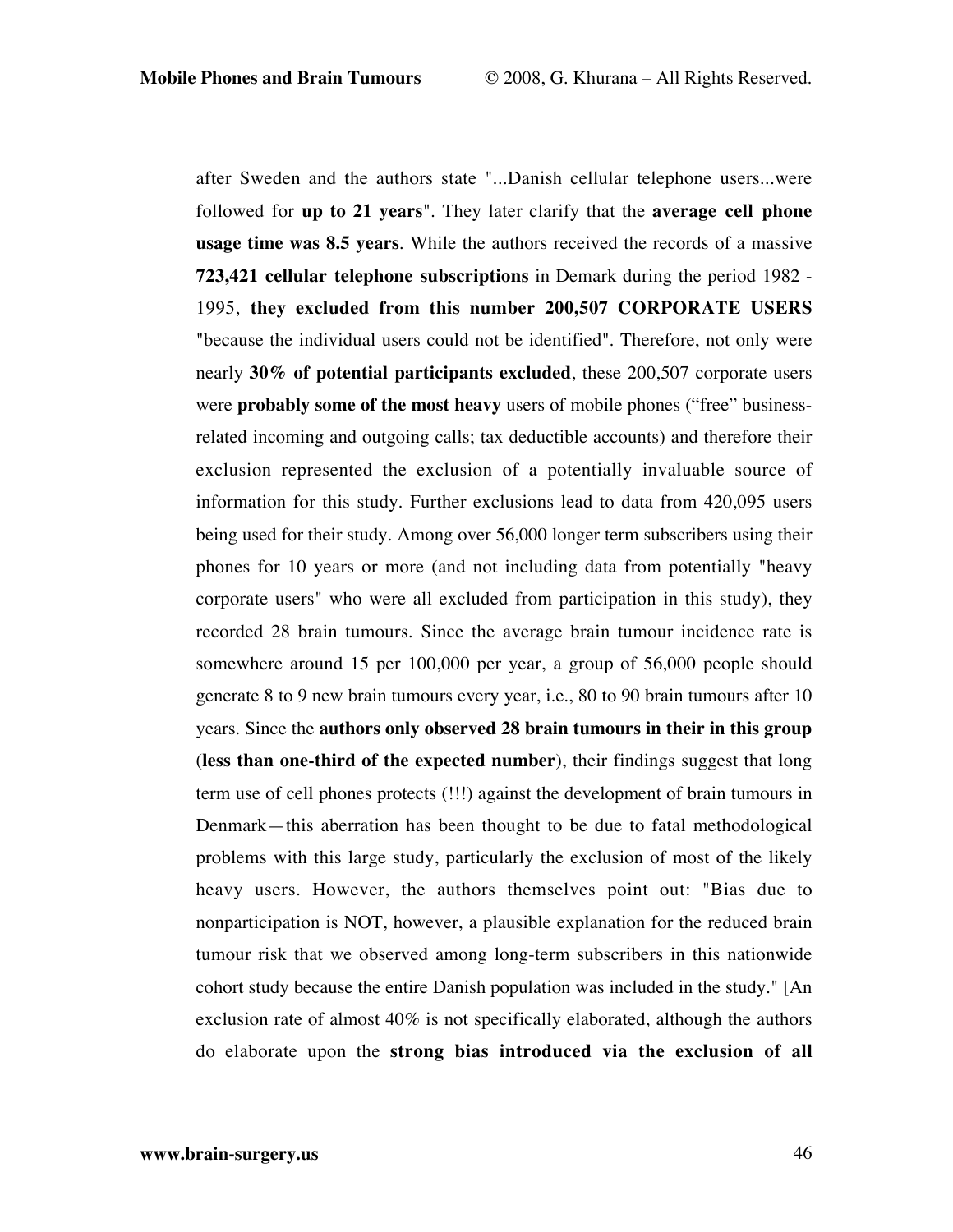after Sweden and the authors state "...Danish cellular telephone users...were followed for **up to 21 years**". They later clarify that the **average cell phone usage time was 8.5 years**. While the authors received the records of a massive **723,421 cellular telephone subscriptions** in Demark during the period 1982 - 1995, **they excluded from this number 200,507 CORPORATE USERS** "because the individual users could not be identified". Therefore, not only were nearly **30% of potential participants excluded**, these 200,507 corporate users were **probably some of the most heavy** users of mobile phones ("free" business-related incoming and outgoing calls; tax deductible accounts) and therefore their exclusion represented the exclusion of a potentially invaluable source of information for this study. Further exclusions lead to data from 420,095 users being used for their study. Among over 56,000 longer term subscribers using their phones for 10 years or more (and not including data from potentially "heavy corporate users" who were all excluded from participation in this study), they recorded 28 brain tumours. Since the average brain tumour incidence rate is somewhere around 15 per 100,000 per year, a group of 56,000 people should generate 8 to 9 new brain tumours every year, i.e., 80 to 90 brain tumours after 10 years. Since the **authors only observed 28 brain tumours in their in this group** (**less than one-third of the expected number**), their findings suggest that long term use of cell phones protects (!!!) against the development of brain tumours in Denmark—this aberration has been thought to be due to fatal methodological problems with this large study, particularly the exclusion of most of the likely heavy users. However, the authors themselves point out: "Bias due to nonparticipation is NOT, however, a plausible explanation for the reduced brain tumour risk that we observed among long-term subscribers in this nationwide cohort study because the entire Danish population was included in the study." [An exclusion rate of almost 40% is not specifically elaborated, although the authors do elaborate upon the **strong bias introduced via the exclusion of all**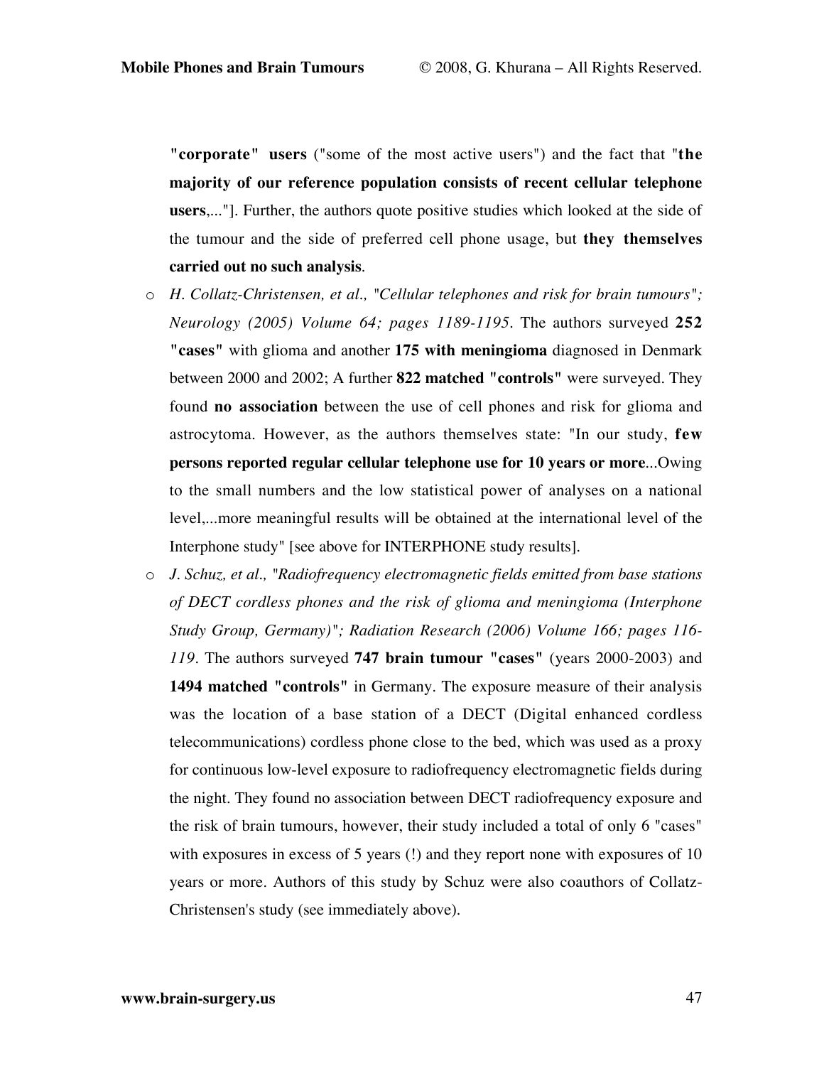**"corporate" users** ("some of the most active users") and the fact that "**the majority of our reference population consists of recent cellular telephone users**,..."]. Further, the authors quote positive studies which looked at the side of the tumour and the side of preferred cell phone usage, but **they themselves carried out no such analysis**.

- *H. Collatz-Christensen, et al., "Cellular telephones and risk for brain tumours"; Neurology (2005) Volume 64; pages 1189-1195*. The authors surveyed **252 "cases"** with glioma and another **175 with meningioma** diagnosed in Denmark between 2000 and 2002; A further **822 matched "controls"** were surveyed. They found **no association** between the use of cell phones and risk for glioma and astrocytoma. However, as the authors themselves state: "In our study, **few persons reported regular cellular telephone use for 10 years or more**...Owing to the small numbers and the low statistical power of analyses on a national level,...more meaningful results will be obtained at the international level of the Interphone study" [see above for INTERPHONE study results].
- *J. Schuz, et al., "Radiofrequency electromagnetic fields emitted from base stations of DECT cordless phones and the risk of glioma and meningioma (Interphone Study Group, Germany)"; Radiation Research (2006) Volume 166; pages 116-119*. The authors surveyed **747 brain tumour "cases"** (years 2000-2003) and **1494 matched "controls"** in Germany. The exposure measure of their analysis was the location of a base station of a DECT (Digital enhanced cordless telecommunications) cordless phone close to the bed, which was used as a proxy for continuous low-level exposure to radiofrequency electromagnetic fields during the night. They found no association between DECT radiofrequency exposure and the risk of brain tumours, however, their study included a total of only 6 "cases" with exposures in excess of 5 years (!) and they report none with exposures of 10 years or more. Authors of this study by Schuz were also coauthors of Collatz-Christensen's study (see immediately above).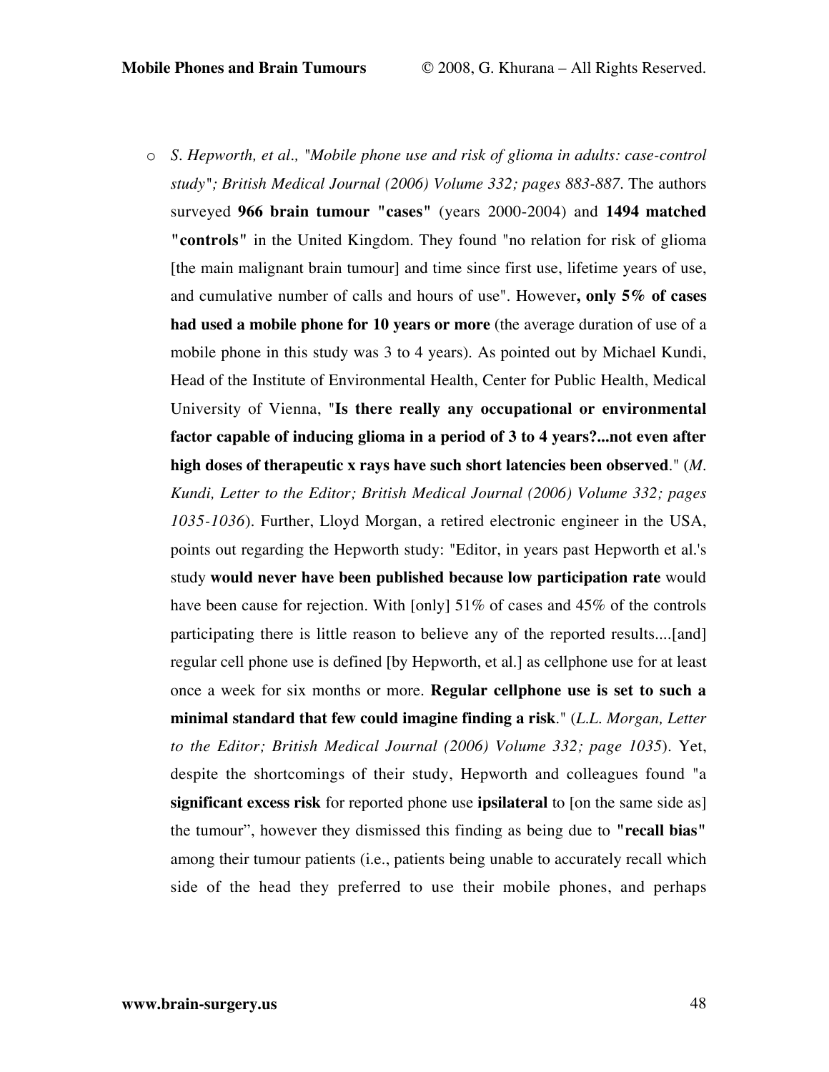- *S. Hepworth, et al., "Mobile phone use and risk of glioma in adults: case-control study"; British Medical Journal (2006) Volume 332; pages 883-887.* The authors surveyed **966 brain tumour "cases"** (years 2000-2004) and **1494 matched "controls"** in the United Kingdom. They found "no relation for risk of glioma [the main malignant brain tumour] and time since first use, lifetime years of use, and cumulative number of calls and hours of use". However**, only 5% of cases had used a mobile phone for 10 years or more** (the average duration of use of a mobile phone in this study was 3 to 4 years). As pointed out by Michael Kundi, Head of the Institute of Environmental Health, Center for Public Health, Medical University of Vienna, "**Is there really any occupational or environmental factor capable of inducing glioma in a period of 3 to 4 years?...not even after high doses of therapeutic x rays have such short latencies been observed**." (*M. Kundi, Letter to the Editor; British Medical Journal (2006) Volume 332; pages 1035-1036*). Further, Lloyd Morgan, a retired electronic engineer in the USA, points out regarding the Hepworth study: "Editor, in years past Hepworth et al.'s study **would never have been published because low participation rate** would have been cause for rejection. With [only] 51% of cases and 45% of the controls participating there is little reason to believe any of the reported results....[and] regular cell phone use is defined [by Hepworth, et al.] as cellphone use for at least once a week for six months or more. **Regular cellphone use is set to such a minimal standard that few could imagine finding a risk**." (*L.L. Morgan, Letter to the Editor; British Medical Journal (2006) Volume 332; page 1035*). Yet, despite the shortcomings of their study, Hepworth and colleagues found "a **significant excess risk** for reported phone use **ipsilateral** to [on the same side as] the tumour", however they dismissed this finding as being due to **"recall bias"** among their tumour patients (i.e., patients being unable to accurately recall which side of the head they preferred to use their mobile phones, and perhaps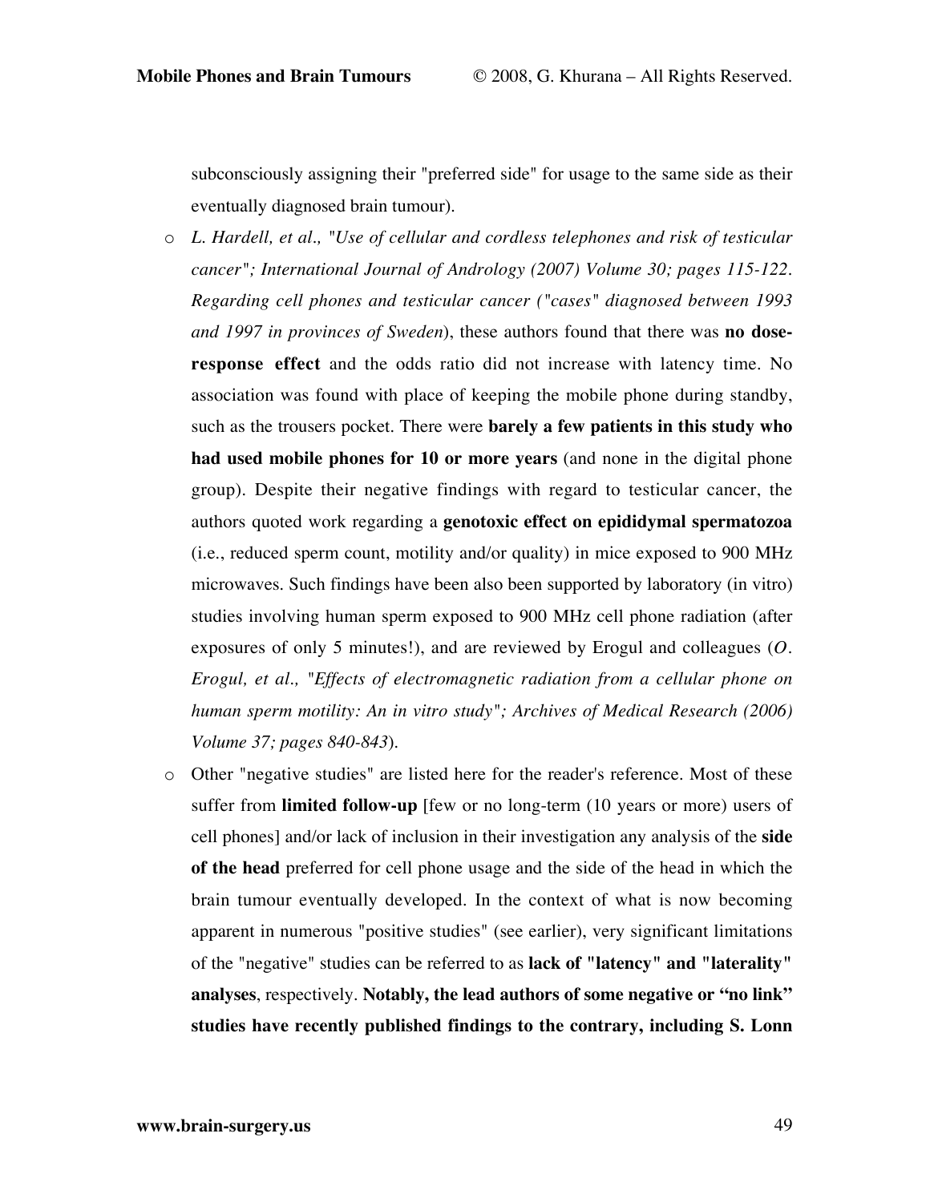subconsciously assigning their "preferred side" for usage to the same side as their eventually diagnosed brain tumour).

- *L. Hardell, et al., "Use of cellular and cordless telephones and risk of testicular cancer"; International Journal of Andrology (2007) Volume 30; pages 115-122. Regarding cell phones and testicular cancer ("cases" diagnosed between 1993 and 1997 in provinces of Sweden*), these authors found that there was **no dose-response effect** and the odds ratio did not increase with latency time. No association was found with place of keeping the mobile phone during standby, such as the trousers pocket. There were **barely a few patients in this study who had used mobile phones for 10 or more years** (and none in the digital phone group). Despite their negative findings with regard to testicular cancer, the authors quoted work regarding a **genotoxic effect on epididymal spermatozoa** (i.e., reduced sperm count, motility and/or quality) in mice exposed to 900 MHz microwaves. Such findings have been also been supported by laboratory (in vitro) studies involving human sperm exposed to 900 MHz cell phone radiation (after exposures of only 5 minutes!), and are reviewed by Erogul and colleagues (*O. Erogul, et al., "Effects of electromagnetic radiation from a cellular phone on human sperm motility: An in vitro study"; Archives of Medical Research (2006) Volume 37; pages 840-843*).
- Other "negative studies" are listed here for the reader's reference. Most of these suffer from **limited follow-up** [few or no long-term (10 years or more) users of cell phones] and/or lack of inclusion in their investigation any analysis of the **side of the head** preferred for cell phone usage and the side of the head in which the brain tumour eventually developed. In the context of what is now becoming apparent in numerous "positive studies" (see earlier), very significant limitations of the "negative" studies can be referred to as **lack of "latency" and "laterality" analyses**, respectively. **Notably, the lead authors of some negative or "no link" studies have recently published findings to the contrary, including S. Lonn**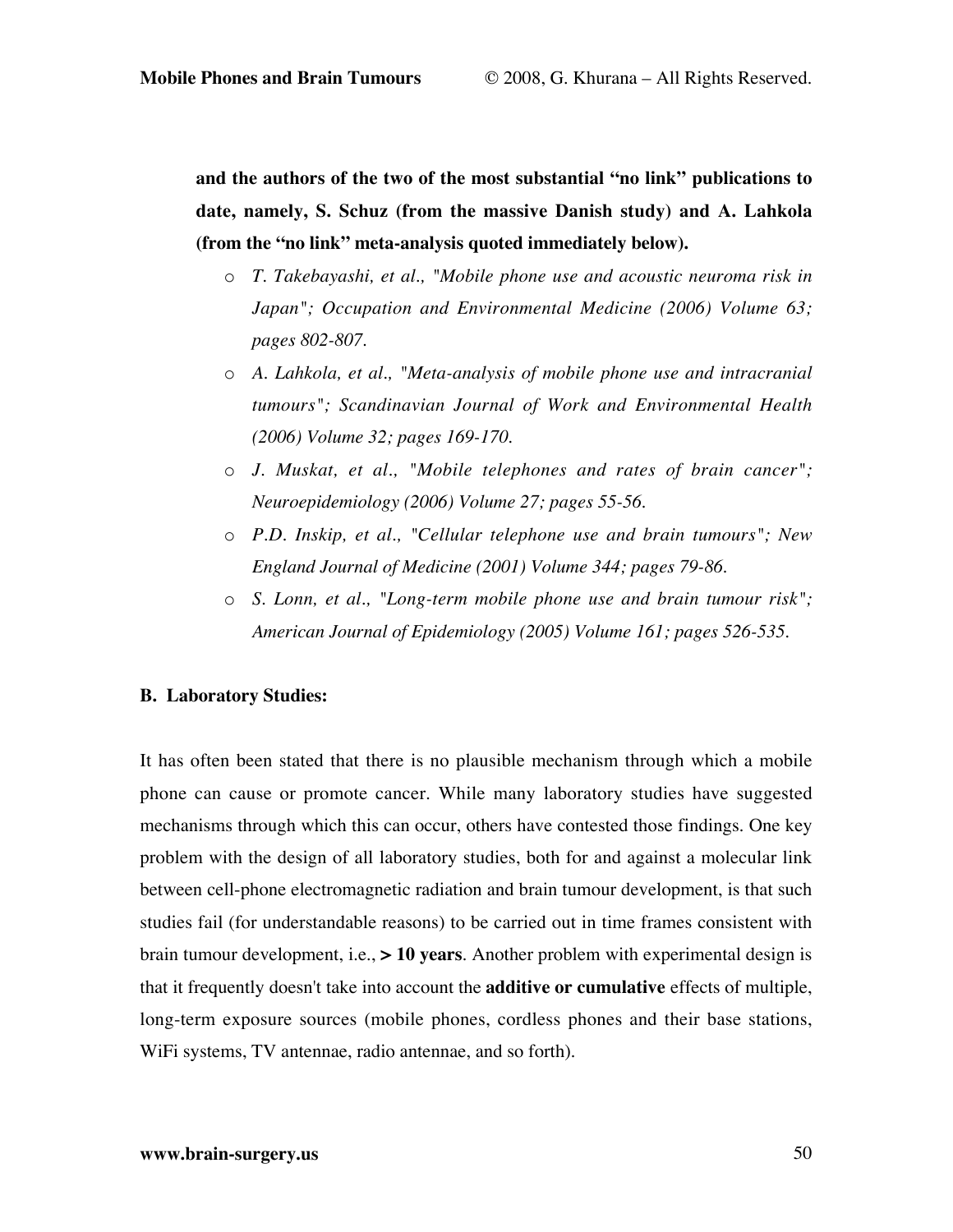**and the authors of the two of the most substantial "no link" publications to date, namely, S. Schuz (from the massive Danish study) and A. Lahkola (from the "no link" meta-analysis quoted immediately below).**

- *T. Takebayashi, et al., "Mobile phone use and acoustic neuroma risk in Japan"; Occupation and Environmental Medicine (2006) Volume 63; pages 802-807.*
- *A. Lahkola, et al., "Meta-analysis of mobile phone use and intracranial tumours"; Scandinavian Journal of Work and Environmental Health (2006) Volume 32; pages 169-170.*
- *J. Muskat, et al., "Mobile telephones and rates of brain cancer"; Neuroepidemiology (2006) Volume 27; pages 55-56.*
- *P.D. Inskip, et al., "Cellular telephone use and brain tumours"; New England Journal of Medicine (2001) Volume 344; pages 79-86.*
- *S. Lonn, et al., "Long-term mobile phone use and brain tumour risk"; American Journal of Epidemiology (2005) Volume 161; pages 526-535.*

**B. Laboratory Studies:**

It has often been stated that there is no plausible mechanism through which a mobile phone can cause or promote cancer. While many laboratory studies have suggested mechanisms through which this can occur, others have contested those findings. One key problem with the design of all laboratory studies, both for and against a molecular link between cell-phone electromagnetic radiation and brain tumour development, is that such studies fail (for understandable reasons) to be carried out in time frames consistent with brain tumour development, i.e., **> 10 years**. Another problem with experimental design is that it frequently doesn't take into account the **additive or cumulative** effects of multiple, long-term exposure sources (mobile phones, cordless phones and their base stations, WiFi systems, TV antennae, radio antennae, and so forth).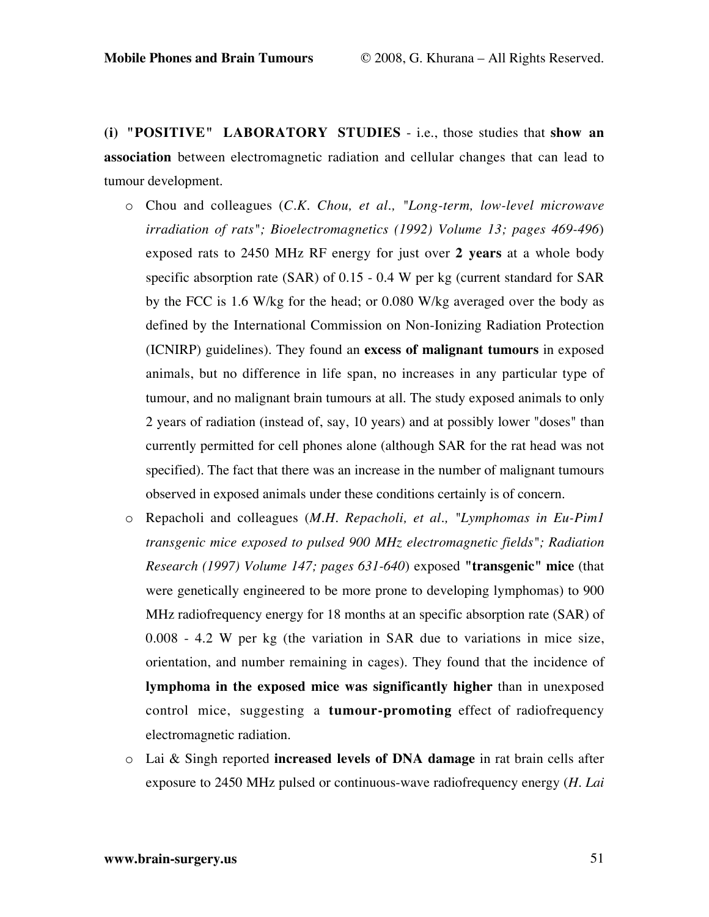**(i) "POSITIVE" LABORATORY STUDIES** - i.e., those studies that **show an association** between electromagnetic radiation and cellular changes that can lead to tumour development.

- Chou and colleagues (*C.K. Chou, et al., "Long-term, low-level microwave irradiation of rats"; Bioelectromagnetics (1992) Volume 13; pages 469-496*) exposed rats to 2450 MHz RF energy for just over **2 years** at a whole body specific absorption rate (SAR) of 0.15 - 0.4 W per kg (current standard for SAR by the FCC is 1.6 W/kg for the head; or 0.080 W/kg averaged over the body as defined by the International Commission on Non-Ionizing Radiation Protection (ICNIRP) guidelines). They found an **excess of malignant tumours** in exposed animals, but no difference in life span, no increases in any particular type of tumour, and no malignant brain tumours at all. The study exposed animals to only 2 years of radiation (instead of, say, 10 years) and at possibly lower "doses" than currently permitted for cell phones alone (although SAR for the rat head was not specified). The fact that there was an increase in the number of malignant tumours observed in exposed animals under these conditions certainly is of concern.
- Repacholi and colleagues (*M.H. Repacholi, et al., "Lymphomas in Eu-Pim1 transgenic mice exposed to pulsed 900 MHz electromagnetic fields"; Radiation Research (1997) Volume 147; pages 631-640*) exposed **"transgenic" mice** (that were genetically engineered to be more prone to developing lymphomas) to 900 MHz radiofrequency energy for 18 months at an specific absorption rate (SAR) of 0.008 - 4.2 W per kg (the variation in SAR due to variations in mice size, orientation, and number remaining in cages). They found that the incidence of **lymphoma in the exposed mice was significantly higher** than in unexposed control mice, suggesting a **tumour-promoting** effect of radiofrequency electromagnetic radiation.
- Lai & Singh reported **increased levels of DNA damage** in rat brain cells after exposure to 2450 MHz pulsed or continuous-wave radiofrequency energy (*H. Lai*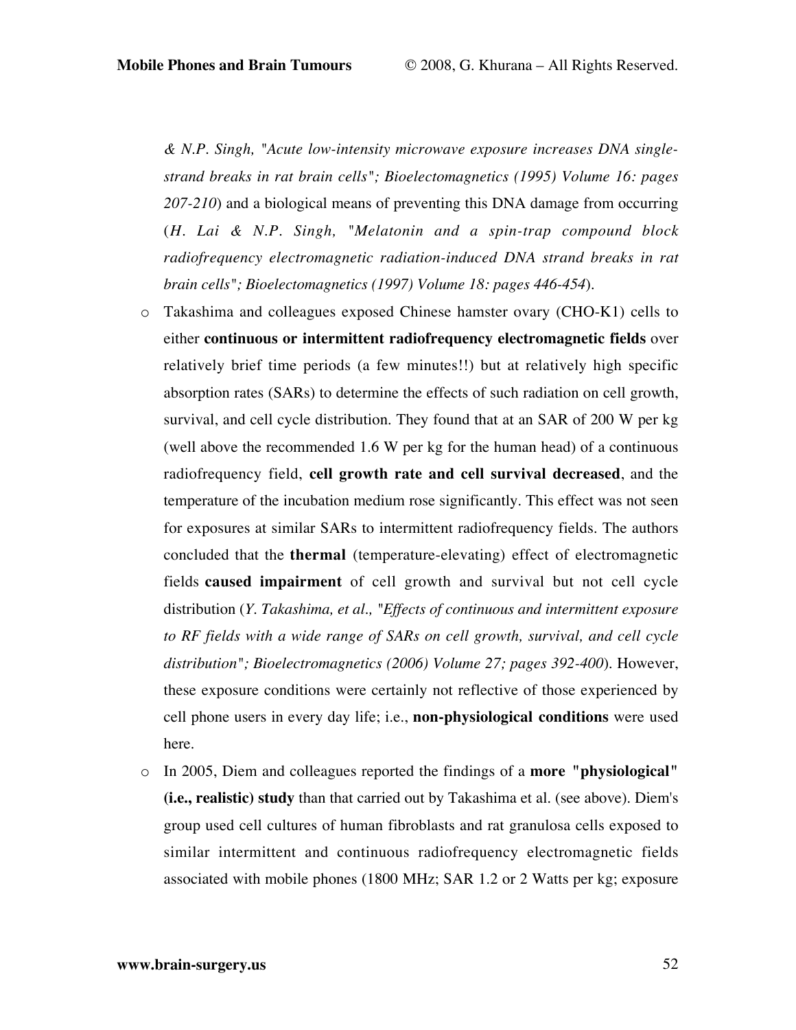*& N.P. Singh, "Acute low-intensity microwave exposure increases DNA single-strand breaks in rat brain cells"; Bioelectomagnetics (1995) Volume 16: pages 207-210*) and a biological means of preventing this DNA damage from occurring (*H. Lai & N.P. Singh, "Melatonin and a spin-trap compound block radiofrequency electromagnetic radiation-induced DNA strand breaks in rat brain cells"; Bioelectomagnetics (1997) Volume 18: pages 446-454*).

- Takashima and colleagues exposed Chinese hamster ovary (CHO-K1) cells to either **continuous or intermittent radiofrequency electromagnetic fields** over relatively brief time periods (a few minutes!!) but at relatively high specific absorption rates (SARs) to determine the effects of such radiation on cell growth, survival, and cell cycle distribution. They found that at an SAR of 200 W per kg (well above the recommended 1.6 W per kg for the human head) of a continuous radiofrequency field, **cell growth rate and cell survival decreased**, and the temperature of the incubation medium rose significantly. This effect was not seen for exposures at similar SARs to intermittent radiofrequency fields. The authors concluded that the **thermal** (temperature-elevating) effect of electromagnetic fields **caused impairment** of cell growth and survival but not cell cycle distribution (*Y. Takashima, et al., "Effects of continuous and intermittent exposure to RF fields with a wide range of SARs on cell growth, survival, and cell cycle distribution"; Bioelectromagnetics (2006) Volume 27; pages 392-400*). However, these exposure conditions were certainly not reflective of those experienced by cell phone users in every day life; i.e., **non-physiological conditions** were used here.
- In 2005, Diem and colleagues reported the findings of a **more "physiological" (i.e., realistic) study** than that carried out by Takashima et al. (see above). Diem's group used cell cultures of human fibroblasts and rat granulosa cells exposed to similar intermittent and continuous radiofrequency electromagnetic fields associated with mobile phones (1800 MHz; SAR 1.2 or 2 Watts per kg; exposure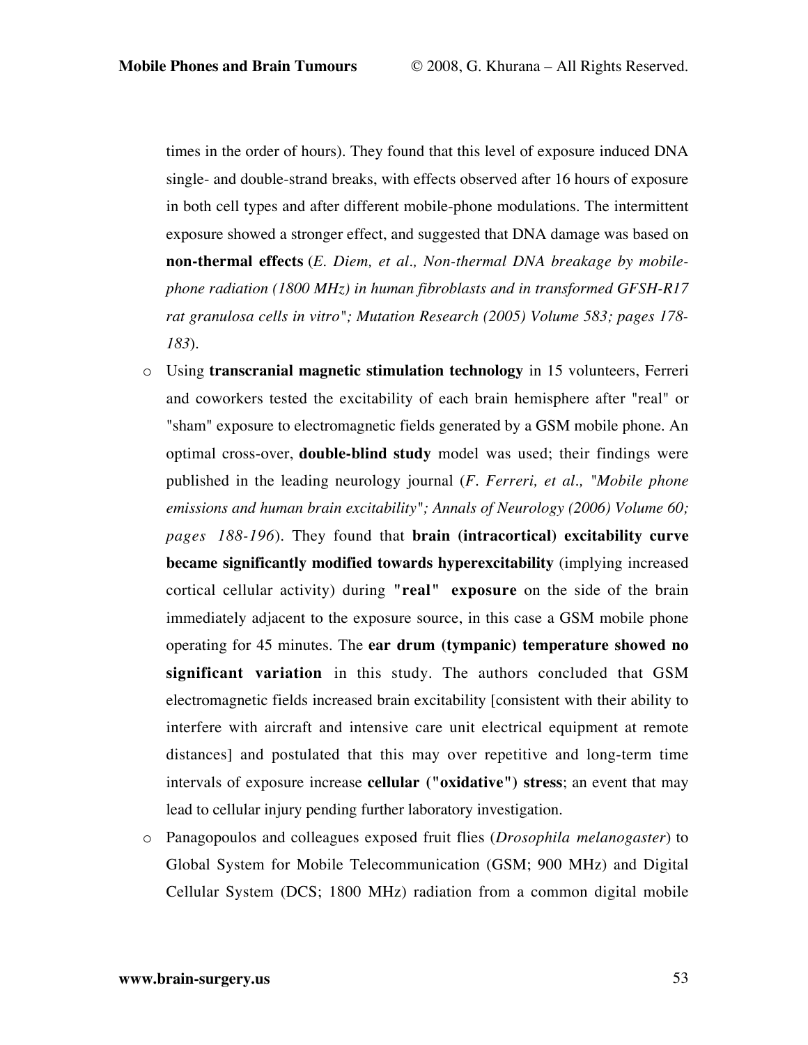times in the order of hours). They found that this level of exposure induced DNA single- and double-strand breaks, with effects observed after 16 hours of exposure in both cell types and after different mobile-phone modulations. The intermittent exposure showed a stronger effect, and suggested that DNA damage was based on **non-thermal effects** (*E. Diem, et al., Non-thermal DNA breakage by mobile-phone radiation (1800 MHz) in human fibroblasts and in transformed GFSH-R17 rat granulosa cells in vitro"; Mutation Research (2005) Volume 583; pages 178-183*).

- Using **transcranial magnetic stimulation technology** in 15 volunteers, Ferreri and coworkers tested the excitability of each brain hemisphere after "real" or "sham" exposure to electromagnetic fields generated by a GSM mobile phone. An optimal cross-over, **double-blind study** model was used; their findings were published in the leading neurology journal (*F. Ferreri, et al., "Mobile phone emissions and human brain excitability"; Annals of Neurology (2006) Volume 60; pages 188-196*). They found that **brain (intracortical) excitability curve became significantly modified towards hyperexcitability** (implying increased cortical cellular activity) during **"real" exposure** on the side of the brain immediately adjacent to the exposure source, in this case a GSM mobile phone operating for 45 minutes. The **ear drum (tympanic) temperature showed no significant variation** in this study. The authors concluded that GSM electromagnetic fields increased brain excitability [consistent with their ability to interfere with aircraft and intensive care unit electrical equipment at remote distances] and postulated that this may over repetitive and long-term time intervals of exposure increase **cellular ("oxidative") stress**; an event that may lead to cellular injury pending further laboratory investigation.
- Panagopoulos and colleagues exposed fruit flies (*Drosophila melanogaster*) to Global System for Mobile Telecommunication (GSM; 900 MHz) and Digital Cellular System (DCS; 1800 MHz) radiation from a common digital mobile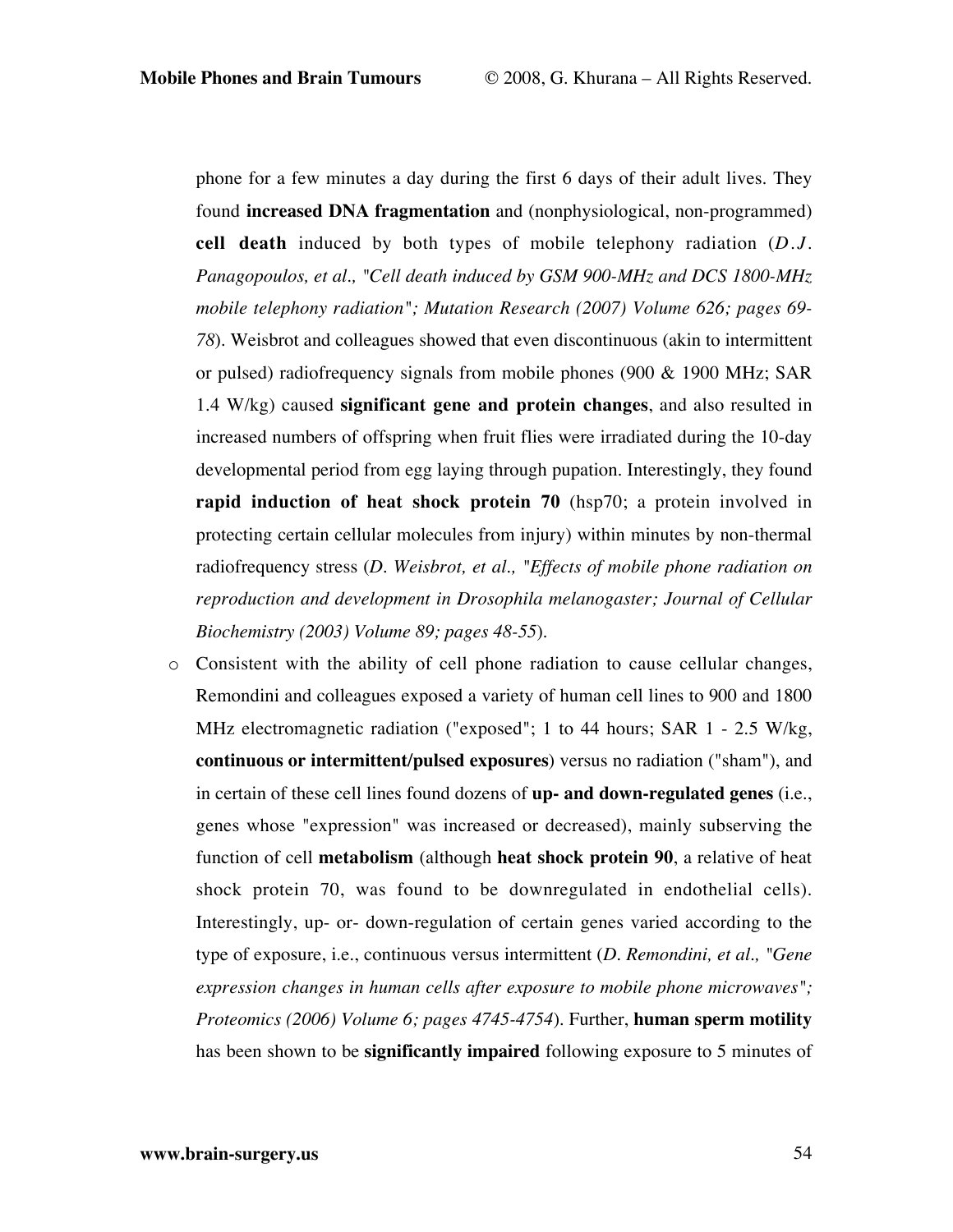phone for a few minutes a day during the first 6 days of their adult lives. They found **increased DNA fragmentation** and (nonphysiological, non-programmed) **cell death** induced by both types of mobile telephony radiation (*D.J. Panagopoulos, et al., "Cell death induced by GSM 900-MHz and DCS 1800-MHz mobile telephony radiation"; Mutation Research (2007) Volume 626; pages 69-78*). Weisbrot and colleagues showed that even discontinuous (akin to intermittent or pulsed) radiofrequency signals from mobile phones (900 & 1900 MHz; SAR 1.4 W/kg) caused **significant gene and protein changes**, and also resulted in increased numbers of offspring when fruit flies were irradiated during the 10-day developmental period from egg laying through pupation. Interestingly, they found **rapid induction of heat shock protein 70** (hsp70; a protein involved in protecting certain cellular molecules from injury) within minutes by non-thermal radiofrequency stress (*D. Weisbrot, et al., "Effects of mobile phone radiation on reproduction and development in Drosophila melanogaster; Journal of Cellular Biochemistry (2003) Volume 89; pages 48-55*).

- Consistent with the ability of cell phone radiation to cause cellular changes, Remondini and colleagues exposed a variety of human cell lines to 900 and 1800 MHz electromagnetic radiation ("exposed"; 1 to 44 hours; SAR 1 - 2.5 W/kg, **continuous or intermittent/pulsed exposures**) versus no radiation ("sham"), and in certain of these cell lines found dozens of **up- and down-regulated genes** (i.e., genes whose "expression" was increased or decreased), mainly subserving the function of cell **metabolism** (although **heat shock protein 90**, a relative of heat shock protein 70, was found to be downregulated in endothelial cells). Interestingly, up- or- down-regulation of certain genes varied according to the type of exposure, i.e., continuous versus intermittent (*D. Remondini, et al., "Gene expression changes in human cells after exposure to mobile phone microwaves"; Proteomics (2006) Volume 6; pages 4745-4754*). Further, **human sperm motility** has been shown to be **significantly impaired** following exposure to 5 minutes of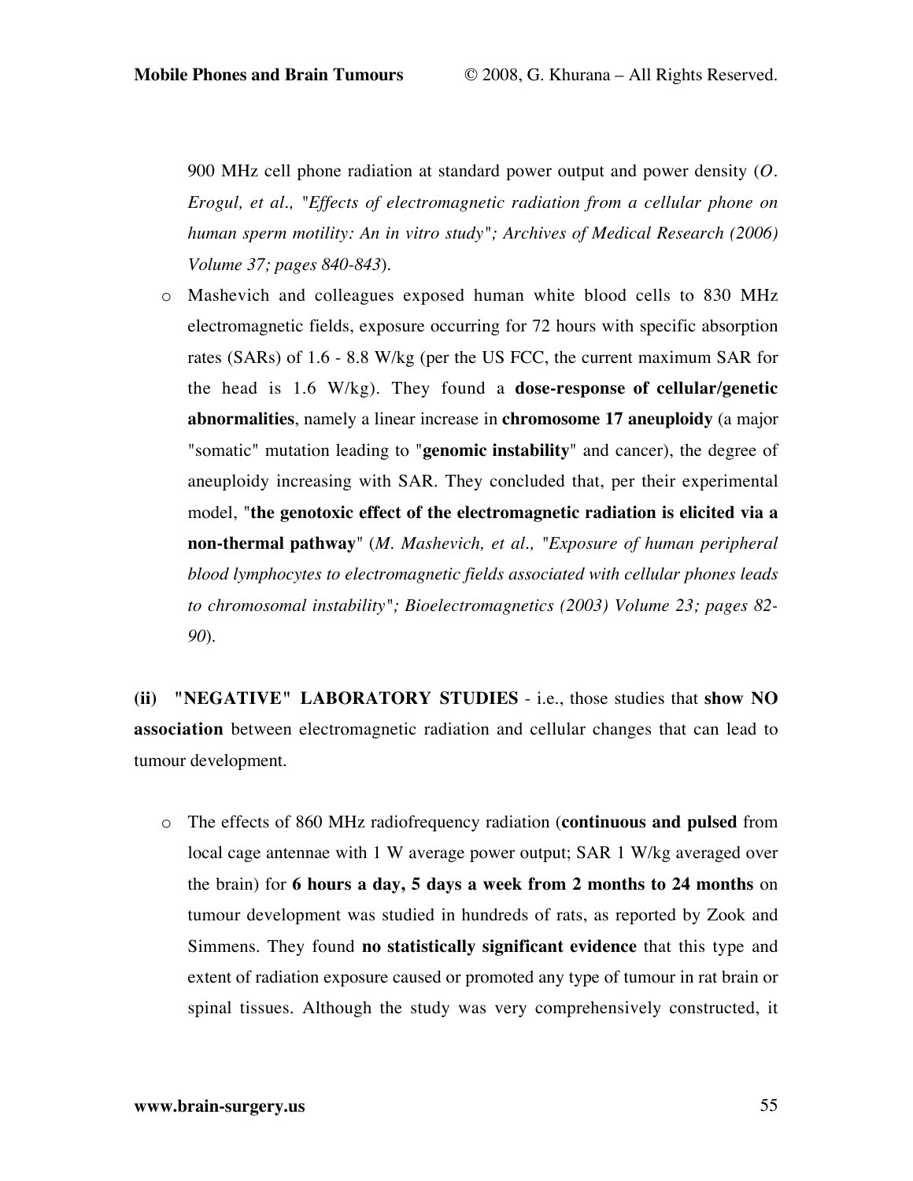900 MHz cell phone radiation at standard power output and power density (*O. Erogul, et al., "Effects of electromagnetic radiation from a cellular phone on human sperm motility: An in vitro study"; Archives of Medical Research (2006) Volume 37; pages 840-843*).

- Mashevich and colleagues exposed human white blood cells to 830 MHz electromagnetic fields, exposure occurring for 72 hours with specific absorption rates (SARs) of 1.6 - 8.8 W/kg (per the US FCC, the current maximum SAR for the head is 1.6 W/kg). They found a **dose-response of cellular/genetic abnormalities**, namely a linear increase in **chromosome 17 aneuploidy** (a major "somatic" mutation leading to "**genomic instability**" and cancer), the degree of aneuploidy increasing with SAR. They concluded that, per their experimental model, "**the genotoxic effect of the electromagnetic radiation is elicited via a non-thermal pathway**" (*M. Mashevich, et al., "Exposure of human peripheral blood lymphocytes to electromagnetic fields associated with cellular phones leads to chromosomal instability"; Bioelectromagnetics (2003) Volume 23; pages 82-90*).

**(ii) "NEGATIVE" LABORATORY STUDIES** - i.e., those studies that **show NO association** between electromagnetic radiation and cellular changes that can lead to tumour development.

- The effects of 860 MHz radiofrequency radiation (**continuous and pulsed** from local cage antennae with 1 W average power output; SAR 1 W/kg averaged over the brain) for **6 hours a day, 5 days a week from 2 months to 24 months** on tumour development was studied in hundreds of rats, as reported by Zook and Simmens. They found **no statistically significant evidence** that this type and extent of radiation exposure caused or promoted any type of tumour in rat brain or spinal tissues. Although the study was very comprehensively constructed, it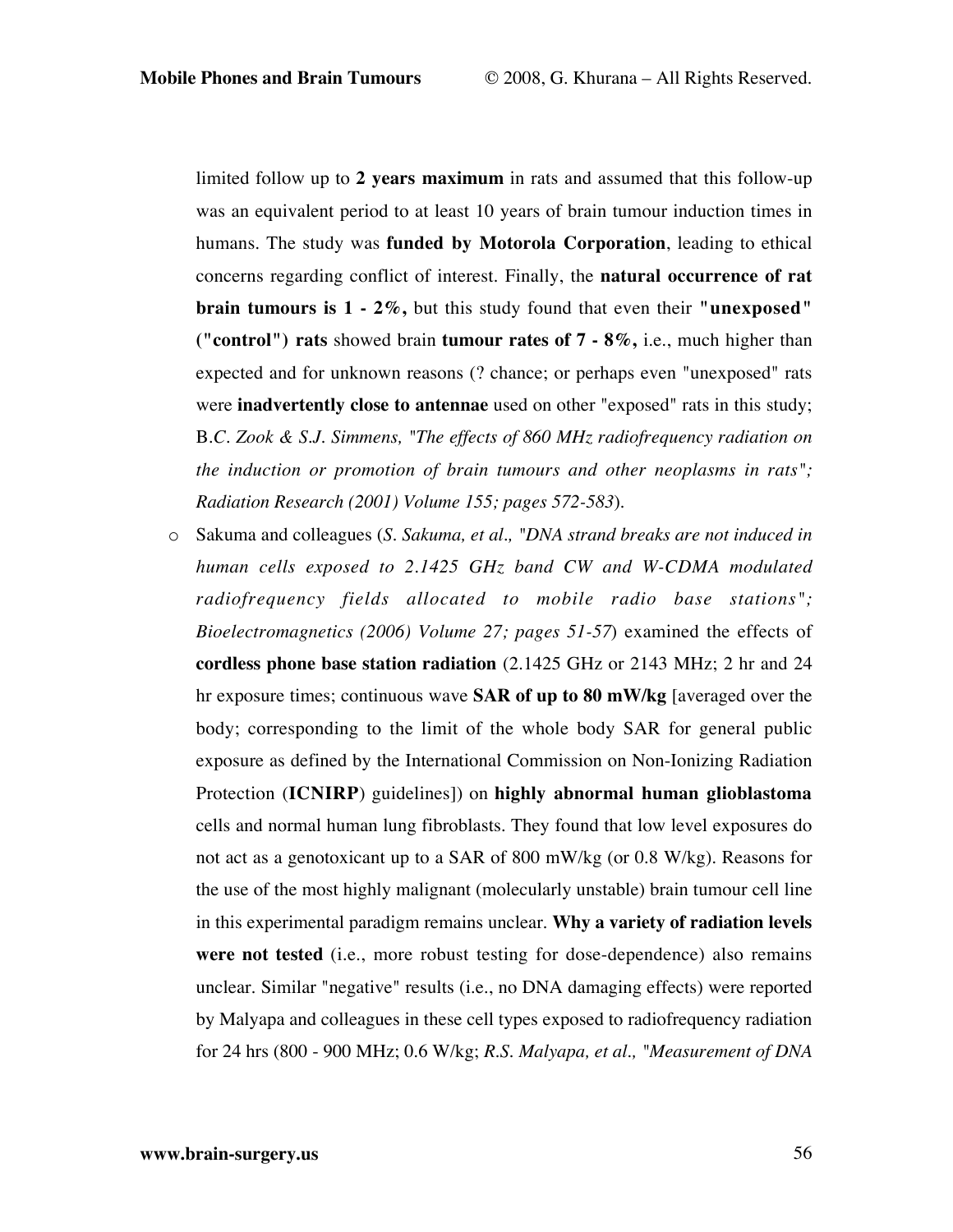limited follow up to **2 years maximum** in rats and assumed that this follow-up was an equivalent period to at least 10 years of brain tumour induction times in humans. The study was **funded by Motorola Corporation**, leading to ethical concerns regarding conflict of interest. Finally, the **natural occurrence of rat brain tumours is 1 - 2%,** but this study found that even their **"unexposed" ("control") rats** showed brain **tumour rates of 7 - 8%,** i.e., much higher than expected and for unknown reasons (? chance; or perhaps even "unexposed" rats were **inadvertently close to antennae** used on other "exposed" rats in this study; B.*C. Zook & S.J. Simmens, "The effects of 860 MHz radiofrequency radiation on the induction or promotion of brain tumours and other neoplasms in rats"; Radiation Research (2001) Volume 155; pages 572-583*).

- Sakuma and colleagues (*S. Sakuma, et al., "DNA strand breaks are not induced in human cells exposed to 2.1425 GHz band CW and W-CDMA modulated radiofrequency fields allocated to mobile radio base stations"; Bioelectromagnetics (2006) Volume 27; pages 51-57*) examined the effects of **cordless phone base station radiation** (2.1425 GHz or 2143 MHz; 2 hr and 24 hr exposure times; continuous wave **SAR of up to 80 mW/kg** [averaged over the body; corresponding to the limit of the whole body SAR for general public exposure as defined by the International Commission on Non-Ionizing Radiation Protection (**ICNIRP**) guidelines]) on **highly abnormal human glioblastoma** cells and normal human lung fibroblasts. They found that low level exposures do not act as a genotoxicant up to a SAR of 800 mW/kg (or 0.8 W/kg). Reasons for the use of the most highly malignant (molecularly unstable) brain tumour cell line in this experimental paradigm remains unclear. **Why a variety of radiation levels were not tested** (i.e., more robust testing for dose-dependence) also remains unclear. Similar "negative" results (i.e., no DNA damaging effects) were reported by Malyapa and colleagues in these cell types exposed to radiofrequency radiation for 24 hrs (800 - 900 MHz; 0.6 W/kg; *R.S. Malyapa, et al., "Measurement of DNA*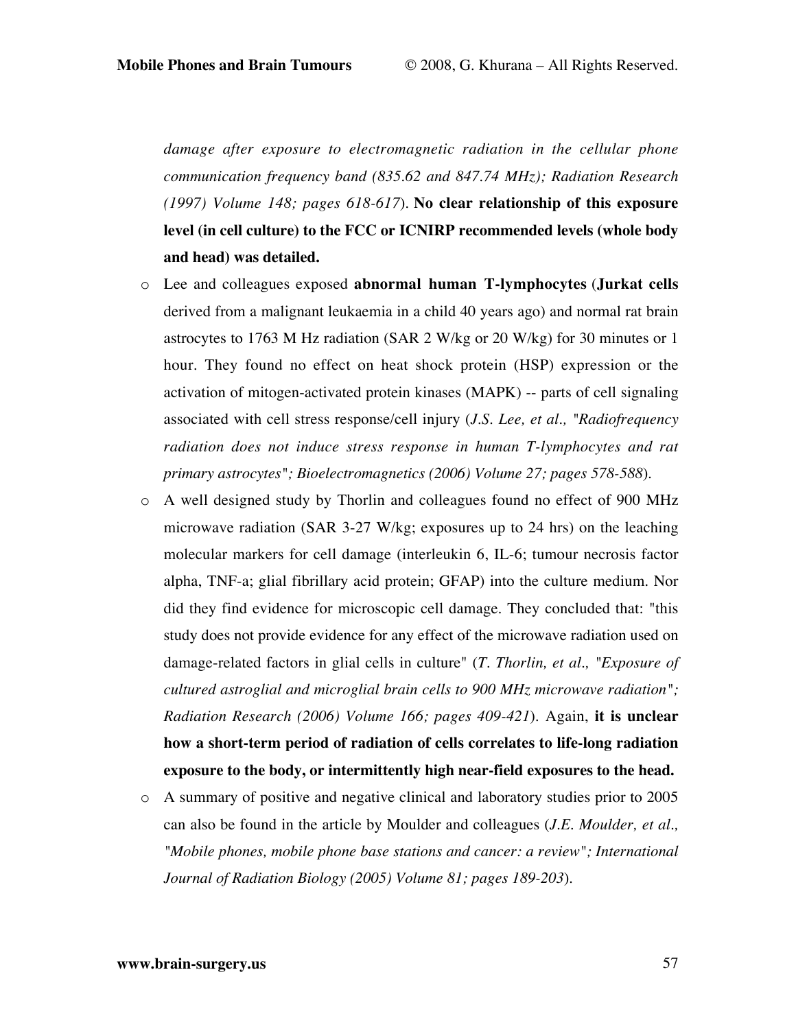*damage after exposure to electromagnetic radiation in the cellular phone communication frequency band (835.62 and 847.74 MHz); Radiation Research (1997) Volume 148; pages 618-617*). **No clear relationship of this exposure level (in cell culture) to the FCC or ICNIRP recommended levels (whole body and head) was detailed.**

- Lee and colleagues exposed **abnormal human T-lymphocytes** (**Jurkat cells** derived from a malignant leukaemia in a child 40 years ago) and normal rat brain astrocytes to 1763 M Hz radiation (SAR 2 W/kg or 20 W/kg) for 30 minutes or 1 hour. They found no effect on heat shock protein (HSP) expression or the activation of mitogen-activated protein kinases (MAPK) -- parts of cell signaling associated with cell stress response/cell injury (*J.S. Lee, et al., "Radiofrequency radiation does not induce stress response in human T-lymphocytes and rat primary astrocytes"; Bioelectromagnetics (2006) Volume 27; pages 578-588*).
- A well designed study by Thorlin and colleagues found no effect of 900 MHz microwave radiation (SAR 3-27 W/kg; exposures up to 24 hrs) on the leaching molecular markers for cell damage (interleukin 6, IL-6; tumour necrosis factor alpha, TNF-a; glial fibrillary acid protein; GFAP) into the culture medium. Nor did they find evidence for microscopic cell damage. They concluded that: "this study does not provide evidence for any effect of the microwave radiation used on damage-related factors in glial cells in culture" (*T. Thorlin, et al., "Exposure of cultured astroglial and microglial brain cells to 900 MHz microwave radiation"; Radiation Research (2006) Volume 166; pages 409-421*). Again, **it is unclear how a short-term period of radiation of cells correlates to life-long radiation exposure to the body, or intermittently high near-field exposures to the head.**
- A summary of positive and negative clinical and laboratory studies prior to 2005 can also be found in the article by Moulder and colleagues (*J.E. Moulder, et al., "Mobile phones, mobile phone base stations and cancer: a review"; International Journal of Radiation Biology (2005) Volume 81; pages 189-203*).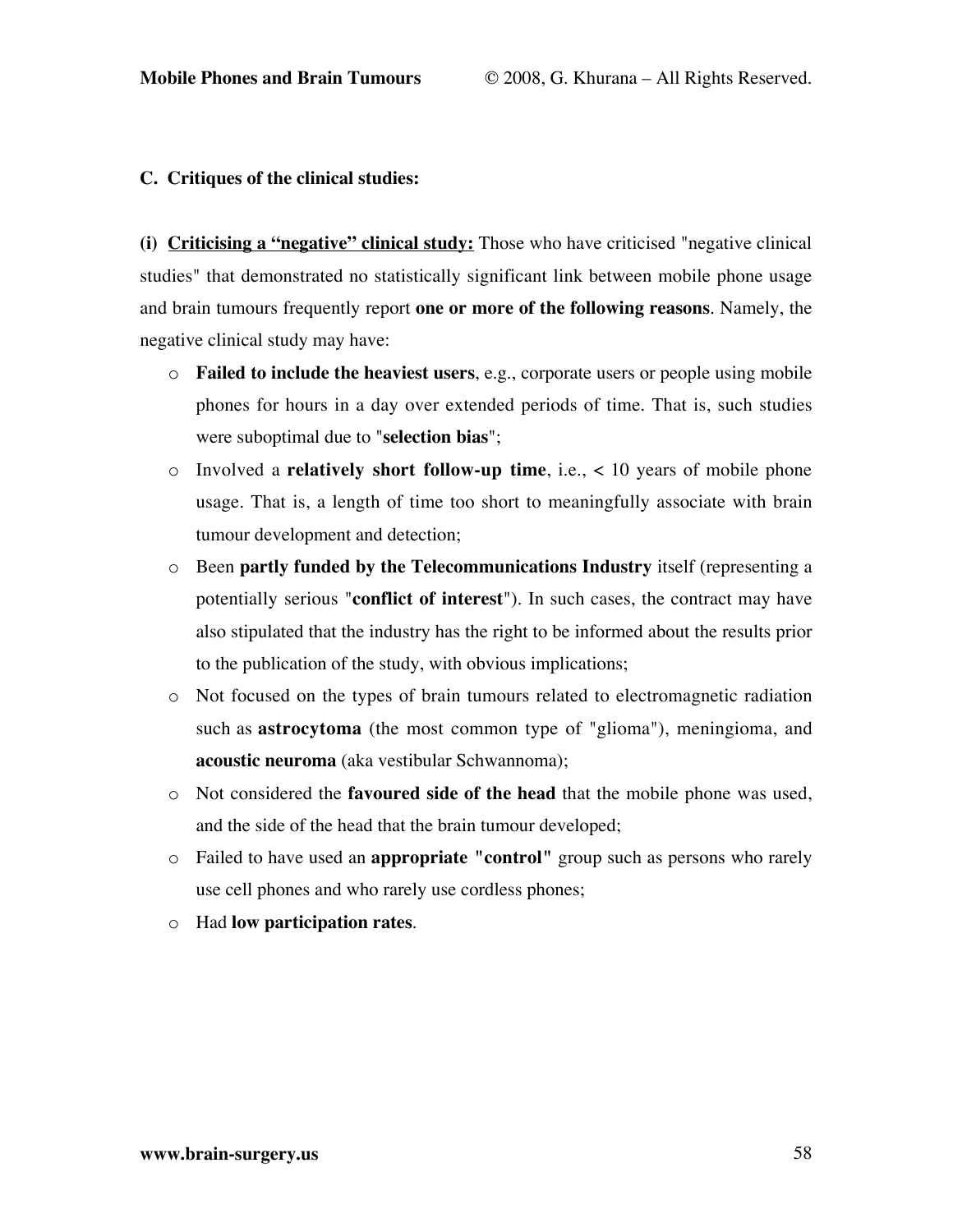**C. Critiques of the clinical studies:**

**(i) <u>Criticising a "negative" clinical study:</u>** Those who have criticised "negative clinical studies" that demonstrated no statistically significant link between mobile phone usage and brain tumours frequently report **one or more of the following reasons**. Namely, the negative clinical study may have:

- **Failed to include the heaviest users**, e.g., corporate users or people using mobile phones for hours in a day over extended periods of time. That is, such studies were suboptimal due to "**selection bias**";
- Involved a **relatively short follow-up time**, i.e., < 10 years of mobile phone usage. That is, a length of time too short to meaningfully associate with brain tumour development and detection;
- Been **partly funded by the Telecommunications Industry** itself (representing a potentially serious "**conflict of interest**"). In such cases, the contract may have also stipulated that the industry has the right to be informed about the results prior to the publication of the study, with obvious implications;
- Not focused on the types of brain tumours related to electromagnetic radiation such as **astrocytoma** (the most common type of "glioma"), meningioma, and **acoustic neuroma** (aka vestibular Schwannoma);
- Not considered the **favoured side of the head** that the mobile phone was used, and the side of the head that the brain tumour developed;
- Failed to have used an **appropriate "control"** group such as persons who rarely use cell phones and who rarely use cordless phones;
- Had **low participation rates**.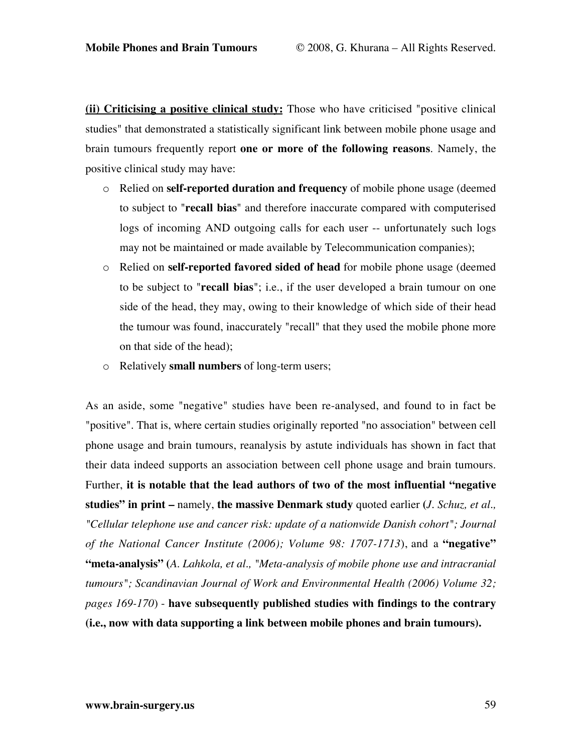**(ii) Criticising a positive clinical study:** Those who have criticised "positive clinical studies" that demonstrated a statistically significant link between mobile phone usage and brain tumours frequently report **one or more of the following reasons**. Namely, the positive clinical study may have:

- Relied on **self-reported duration and frequency** of mobile phone usage (deemed to subject to "**recall bias**" and therefore inaccurate compared with computerised logs of incoming AND outgoing calls for each user -- unfortunately such logs may not be maintained or made available by Telecommunication companies);
- Relied on **self-reported favored sided of head** for mobile phone usage (deemed to be subject to "**recall bias**"; i.e., if the user developed a brain tumour on one side of the head, they may, owing to their knowledge of which side of their head the tumour was found, inaccurately "recall" that they used the mobile phone more on that side of the head);
- Relatively **small numbers** of long-term users;

As an aside, some "negative" studies have been re-analysed, and found to in fact be "positive". That is, where certain studies originally reported "no association" between cell phone usage and brain tumours, reanalysis by astute individuals has shown in fact that their data indeed supports an association between cell phone usage and brain tumours. Further, **it is notable that the lead authors of two of the most influential "negative studies" in print –** namely, **the massive Denmark study** quoted earlier **(***J. Schuz, et al., "Cellular telephone use and cancer risk: update of a nationwide Danish cohort"; Journal of the National Cancer Institute (2006); Volume 98: 1707-1713*), and a **"negative" "meta-analysis" (***A. Lahkola, et al., "Meta-analysis of mobile phone use and intracranial tumours"; Scandinavian Journal of Work and Environmental Health (2006) Volume 32; pages 169-170*) - **have subsequently published studies with findings to the contrary (i.e., now with data supporting a link between mobile phones and brain tumours).**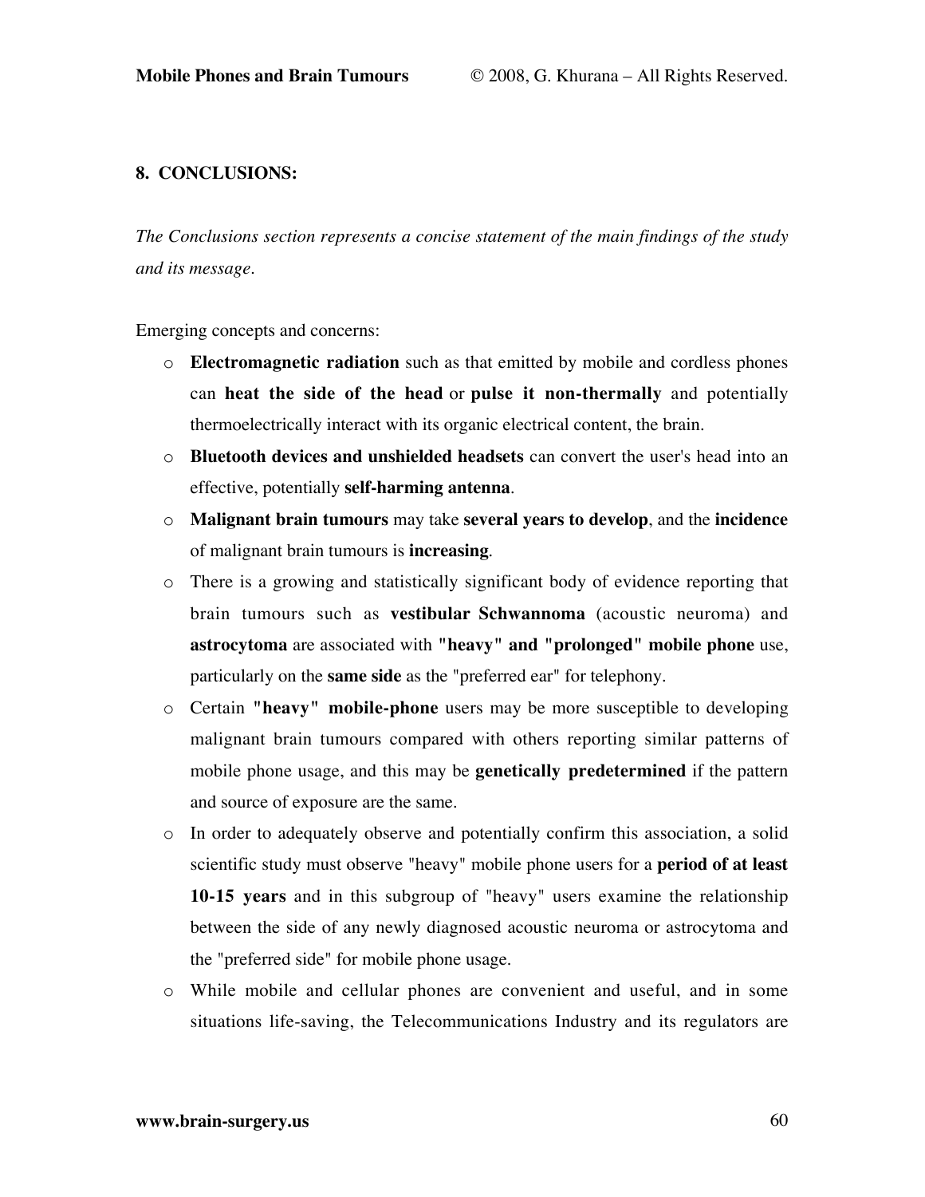## 8. CONCLUSIONS:

*The Conclusions section represents a concise statement of the main findings of the study and its message.*

Emerging concepts and concerns:

- **Electromagnetic radiation** such as that emitted by mobile and cordless phones can **heat the side of the head** or **pulse it non-thermally** and potentially thermoelectrically interact with its organic electrical content, the brain.
- **Bluetooth devices and unshielded headsets** can convert the user's head into an effective, potentially **self-harming antenna**.
- **Malignant brain tumours** may take **several years to develop**, and the **incidence** of malignant brain tumours is **increasing**.
- There is a growing and statistically significant body of evidence reporting that brain tumours such as **vestibular Schwannoma** (acoustic neuroma) and **astrocytoma** are associated with **"heavy" and "prolonged" mobile phone** use, particularly on the **same side** as the "preferred ear" for telephony.
- Certain **"heavy" mobile-phone** users may be more susceptible to developing malignant brain tumours compared with others reporting similar patterns of mobile phone usage, and this may be **genetically predetermined** if the pattern and source of exposure are the same.
- In order to adequately observe and potentially confirm this association, a solid scientific study must observe "heavy" mobile phone users for a **period of at least 10-15 years** and in this subgroup of "heavy" users examine the relationship between the side of any newly diagnosed acoustic neuroma or astrocytoma and the "preferred side" for mobile phone usage.
- While mobile and cellular phones are convenient and useful, and in some situations life-saving, the Telecommunications Industry and its regulators are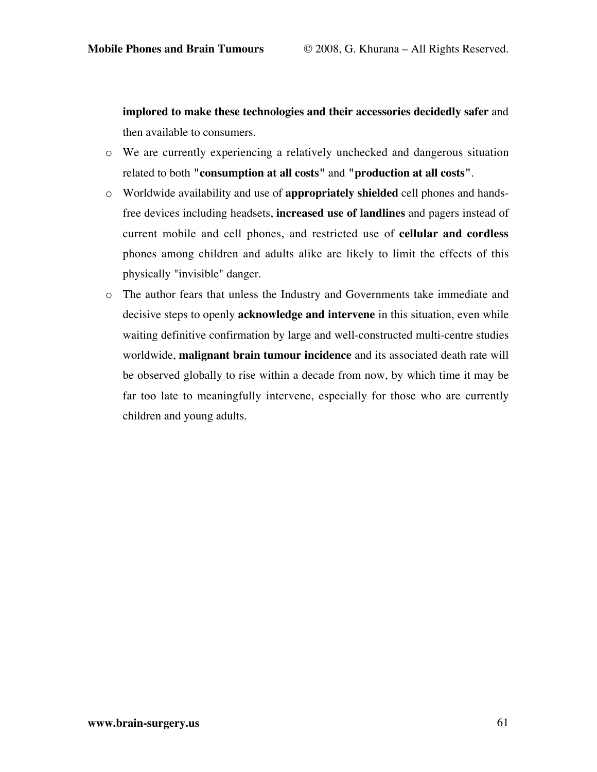**implored to make these technologies and their accessories decidedly safer** and then available to consumers.

- We are currently experiencing a relatively unchecked and dangerous situation related to both **"consumption at all costs"** and **"production at all costs"**.
- Worldwide availability and use of **appropriately shielded** cell phones and hands-free devices including headsets, **increased use of landlines** and pagers instead of current mobile and cell phones, and restricted use of **cellular and cordless** phones among children and adults alike are likely to limit the effects of this physically "invisible" danger.
- The author fears that unless the Industry and Governments take immediate and decisive steps to openly **acknowledge and intervene** in this situation, even while waiting definitive confirmation by large and well-constructed multi-centre studies worldwide, **malignant brain tumour incidence** and its associated death rate will be observed globally to rise within a decade from now, by which time it may be far too late to meaningfully intervene, especially for those who are currently children and young adults.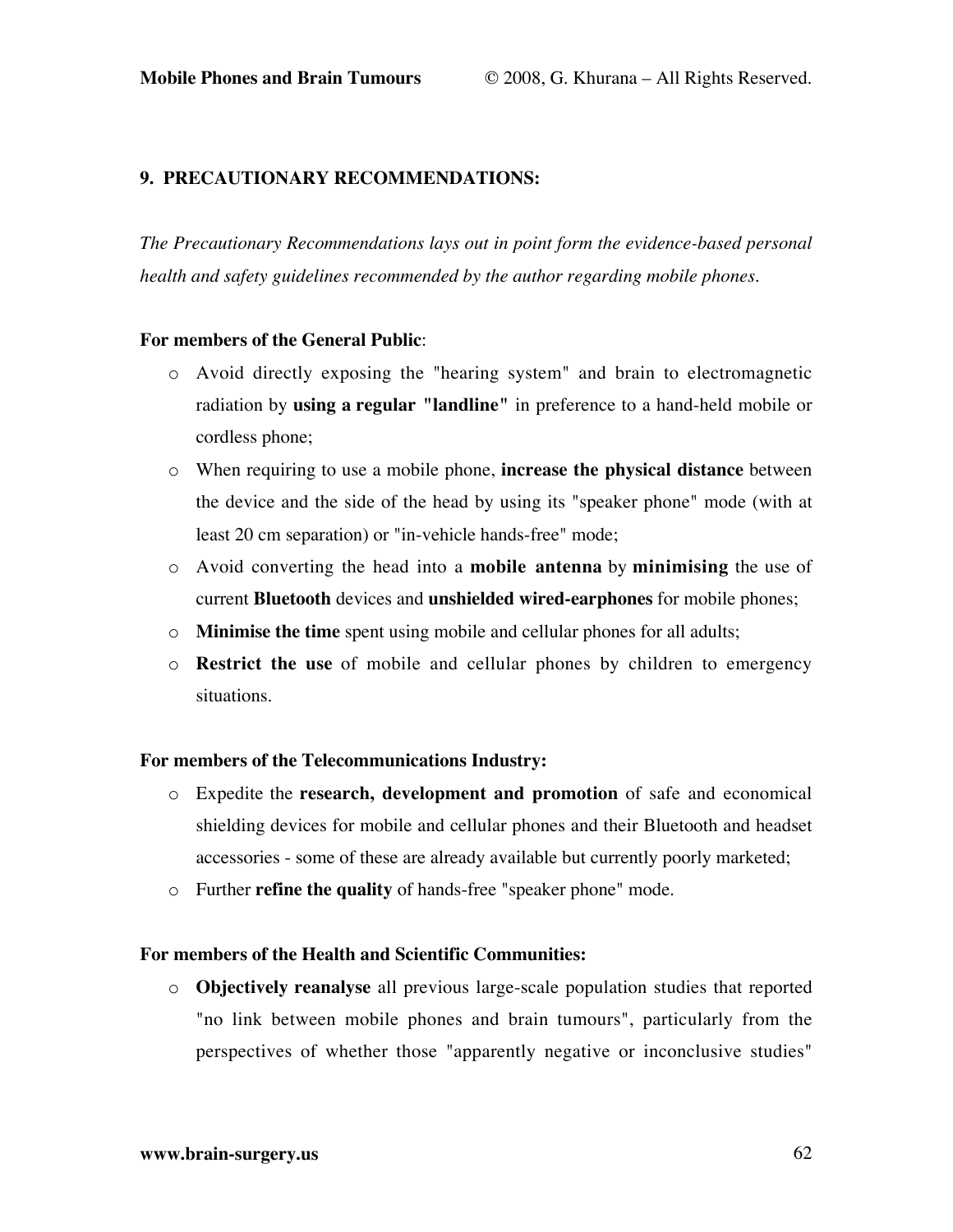## 9. PRECAUTIONARY RECOMMENDATIONS:

*The Precautionary Recommendations lays out in point form the evidence-based personal health and safety guidelines recommended by the author regarding mobile phones.*

**For members of the General Public**:

- Avoid directly exposing the "hearing system" and brain to electromagnetic radiation by **using a regular "landline"** in preference to a hand-held mobile or cordless phone;
- When requiring to use a mobile phone, **increase the physical distance** between the device and the side of the head by using its "speaker phone" mode (with at least 20 cm separation) or "in-vehicle hands-free" mode;
- Avoid converting the head into a **mobile antenna** by **minimising** the use of current **Bluetooth** devices and **unshielded wired-earphones** for mobile phones;
- **Minimise the time** spent using mobile and cellular phones for all adults;
- **Restrict the use** of mobile and cellular phones by children to emergency situations.

**For members of the Telecommunications Industry:**

- Expedite the **research, development and promotion** of safe and economical shielding devices for mobile and cellular phones and their Bluetooth and headset accessories - some of these are already available but currently poorly marketed;
- Further **refine the quality** of hands-free "speaker phone" mode.

**For members of the Health and Scientific Communities:**

- **Objectively reanalyse** all previous large-scale population studies that reported "no link between mobile phones and brain tumours", particularly from the perspectives of whether those "apparently negative or inconclusive studies"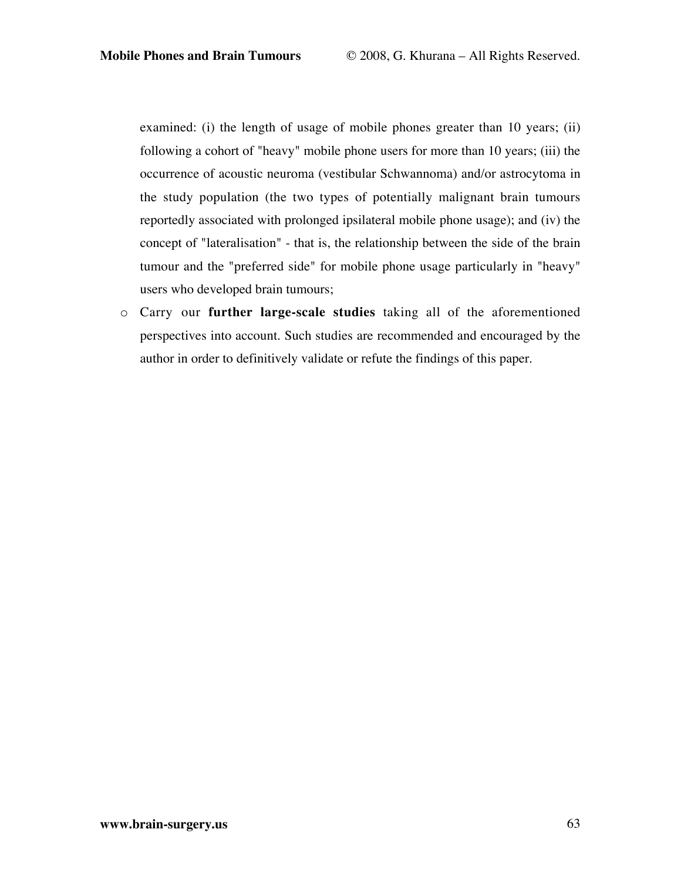examined: (i) the length of usage of mobile phones greater than 10 years; (ii) following a cohort of "heavy" mobile phone users for more than 10 years; (iii) the occurrence of acoustic neuroma (vestibular Schwannoma) and/or astrocytoma in the study population (the two types of potentially malignant brain tumours reportedly associated with prolonged ipsilateral mobile phone usage); and (iv) the concept of "lateralisation" - that is, the relationship between the side of the brain tumour and the "preferred side" for mobile phone usage particularly in "heavy" users who developed brain tumours;

- Carry our **further large-scale studies** taking all of the aforementioned perspectives into account. Such studies are recommended and encouraged by the author in order to definitively validate or refute the findings of this paper.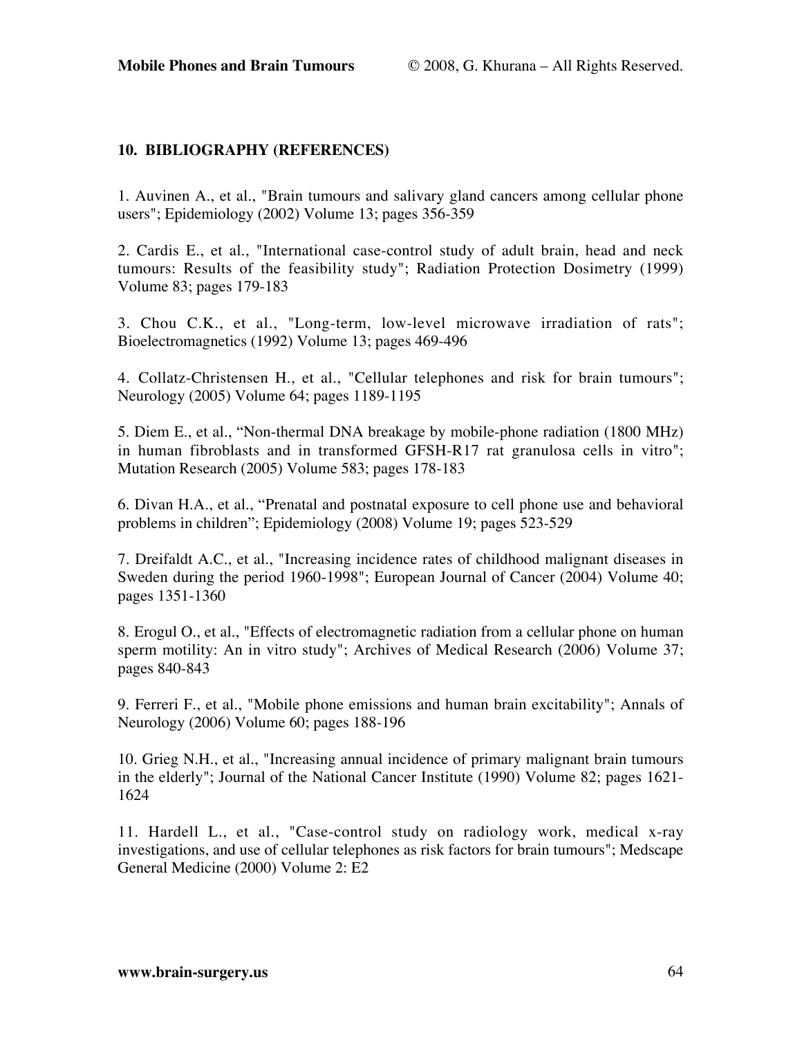## 10. BIBLIOGRAPHY (REFERENCES)

1. Auvinen A., et al., "Brain tumours and salivary gland cancers among cellular phone users"; Epidemiology (2002) Volume 13; pages 356-359

2. Cardis E., et al., "International case-control study of adult brain, head and neck tumours: Results of the feasibility study"; Radiation Protection Dosimetry (1999) Volume 83; pages 179-183

3. Chou C.K., et al., "Long-term, low-level microwave irradiation of rats"; Bioelectromagnetics (1992) Volume 13; pages 469-496

4. Collatz-Christensen H., et al., "Cellular telephones and risk for brain tumours"; Neurology (2005) Volume 64; pages 1189-1195

5. Diem E., et al., "Non-thermal DNA breakage by mobile-phone radiation (1800 MHz) in human fibroblasts and in transformed GFSH-R17 rat granulosa cells in vitro"; Mutation Research (2005) Volume 583; pages 178-183

6. Divan H.A., et al., "Prenatal and postnatal exposure to cell phone use and behavioral problems in children"; Epidemiology (2008) Volume 19; pages 523-529

7. Dreifaldt A.C., et al., "Increasing incidence rates of childhood malignant diseases in Sweden during the period 1960-1998"; European Journal of Cancer (2004) Volume 40; pages 1351-1360

8. Erogul O., et al., "Effects of electromagnetic radiation from a cellular phone on human sperm motility: An in vitro study"; Archives of Medical Research (2006) Volume 37; pages 840-843

9. Ferreri F., et al., "Mobile phone emissions and human brain excitability"; Annals of Neurology (2006) Volume 60; pages 188-196

10. Grieg N.H., et al., "Increasing annual incidence of primary malignant brain tumours in the elderly"; Journal of the National Cancer Institute (1990) Volume 82; pages 1621-1624

11. Hardell L., et al., "Case-control study on radiology work, medical x-ray investigations, and use of cellular telephones as risk factors for brain tumours"; Medscape General Medicine (2000) Volume 2: E2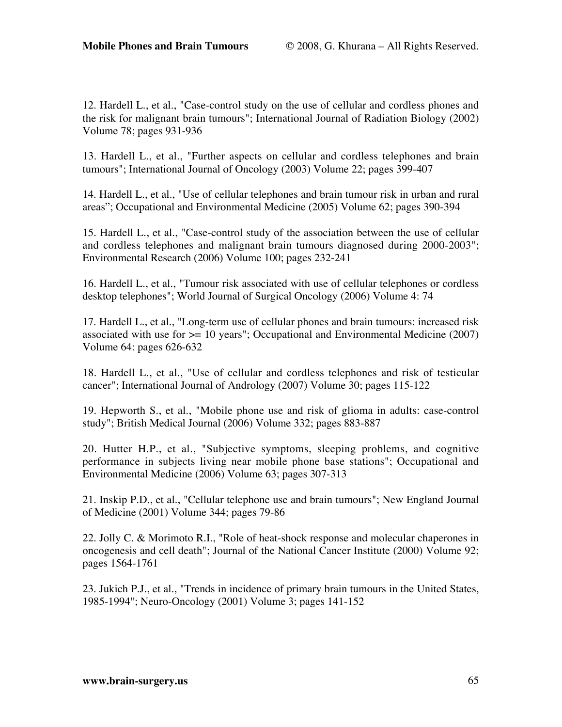12. Hardell L., et al., "Case-control study on the use of cellular and cordless phones and the risk for malignant brain tumours"; International Journal of Radiation Biology (2002) Volume 78; pages 931-936

13. Hardell L., et al., "Further aspects on cellular and cordless telephones and brain tumours"; International Journal of Oncology (2003) Volume 22; pages 399-407

14. Hardell L., et al., "Use of cellular telephones and brain tumour risk in urban and rural areas"; Occupational and Environmental Medicine (2005) Volume 62; pages 390-394

15. Hardell L., et al., "Case-control study of the association between the use of cellular and cordless telephones and malignant brain tumours diagnosed during 2000-2003"; Environmental Research (2006) Volume 100; pages 232-241

16. Hardell L., et al., "Tumour risk associated with use of cellular telephones or cordless desktop telephones"; World Journal of Surgical Oncology (2006) Volume 4: 74

17. Hardell L., et al., "Long-term use of cellular phones and brain tumours: increased risk associated with use for >= 10 years"; Occupational and Environmental Medicine (2007) Volume 64: pages 626-632

18. Hardell L., et al., "Use of cellular and cordless telephones and risk of testicular cancer"; International Journal of Andrology (2007) Volume 30; pages 115-122

19. Hepworth S., et al., "Mobile phone use and risk of glioma in adults: case-control study"; British Medical Journal (2006) Volume 332; pages 883-887

20. Hutter H.P., et al., "Subjective symptoms, sleeping problems, and cognitive performance in subjects living near mobile phone base stations"; Occupational and Environmental Medicine (2006) Volume 63; pages 307-313

21. Inskip P.D., et al., "Cellular telephone use and brain tumours"; New England Journal of Medicine (2001) Volume 344; pages 79-86

22. Jolly C. & Morimoto R.I., "Role of heat-shock response and molecular chaperones in oncogenesis and cell death"; Journal of the National Cancer Institute (2000) Volume 92; pages 1564-1761

23. Jukich P.J., et al., "Trends in incidence of primary brain tumours in the United States, 1985-1994"; Neuro-Oncology (2001) Volume 3; pages 141-152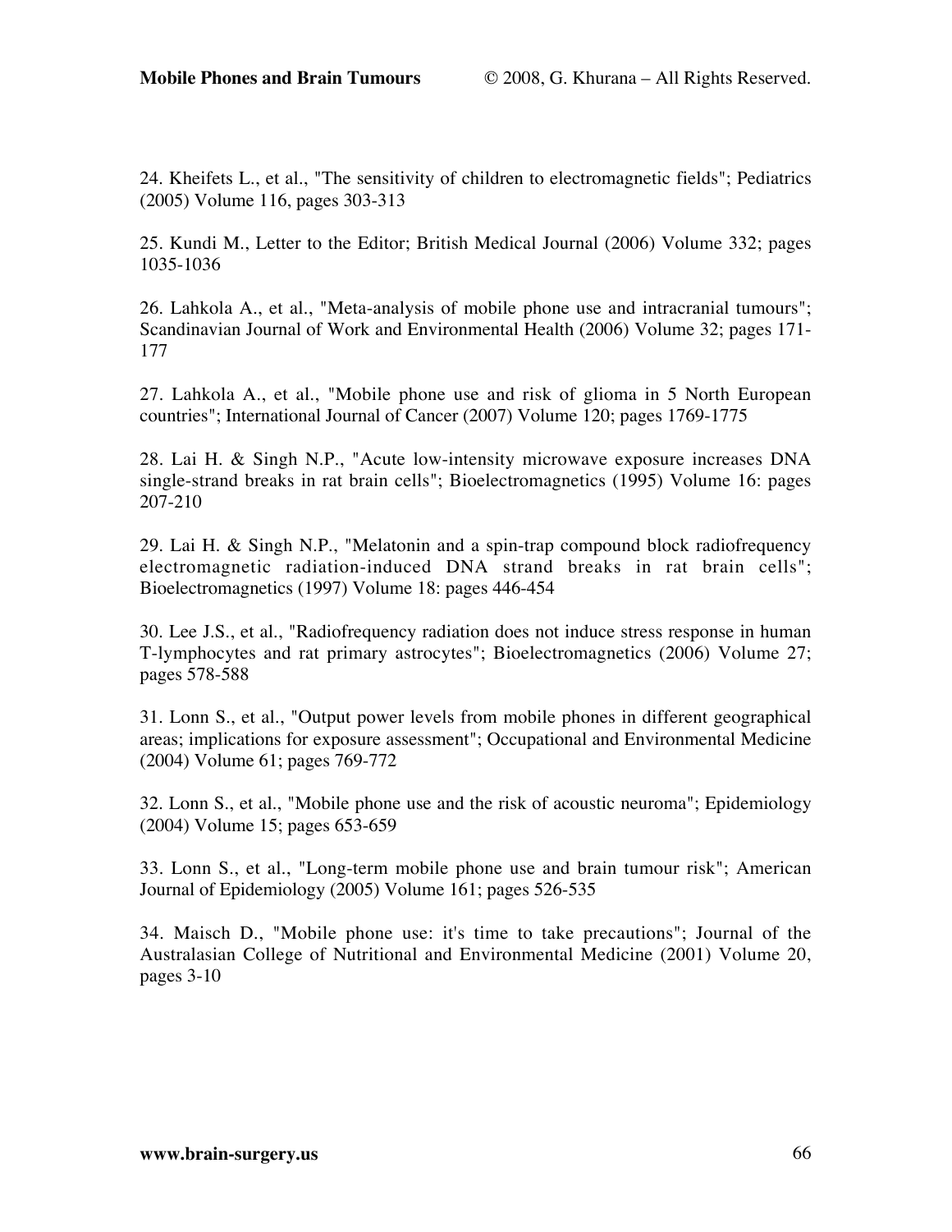24. Kheifets L., et al., "The sensitivity of children to electromagnetic fields"; Pediatrics (2005) Volume 116, pages 303-313

25. Kundi M., Letter to the Editor; British Medical Journal (2006) Volume 332; pages 1035-1036

26. Lahkola A., et al., "Meta-analysis of mobile phone use and intracranial tumours"; Scandinavian Journal of Work and Environmental Health (2006) Volume 32; pages 171-177

27. Lahkola A., et al., "Mobile phone use and risk of glioma in 5 North European countries"; International Journal of Cancer (2007) Volume 120; pages 1769-1775

28. Lai H. & Singh N.P., "Acute low-intensity microwave exposure increases DNA single-strand breaks in rat brain cells"; Bioelectromagnetics (1995) Volume 16: pages 207-210

29. Lai H. & Singh N.P., "Melatonin and a spin-trap compound block radiofrequency electromagnetic radiation-induced DNA strand breaks in rat brain cells"; Bioelectromagnetics (1997) Volume 18: pages 446-454

30. Lee J.S., et al., "Radiofrequency radiation does not induce stress response in human T-lymphocytes and rat primary astrocytes"; Bioelectromagnetics (2006) Volume 27; pages 578-588

31. Lonn S., et al., "Output power levels from mobile phones in different geographical areas; implications for exposure assessment"; Occupational and Environmental Medicine (2004) Volume 61; pages 769-772

32. Lonn S., et al., "Mobile phone use and the risk of acoustic neuroma"; Epidemiology (2004) Volume 15; pages 653-659

33. Lonn S., et al., "Long-term mobile phone use and brain tumour risk"; American Journal of Epidemiology (2005) Volume 161; pages 526-535

34. Maisch D., "Mobile phone use: it's time to take precautions"; Journal of the Australasian College of Nutritional and Environmental Medicine (2001) Volume 20, pages 3-10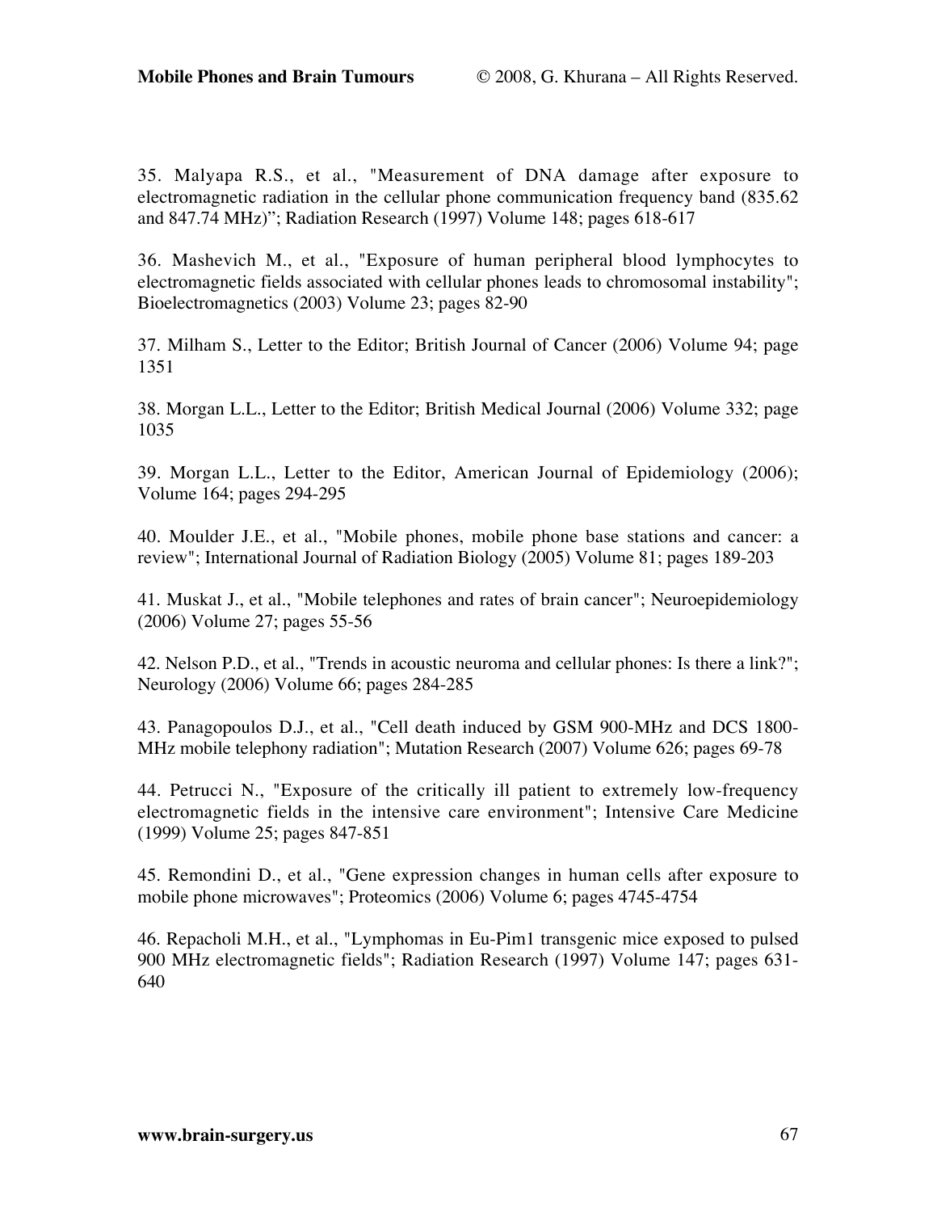35. Malyapa R.S., et al., "Measurement of DNA damage after exposure to electromagnetic radiation in the cellular phone communication frequency band (835.62 and 847.74 MHz)"; Radiation Research (1997) Volume 148; pages 618-617

36. Mashevich M., et al., "Exposure of human peripheral blood lymphocytes to electromagnetic fields associated with cellular phones leads to chromosomal instability"; Bioelectromagnetics (2003) Volume 23; pages 82-90

37. Milham S., Letter to the Editor; British Journal of Cancer (2006) Volume 94; page 1351

38. Morgan L.L., Letter to the Editor; British Medical Journal (2006) Volume 332; page 1035

39. Morgan L.L., Letter to the Editor, American Journal of Epidemiology (2006); Volume 164; pages 294-295

40. Moulder J.E., et al., "Mobile phones, mobile phone base stations and cancer: a review"; International Journal of Radiation Biology (2005) Volume 81; pages 189-203

41. Muskat J., et al., "Mobile telephones and rates of brain cancer"; Neuroepidemiology (2006) Volume 27; pages 55-56

42. Nelson P.D., et al., "Trends in acoustic neuroma and cellular phones: Is there a link?"; Neurology (2006) Volume 66; pages 284-285

43. Panagopoulos D.J., et al., "Cell death induced by GSM 900-MHz and DCS 1800-MHz mobile telephony radiation"; Mutation Research (2007) Volume 626; pages 69-78

44. Petrucci N., "Exposure of the critically ill patient to extremely low-frequency electromagnetic fields in the intensive care environment"; Intensive Care Medicine (1999) Volume 25; pages 847-851

45. Remondini D., et al., "Gene expression changes in human cells after exposure to mobile phone microwaves"; Proteomics (2006) Volume 6; pages 4745-4754

46. Repacholi M.H., et al., "Lymphomas in Eu-Pim1 transgenic mice exposed to pulsed 900 MHz electromagnetic fields"; Radiation Research (1997) Volume 147; pages 631-640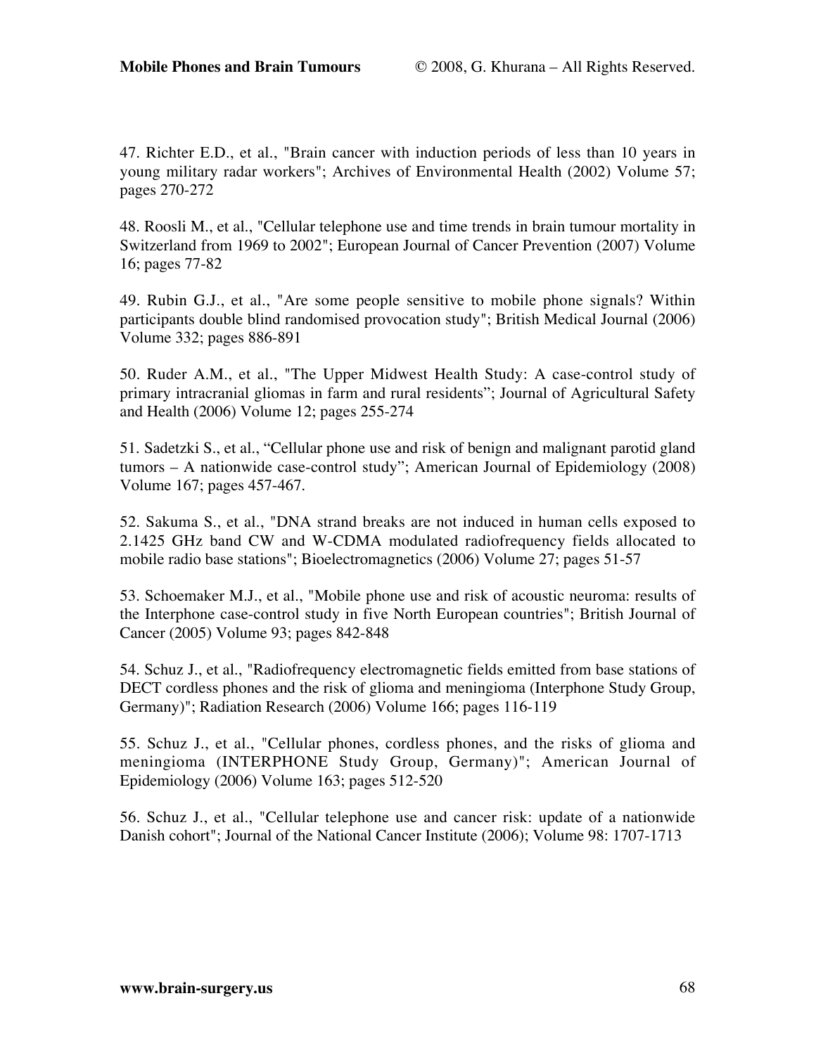47. Richter E.D., et al., "Brain cancer with induction periods of less than 10 years in young military radar workers"; Archives of Environmental Health (2002) Volume 57; pages 270-272

48. Roosli M., et al., "Cellular telephone use and time trends in brain tumour mortality in Switzerland from 1969 to 2002"; European Journal of Cancer Prevention (2007) Volume 16; pages 77-82

49. Rubin G.J., et al., "Are some people sensitive to mobile phone signals? Within participants double blind randomised provocation study"; British Medical Journal (2006) Volume 332; pages 886-891

50. Ruder A.M., et al., "The Upper Midwest Health Study: A case-control study of primary intracranial gliomas in farm and rural residents"; Journal of Agricultural Safety and Health (2006) Volume 12; pages 255-274

51. Sadetzki S., et al., "Cellular phone use and risk of benign and malignant parotid gland tumors – A nationwide case-control study"; American Journal of Epidemiology (2008) Volume 167; pages 457-467.

52. Sakuma S., et al., "DNA strand breaks are not induced in human cells exposed to 2.1425 GHz band CW and W-CDMA modulated radiofrequency fields allocated to mobile radio base stations"; Bioelectromagnetics (2006) Volume 27; pages 51-57

53. Schoemaker M.J., et al., "Mobile phone use and risk of acoustic neuroma: results of the Interphone case-control study in five North European countries"; British Journal of Cancer (2005) Volume 93; pages 842-848

54. Schuz J., et al., "Radiofrequency electromagnetic fields emitted from base stations of DECT cordless phones and the risk of glioma and meningioma (Interphone Study Group, Germany)"; Radiation Research (2006) Volume 166; pages 116-119

55. Schuz J., et al., "Cellular phones, cordless phones, and the risks of glioma and meningioma (INTERPHONE Study Group, Germany)"; American Journal of Epidemiology (2006) Volume 163; pages 512-520

56. Schuz J., et al., "Cellular telephone use and cancer risk: update of a nationwide Danish cohort"; Journal of the National Cancer Institute (2006); Volume 98: 1707-1713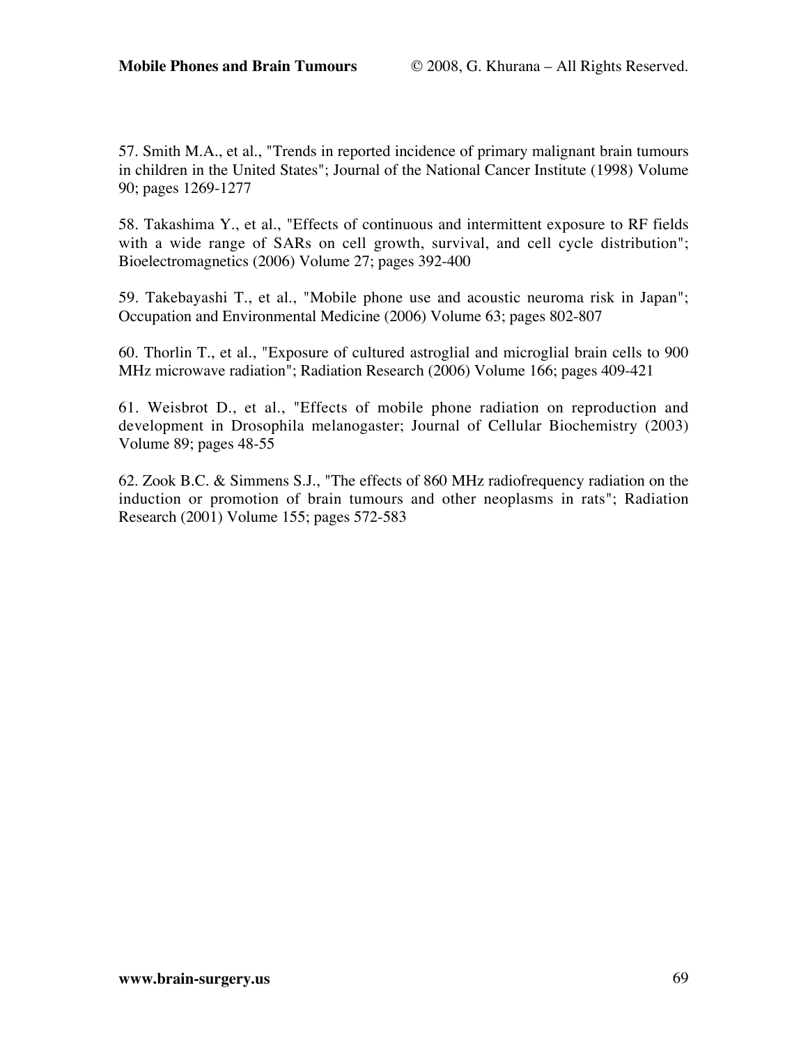57. Smith M.A., et al., "Trends in reported incidence of primary malignant brain tumours in children in the United States"; Journal of the National Cancer Institute (1998) Volume 90; pages 1269-1277

58. Takashima Y., et al., "Effects of continuous and intermittent exposure to RF fields with a wide range of SARs on cell growth, survival, and cell cycle distribution"; Bioelectromagnetics (2006) Volume 27; pages 392-400

59. Takebayashi T., et al., "Mobile phone use and acoustic neuroma risk in Japan"; Occupation and Environmental Medicine (2006) Volume 63; pages 802-807

60. Thorlin T., et al., "Exposure of cultured astroglial and microglial brain cells to 900 MHz microwave radiation"; Radiation Research (2006) Volume 166; pages 409-421

61. Weisbrot D., et al., "Effects of mobile phone radiation on reproduction and development in Drosophila melanogaster; Journal of Cellular Biochemistry (2003) Volume 89; pages 48-55

62. Zook B.C. & Simmens S.J., "The effects of 860 MHz radiofrequency radiation on the induction or promotion of brain tumours and other neoplasms in rats"; Radiation Research (2001) Volume 155; pages 572-583